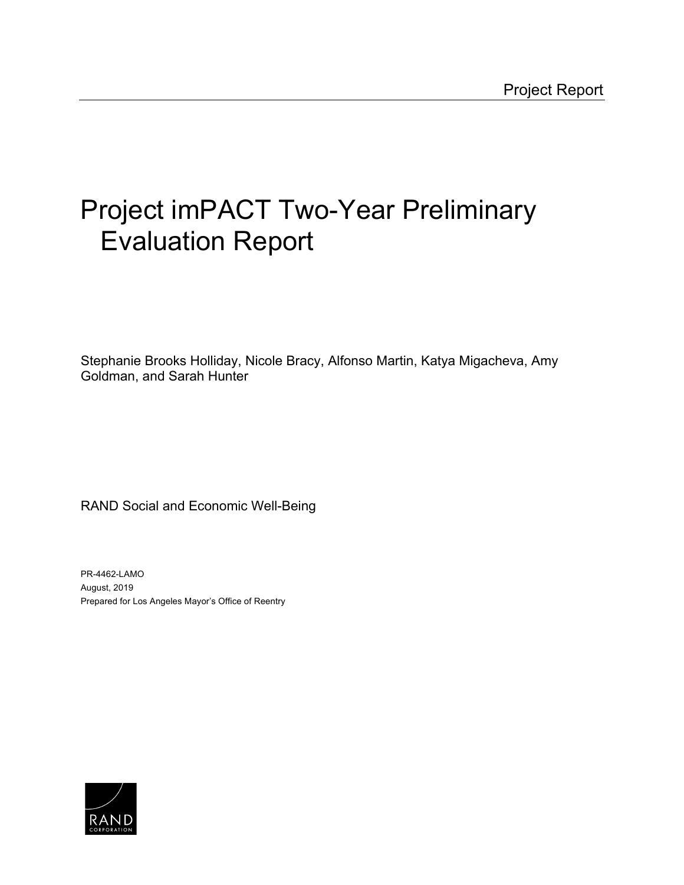Project Report

# Project imPACT Two-Year Preliminary Evaluation Report

Stephanie Brooks Holliday, Nicole Bracy, Alfonso Martin, Katya Migacheva, Amy Goldman, and Sarah Hunter

RAND Social and Economic Well-Being

PR-4462-LAMO
August, 2019
Prepared for Los Angeles Mayor's Office of Reentry

RAND CORPORATION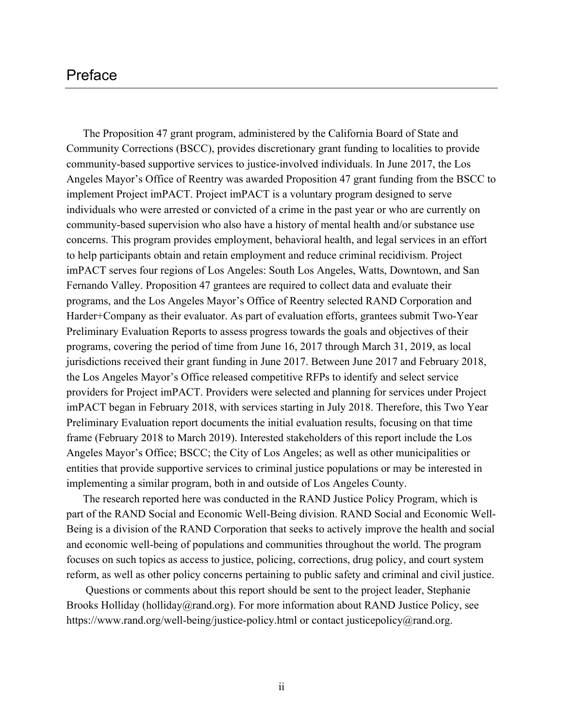# Preface

The Proposition 47 grant program, administered by the California Board of State and Community Corrections (BSCC), provides discretionary grant funding to localities to provide community-based supportive services to justice-involved individuals. In June 2017, the Los Angeles Mayor's Office of Reentry was awarded Proposition 47 grant funding from the BSCC to implement Project imPACT. Project imPACT is a voluntary program designed to serve individuals who were arrested or convicted of a crime in the past year or who are currently on community-based supervision who also have a history of mental health and/or substance use concerns. This program provides employment, behavioral health, and legal services in an effort to help participants obtain and retain employment and reduce criminal recidivism. Project imPACT serves four regions of Los Angeles: South Los Angeles, Watts, Downtown, and San Fernando Valley. Proposition 47 grantees are required to collect data and evaluate their programs, and the Los Angeles Mayor's Office of Reentry selected RAND Corporation and Harder+Company as their evaluator. As part of evaluation efforts, grantees submit Two-Year Preliminary Evaluation Reports to assess progress towards the goals and objectives of their programs, covering the period of time from June 16, 2017 through March 31, 2019, as local jurisdictions received their grant funding in June 2017. Between June 2017 and February 2018, the Los Angeles Mayor's Office released competitive RFPs to identify and select service providers for Project imPACT. Providers were selected and planning for services under Project imPACT began in February 2018, with services starting in July 2018. Therefore, this Two Year Preliminary Evaluation report documents the initial evaluation results, focusing on that time frame (February 2018 to March 2019). Interested stakeholders of this report include the Los Angeles Mayor's Office; BSCC; the City of Los Angeles; as well as other municipalities or entities that provide supportive services to criminal justice populations or may be interested in implementing a similar program, both in and outside of Los Angeles County.

The research reported here was conducted in the RAND Justice Policy Program, which is part of the RAND Social and Economic Well-Being division. RAND Social and Economic Well-Being is a division of the RAND Corporation that seeks to actively improve the health and social and economic well-being of populations and communities throughout the world. The program focuses on such topics as access to justice, policing, corrections, drug policy, and court system reform, as well as other policy concerns pertaining to public safety and criminal and civil justice.

Questions or comments about this report should be sent to the project leader, Stephanie Brooks Holliday (holliday@rand.org). For more information about RAND Justice Policy, see https://www.rand.org/well-being/justice-policy.html or contact justicepolicy@rand.org.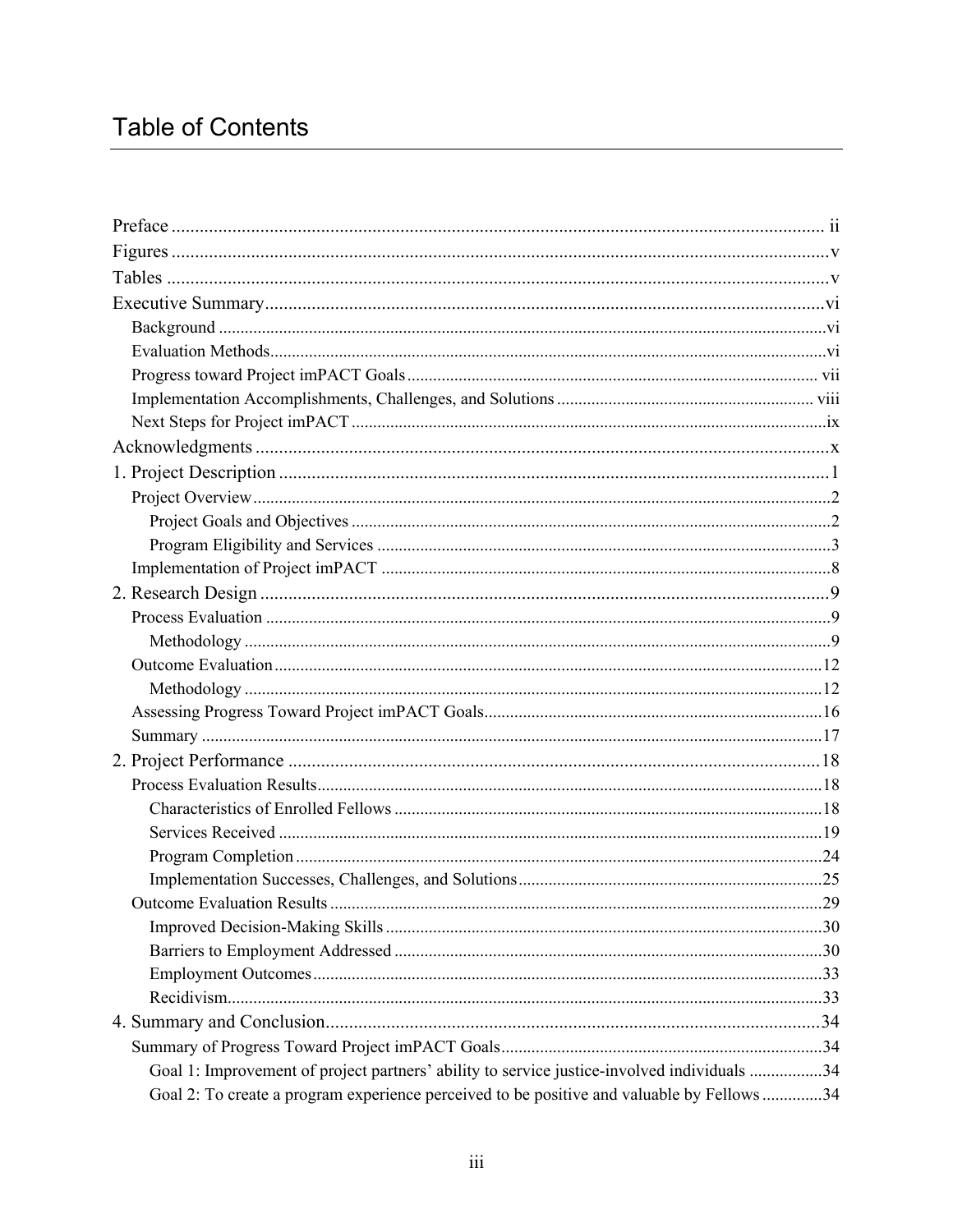# Table of Contents

Preface ........................................................................................................................................ ii
Figures ........................................................................................................................................v
Tables ..........................................................................................................................................v
Executive Summary...................................................................................................................vi
- Background ...........................................................................................................................vi
- Evaluation Methods...............................................................................................................vi
- Progress toward Project imPACT Goals ............................................................................. vii
- Implementation Accomplishments, Challenges, and Solutions ........................................... viii
- Next Steps for Project imPACT ............................................................................................ix

Acknowledgments .......................................................................................................................x
1. Project Description ..................................................................................................................1
- Project Overview .....................................................................................................................2
  - Project Goals and Objectives ..............................................................................................2
  - Program Eligibility and Services .........................................................................................3
- Implementation of Project imPACT ........................................................................................8

2. Research Design .......................................................................................................................9
- Process Evaluation ..................................................................................................................9
  - Methodology .......................................................................................................................9
- Outcome Evaluation ..............................................................................................................12
  - Methodology .....................................................................................................................12
- Assessing Progress Toward Project imPACT Goals..............................................................16
- Summary ...............................................................................................................................17

2. Project Performance ..............................................................................................................18
- Process Evaluation Results.....................................................................................................18
  - Characteristics of Enrolled Fellows ...................................................................................18
  - Services Received .............................................................................................................19
  - Program Completion .........................................................................................................24
  - Implementation Successes, Challenges, and Solutions.......................................................25
- Outcome Evaluation Results ..................................................................................................29
  - Improved Decision-Making Skills .....................................................................................30
  - Barriers to Employment Addressed ...................................................................................30
  - Employment Outcomes......................................................................................................33
  - Recidivism.........................................................................................................................33

4. Summary and Conclusion......................................................................................................34
- Summary of Progress Toward Project imPACT Goals...........................................................34
  - Goal 1: Improvement of project partners' ability to service justice-involved individuals .................34
  - Goal 2: To create a program experience perceived to be positive and valuable by Fellows ..............34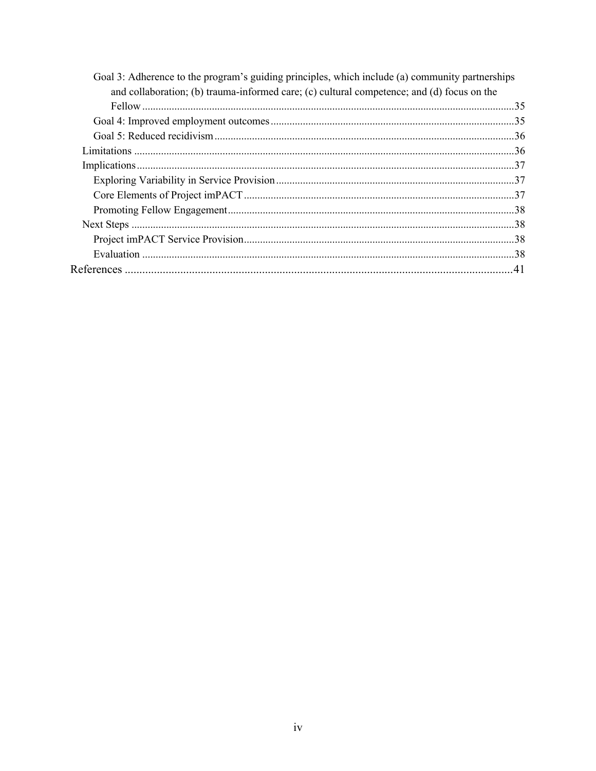Goal 3: Adherence to the program's guiding principles, which include (a) community partnerships and collaboration; (b) trauma-informed care; (c) cultural competence; and (d) focus on the Fellow ....................35

Goal 4: Improved employment outcomes ....................35

Goal 5: Reduced recidivism ....................36

Limitations ....................36

Implications ....................37

Exploring Variability in Service Provision ....................37

Core Elements of Project imPACT ....................37

Promoting Fellow Engagement ....................38

Next Steps ....................38

Project imPACT Service Provision ....................38

Evaluation ....................38

References ....................41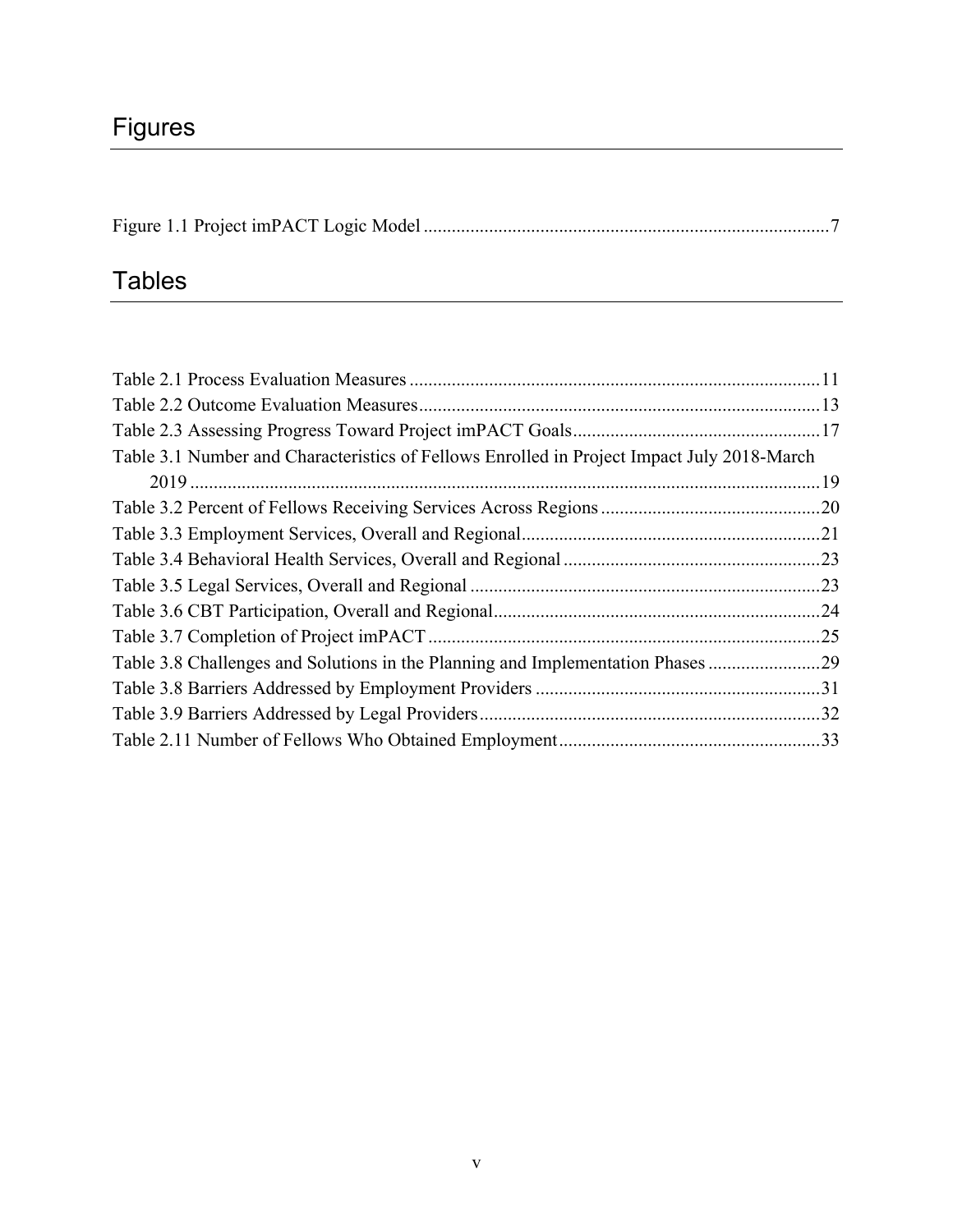# Figures

Figure 1.1 Project imPACT Logic Model ........................................................................................7

# Tables

Table 2.1 Process Evaluation Measures ........................................................................................11
Table 2.2 Outcome Evaluation Measures......................................................................................13
Table 2.3 Assessing Progress Toward Project imPACT Goals.....................................................17
Table 3.1 Number and Characteristics of Fellows Enrolled in Project Impact July 2018-March 2019 .......................................................................................................................................19
Table 3.2 Percent of Fellows Receiving Services Across Regions ...............................................20
Table 3.3 Employment Services, Overall and Regional................................................................21
Table 3.4 Behavioral Health Services, Overall and Regional .......................................................23
Table 3.5 Legal Services, Overall and Regional ...........................................................................23
Table 3.6 CBT Participation, Overall and Regional......................................................................24
Table 3.7 Completion of Project imPACT ....................................................................................25
Table 3.8 Challenges and Solutions in the Planning and Implementation Phases ........................29
Table 3.8 Barriers Addressed by Employment Providers .............................................................31
Table 3.9 Barriers Addressed by Legal Providers.........................................................................32
Table 2.11 Number of Fellows Who Obtained Employment........................................................33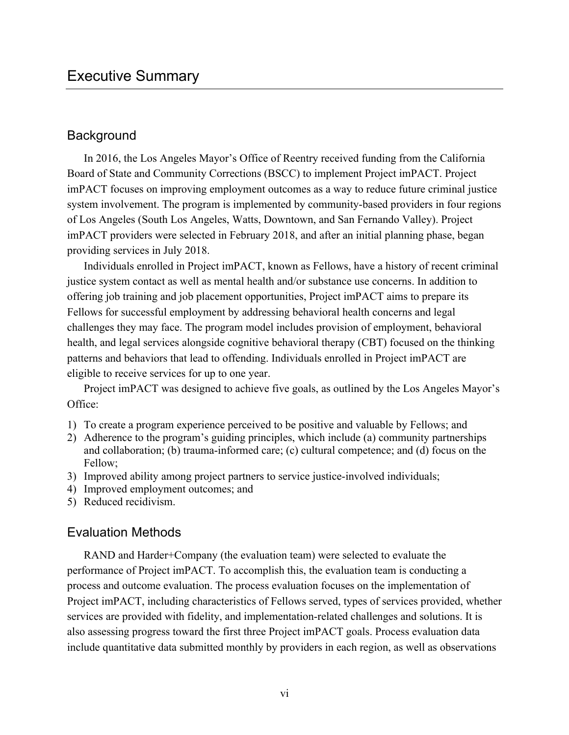# Executive Summary

## Background

In 2016, the Los Angeles Mayor's Office of Reentry received funding from the California Board of State and Community Corrections (BSCC) to implement Project imPACT. Project imPACT focuses on improving employment outcomes as a way to reduce future criminal justice system involvement. The program is implemented by community-based providers in four regions of Los Angeles (South Los Angeles, Watts, Downtown, and San Fernando Valley). Project imPACT providers were selected in February 2018, and after an initial planning phase, began providing services in July 2018.

Individuals enrolled in Project imPACT, known as Fellows, have a history of recent criminal justice system contact as well as mental health and/or substance use concerns. In addition to offering job training and job placement opportunities, Project imPACT aims to prepare its Fellows for successful employment by addressing behavioral health concerns and legal challenges they may face. The program model includes provision of employment, behavioral health, and legal services alongside cognitive behavioral therapy (CBT) focused on the thinking patterns and behaviors that lead to offending. Individuals enrolled in Project imPACT are eligible to receive services for up to one year.

Project imPACT was designed to achieve five goals, as outlined by the Los Angeles Mayor's Office:

1) To create a program experience perceived to be positive and valuable by Fellows; and
2) Adherence to the program's guiding principles, which include (a) community partnerships and collaboration; (b) trauma-informed care; (c) cultural competence; and (d) focus on the Fellow;
3) Improved ability among project partners to service justice-involved individuals;
4) Improved employment outcomes; and
5) Reduced recidivism.

## Evaluation Methods

RAND and Harder+Company (the evaluation team) were selected to evaluate the performance of Project imPACT. To accomplish this, the evaluation team is conducting a process and outcome evaluation. The process evaluation focuses on the implementation of Project imPACT, including characteristics of Fellows served, types of services provided, whether services are provided with fidelity, and implementation-related challenges and solutions. It is also assessing progress toward the first three Project imPACT goals. Process evaluation data include quantitative data submitted monthly by providers in each region, as well as observations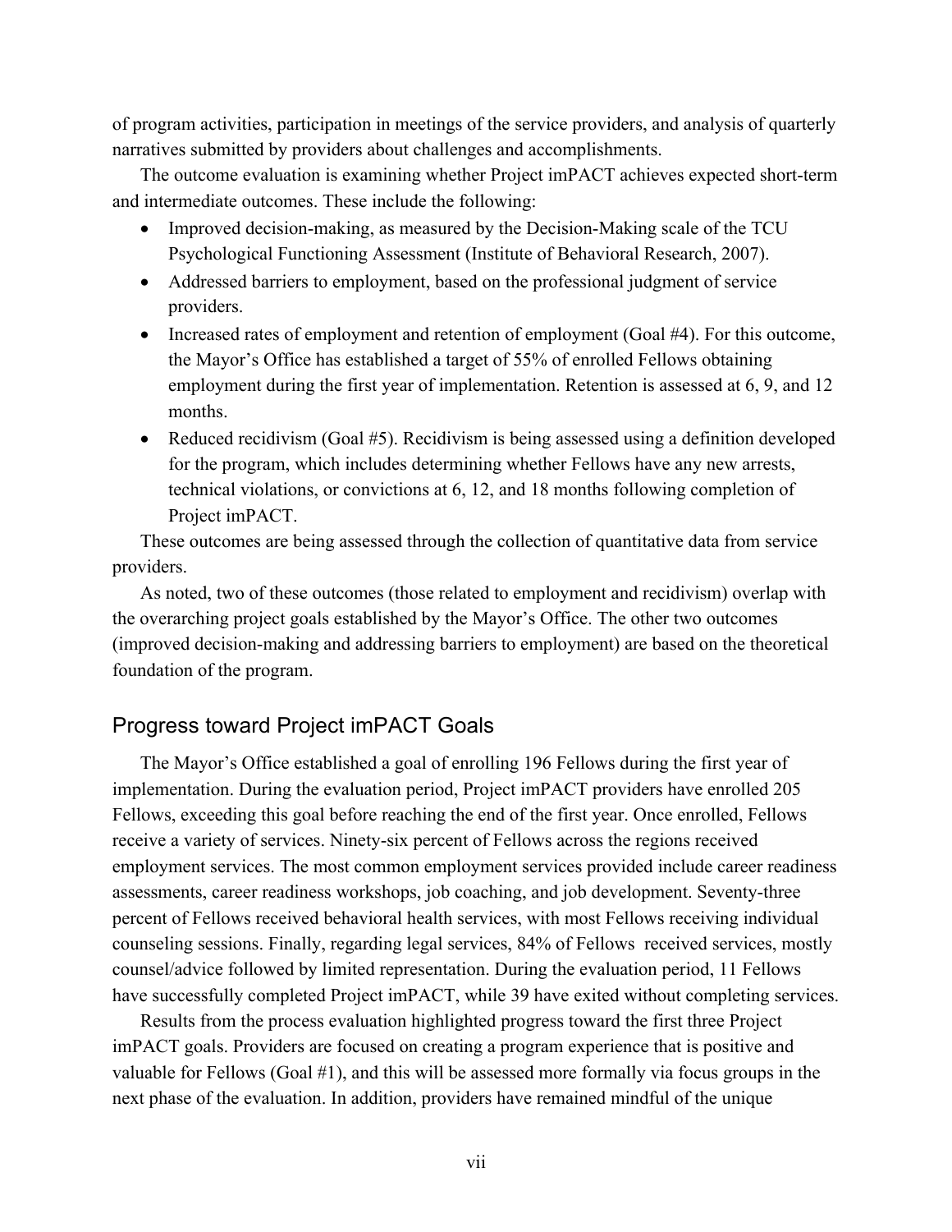of program activities, participation in meetings of the service providers, and analysis of quarterly narratives submitted by providers about challenges and accomplishments.

The outcome evaluation is examining whether Project imPACT achieves expected short-term and intermediate outcomes. These include the following:

- Improved decision-making, as measured by the Decision-Making scale of the TCU Psychological Functioning Assessment (Institute of Behavioral Research, 2007).
- Addressed barriers to employment, based on the professional judgment of service providers.
- Increased rates of employment and retention of employment (Goal #4). For this outcome, the Mayor's Office has established a target of 55% of enrolled Fellows obtaining employment during the first year of implementation. Retention is assessed at 6, 9, and 12 months.
- Reduced recidivism (Goal #5). Recidivism is being assessed using a definition developed for the program, which includes determining whether Fellows have any new arrests, technical violations, or convictions at 6, 12, and 18 months following completion of Project imPACT.

These outcomes are being assessed through the collection of quantitative data from service providers.

As noted, two of these outcomes (those related to employment and recidivism) overlap with the overarching project goals established by the Mayor's Office. The other two outcomes (improved decision-making and addressing barriers to employment) are based on the theoretical foundation of the program.

## Progress toward Project imPACT Goals

The Mayor's Office established a goal of enrolling 196 Fellows during the first year of implementation. During the evaluation period, Project imPACT providers have enrolled 205 Fellows, exceeding this goal before reaching the end of the first year. Once enrolled, Fellows receive a variety of services. Ninety-six percent of Fellows across the regions received employment services. The most common employment services provided include career readiness assessments, career readiness workshops, job coaching, and job development. Seventy-three percent of Fellows received behavioral health services, with most Fellows receiving individual counseling sessions. Finally, regarding legal services, 84% of Fellows received services, mostly counsel/advice followed by limited representation. During the evaluation period, 11 Fellows have successfully completed Project imPACT, while 39 have exited without completing services.

Results from the process evaluation highlighted progress toward the first three Project imPACT goals. Providers are focused on creating a program experience that is positive and valuable for Fellows (Goal #1), and this will be assessed more formally via focus groups in the next phase of the evaluation. In addition, providers have remained mindful of the unique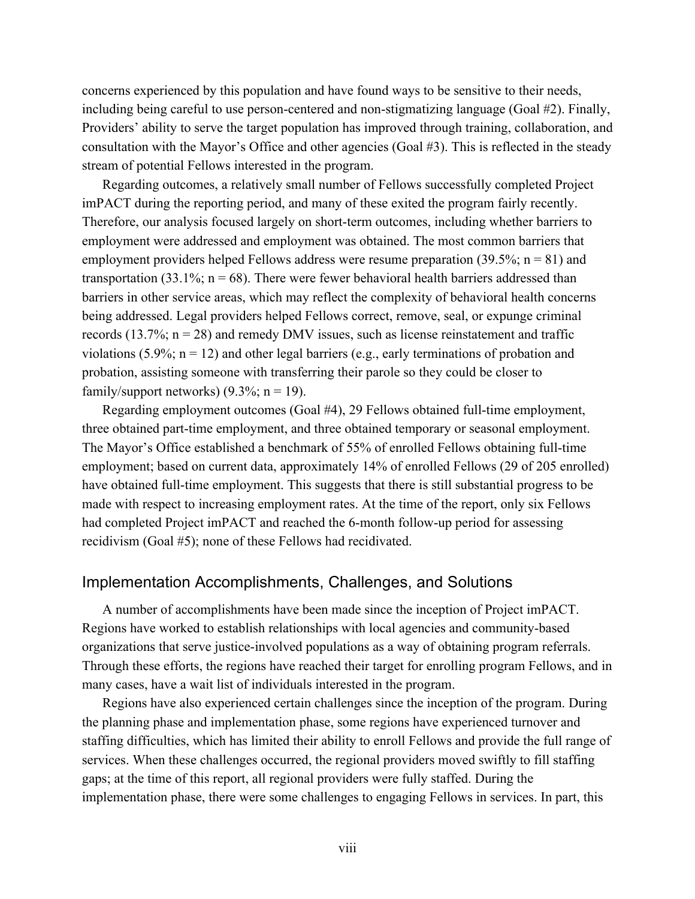concerns experienced by this population and have found ways to be sensitive to their needs, including being careful to use person-centered and non-stigmatizing language (Goal #2). Finally, Providers' ability to serve the target population has improved through training, collaboration, and consultation with the Mayor's Office and other agencies (Goal #3). This is reflected in the steady stream of potential Fellows interested in the program.

Regarding outcomes, a relatively small number of Fellows successfully completed Project imPACT during the reporting period, and many of these exited the program fairly recently. Therefore, our analysis focused largely on short-term outcomes, including whether barriers to employment were addressed and employment was obtained. The most common barriers that employment providers helped Fellows address were resume preparation (39.5%; n = 81) and transportation (33.1%; n = 68). There were fewer behavioral health barriers addressed than barriers in other service areas, which may reflect the complexity of behavioral health concerns being addressed. Legal providers helped Fellows correct, remove, seal, or expunge criminal records (13.7%; n = 28) and remedy DMV issues, such as license reinstatement and traffic violations (5.9%; n = 12) and other legal barriers (e.g., early terminations of probation and probation, assisting someone with transferring their parole so they could be closer to family/support networks) (9.3%; n = 19).

Regarding employment outcomes (Goal #4), 29 Fellows obtained full-time employment, three obtained part-time employment, and three obtained temporary or seasonal employment. The Mayor's Office established a benchmark of 55% of enrolled Fellows obtaining full-time employment; based on current data, approximately 14% of enrolled Fellows (29 of 205 enrolled) have obtained full-time employment. This suggests that there is still substantial progress to be made with respect to increasing employment rates. At the time of the report, only six Fellows had completed Project imPACT and reached the 6-month follow-up period for assessing recidivism (Goal #5); none of these Fellows had recidivated.

## Implementation Accomplishments, Challenges, and Solutions

A number of accomplishments have been made since the inception of Project imPACT. Regions have worked to establish relationships with local agencies and community-based organizations that serve justice-involved populations as a way of obtaining program referrals. Through these efforts, the regions have reached their target for enrolling program Fellows, and in many cases, have a wait list of individuals interested in the program.

Regions have also experienced certain challenges since the inception of the program. During the planning phase and implementation phase, some regions have experienced turnover and staffing difficulties, which has limited their ability to enroll Fellows and provide the full range of services. When these challenges occurred, the regional providers moved swiftly to fill staffing gaps; at the time of this report, all regional providers were fully staffed. During the implementation phase, there were some challenges to engaging Fellows in services. In part, this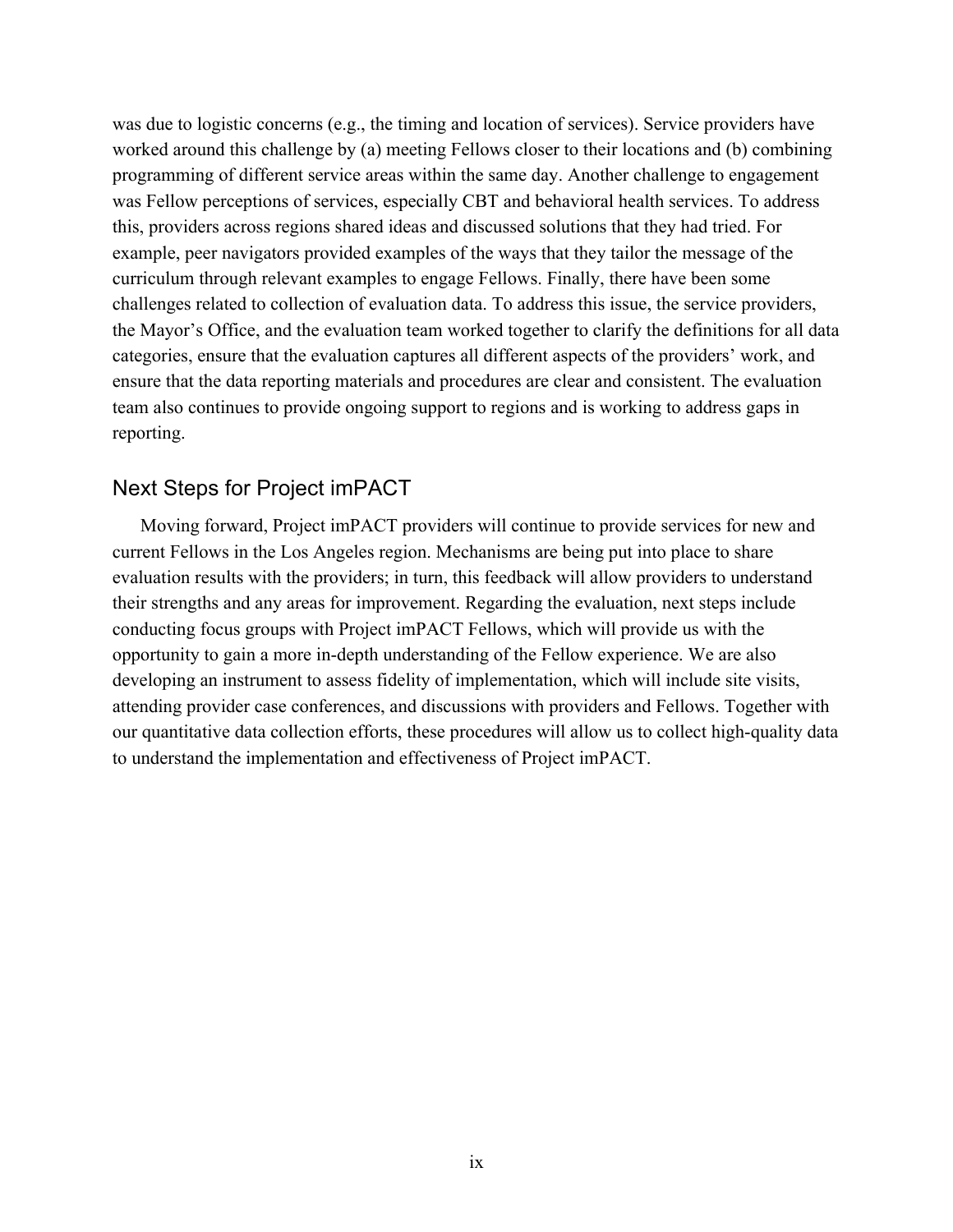was due to logistic concerns (e.g., the timing and location of services). Service providers have worked around this challenge by (a) meeting Fellows closer to their locations and (b) combining programming of different service areas within the same day. Another challenge to engagement was Fellow perceptions of services, especially CBT and behavioral health services. To address this, providers across regions shared ideas and discussed solutions that they had tried. For example, peer navigators provided examples of the ways that they tailor the message of the curriculum through relevant examples to engage Fellows. Finally, there have been some challenges related to collection of evaluation data. To address this issue, the service providers, the Mayor's Office, and the evaluation team worked together to clarify the definitions for all data categories, ensure that the evaluation captures all different aspects of the providers' work, and ensure that the data reporting materials and procedures are clear and consistent. The evaluation team also continues to provide ongoing support to regions and is working to address gaps in reporting.

## Next Steps for Project imPACT

Moving forward, Project imPACT providers will continue to provide services for new and current Fellows in the Los Angeles region. Mechanisms are being put into place to share evaluation results with the providers; in turn, this feedback will allow providers to understand their strengths and any areas for improvement. Regarding the evaluation, next steps include conducting focus groups with Project imPACT Fellows, which will provide us with the opportunity to gain a more in-depth understanding of the Fellow experience. We are also developing an instrument to assess fidelity of implementation, which will include site visits, attending provider case conferences, and discussions with providers and Fellows. Together with our quantitative data collection efforts, these procedures will allow us to collect high-quality data to understand the implementation and effectiveness of Project imPACT.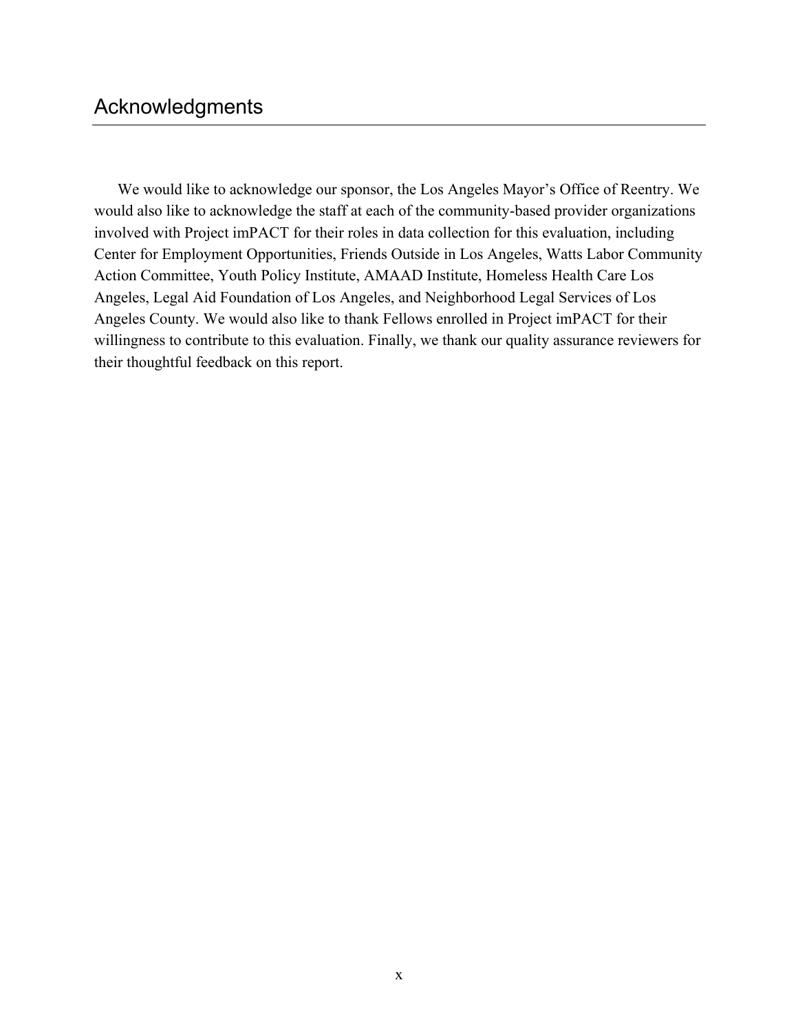## Acknowledgments

We would like to acknowledge our sponsor, the Los Angeles Mayor's Office of Reentry. We would also like to acknowledge the staff at each of the community-based provider organizations involved with Project imPACT for their roles in data collection for this evaluation, including Center for Employment Opportunities, Friends Outside in Los Angeles, Watts Labor Community Action Committee, Youth Policy Institute, AMAAD Institute, Homeless Health Care Los Angeles, Legal Aid Foundation of Los Angeles, and Neighborhood Legal Services of Los Angeles County. We would also like to thank Fellows enrolled in Project imPACT for their willingness to contribute to this evaluation. Finally, we thank our quality assurance reviewers for their thoughtful feedback on this report.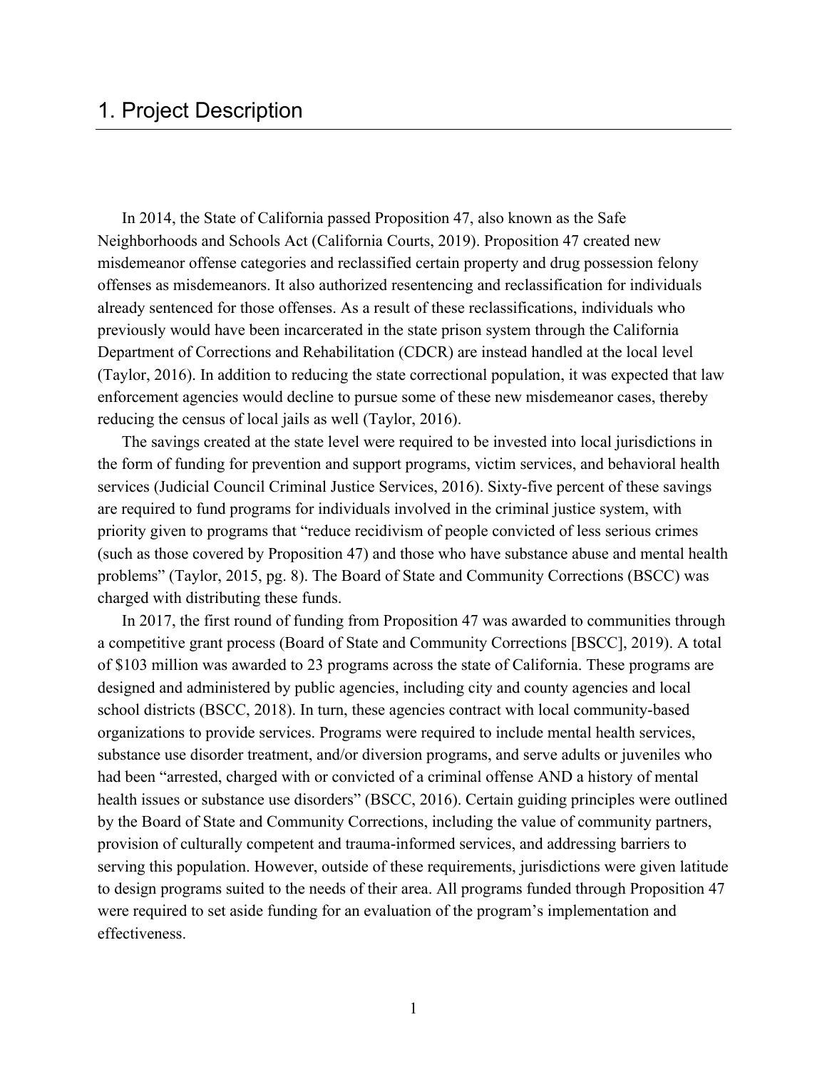# 1. Project Description

In 2014, the State of California passed Proposition 47, also known as the Safe Neighborhoods and Schools Act (California Courts, 2019). Proposition 47 created new misdemeanor offense categories and reclassified certain property and drug possession felony offenses as misdemeanors. It also authorized resentencing and reclassification for individuals already sentenced for those offenses. As a result of these reclassifications, individuals who previously would have been incarcerated in the state prison system through the California Department of Corrections and Rehabilitation (CDCR) are instead handled at the local level (Taylor, 2016). In addition to reducing the state correctional population, it was expected that law enforcement agencies would decline to pursue some of these new misdemeanor cases, thereby reducing the census of local jails as well (Taylor, 2016).

The savings created at the state level were required to be invested into local jurisdictions in the form of funding for prevention and support programs, victim services, and behavioral health services (Judicial Council Criminal Justice Services, 2016). Sixty-five percent of these savings are required to fund programs for individuals involved in the criminal justice system, with priority given to programs that "reduce recidivism of people convicted of less serious crimes (such as those covered by Proposition 47) and those who have substance abuse and mental health problems" (Taylor, 2015, pg. 8). The Board of State and Community Corrections (BSCC) was charged with distributing these funds.

In 2017, the first round of funding from Proposition 47 was awarded to communities through a competitive grant process (Board of State and Community Corrections [BSCC], 2019). A total of $103 million was awarded to 23 programs across the state of California. These programs are designed and administered by public agencies, including city and county agencies and local school districts (BSCC, 2018). In turn, these agencies contract with local community-based organizations to provide services. Programs were required to include mental health services, substance use disorder treatment, and/or diversion programs, and serve adults or juveniles who had been "arrested, charged with or convicted of a criminal offense AND a history of mental health issues or substance use disorders" (BSCC, 2016). Certain guiding principles were outlined by the Board of State and Community Corrections, including the value of community partners, provision of culturally competent and trauma-informed services, and addressing barriers to serving this population. However, outside of these requirements, jurisdictions were given latitude to design programs suited to the needs of their area. All programs funded through Proposition 47 were required to set aside funding for an evaluation of the program's implementation and effectiveness.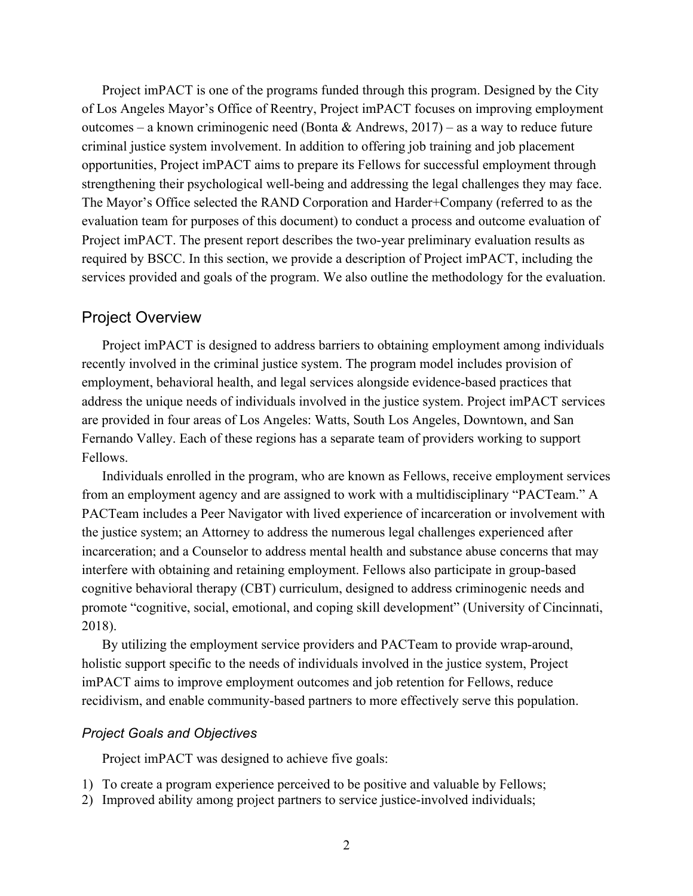Project imPACT is one of the programs funded through this program. Designed by the City of Los Angeles Mayor's Office of Reentry, Project imPACT focuses on improving employment outcomes – a known criminogenic need (Bonta & Andrews, 2017) – as a way to reduce future criminal justice system involvement. In addition to offering job training and job placement opportunities, Project imPACT aims to prepare its Fellows for successful employment through strengthening their psychological well-being and addressing the legal challenges they may face. The Mayor's Office selected the RAND Corporation and Harder+Company (referred to as the evaluation team for purposes of this document) to conduct a process and outcome evaluation of Project imPACT. The present report describes the two-year preliminary evaluation results as required by BSCC. In this section, we provide a description of Project imPACT, including the services provided and goals of the program. We also outline the methodology for the evaluation.

## Project Overview

Project imPACT is designed to address barriers to obtaining employment among individuals recently involved in the criminal justice system. The program model includes provision of employment, behavioral health, and legal services alongside evidence-based practices that address the unique needs of individuals involved in the justice system. Project imPACT services are provided in four areas of Los Angeles: Watts, South Los Angeles, Downtown, and San Fernando Valley. Each of these regions has a separate team of providers working to support Fellows.

Individuals enrolled in the program, who are known as Fellows, receive employment services from an employment agency and are assigned to work with a multidisciplinary "PACTeam." A PACTeam includes a Peer Navigator with lived experience of incarceration or involvement with the justice system; an Attorney to address the numerous legal challenges experienced after incarceration; and a Counselor to address mental health and substance abuse concerns that may interfere with obtaining and retaining employment. Fellows also participate in group-based cognitive behavioral therapy (CBT) curriculum, designed to address criminogenic needs and promote "cognitive, social, emotional, and coping skill development" (University of Cincinnati, 2018).

By utilizing the employment service providers and PACTeam to provide wrap-around, holistic support specific to the needs of individuals involved in the justice system, Project imPACT aims to improve employment outcomes and job retention for Fellows, reduce recidivism, and enable community-based partners to more effectively serve this population.

### *Project Goals and Objectives*

Project imPACT was designed to achieve five goals:

1) To create a program experience perceived to be positive and valuable by Fellows;
2) Improved ability among project partners to service justice-involved individuals;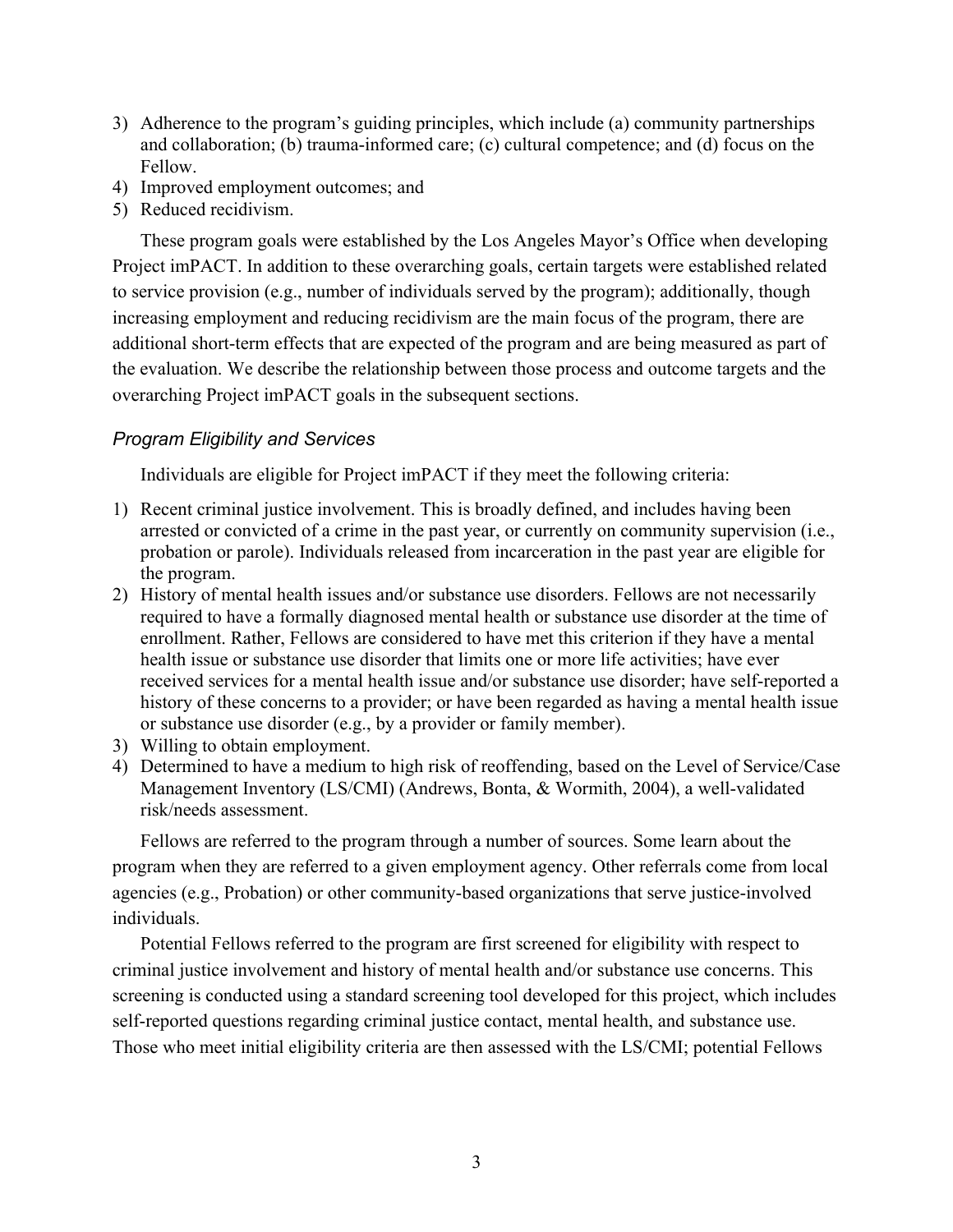3) Adherence to the program's guiding principles, which include (a) community partnerships and collaboration; (b) trauma-informed care; (c) cultural competence; and (d) focus on the Fellow.
4) Improved employment outcomes; and
5) Reduced recidivism.

These program goals were established by the Los Angeles Mayor's Office when developing Project imPACT. In addition to these overarching goals, certain targets were established related to service provision (e.g., number of individuals served by the program); additionally, though increasing employment and reducing recidivism are the main focus of the program, there are additional short-term effects that are expected of the program and are being measured as part of the evaluation. We describe the relationship between those process and outcome targets and the overarching Project imPACT goals in the subsequent sections.

### *Program Eligibility and Services*

Individuals are eligible for Project imPACT if they meet the following criteria:

1) Recent criminal justice involvement. This is broadly defined, and includes having been arrested or convicted of a crime in the past year, or currently on community supervision (i.e., probation or parole). Individuals released from incarceration in the past year are eligible for the program.
2) History of mental health issues and/or substance use disorders. Fellows are not necessarily required to have a formally diagnosed mental health or substance use disorder at the time of enrollment. Rather, Fellows are considered to have met this criterion if they have a mental health issue or substance use disorder that limits one or more life activities; have ever received services for a mental health issue and/or substance use disorder; have self-reported a history of these concerns to a provider; or have been regarded as having a mental health issue or substance use disorder (e.g., by a provider or family member).
3) Willing to obtain employment.
4) Determined to have a medium to high risk of reoffending, based on the Level of Service/Case Management Inventory (LS/CMI) (Andrews, Bonta, & Wormith, 2004), a well-validated risk/needs assessment.

Fellows are referred to the program through a number of sources. Some learn about the program when they are referred to a given employment agency. Other referrals come from local agencies (e.g., Probation) or other community-based organizations that serve justice-involved individuals.

Potential Fellows referred to the program are first screened for eligibility with respect to criminal justice involvement and history of mental health and/or substance use concerns. This screening is conducted using a standard screening tool developed for this project, which includes self-reported questions regarding criminal justice contact, mental health, and substance use. Those who meet initial eligibility criteria are then assessed with the LS/CMI; potential Fellows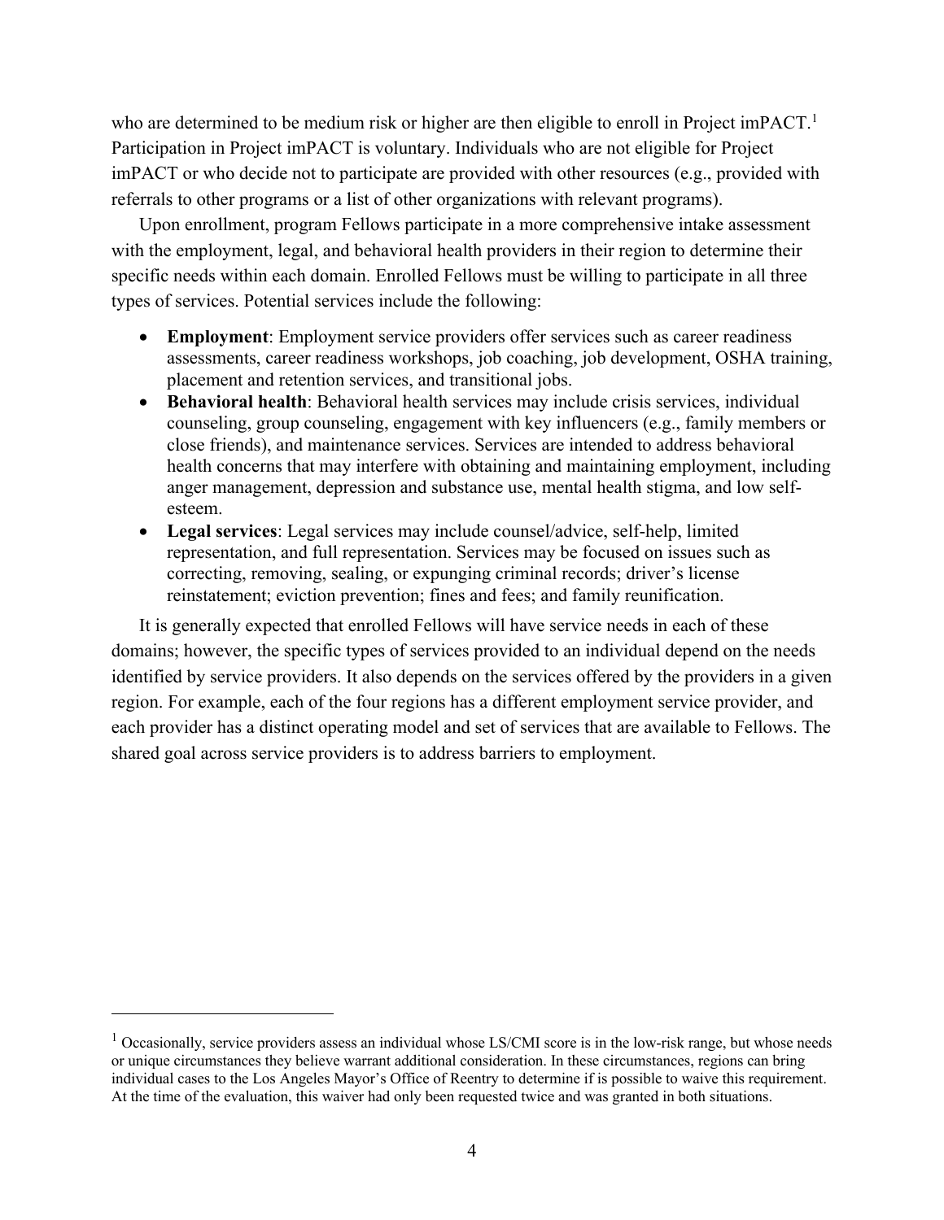who are determined to be medium risk or higher are then eligible to enroll in Project imPACT.[1] Participation in Project imPACT is voluntary. Individuals who are not eligible for Project imPACT or who decide not to participate are provided with other resources (e.g., provided with referrals to other programs or a list of other organizations with relevant programs).

Upon enrollment, program Fellows participate in a more comprehensive intake assessment with the employment, legal, and behavioral health providers in their region to determine their specific needs within each domain. Enrolled Fellows must be willing to participate in all three types of services. Potential services include the following:

- **Employment**: Employment service providers offer services such as career readiness assessments, career readiness workshops, job coaching, job development, OSHA training, placement and retention services, and transitional jobs.
- **Behavioral health**: Behavioral health services may include crisis services, individual counseling, group counseling, engagement with key influencers (e.g., family members or close friends), and maintenance services. Services are intended to address behavioral health concerns that may interfere with obtaining and maintaining employment, including anger management, depression and substance use, mental health stigma, and low self-esteem.
- **Legal services**: Legal services may include counsel/advice, self-help, limited representation, and full representation. Services may be focused on issues such as correcting, removing, sealing, or expunging criminal records; driver's license reinstatement; eviction prevention; fines and fees; and family reunification.

It is generally expected that enrolled Fellows will have service needs in each of these domains; however, the specific types of services provided to an individual depend on the needs identified by service providers. It also depends on the services offered by the providers in a given region. For example, each of the four regions has a different employment service provider, and each provider has a distinct operating model and set of services that are available to Fellows. The shared goal across service providers is to address barriers to employment.

[1] Occasionally, service providers assess an individual whose LS/CMI score is in the low-risk range, but whose needs or unique circumstances they believe warrant additional consideration. In these circumstances, regions can bring individual cases to the Los Angeles Mayor's Office of Reentry to determine if is possible to waive this requirement. At the time of the evaluation, this waiver had only been requested twice and was granted in both situations.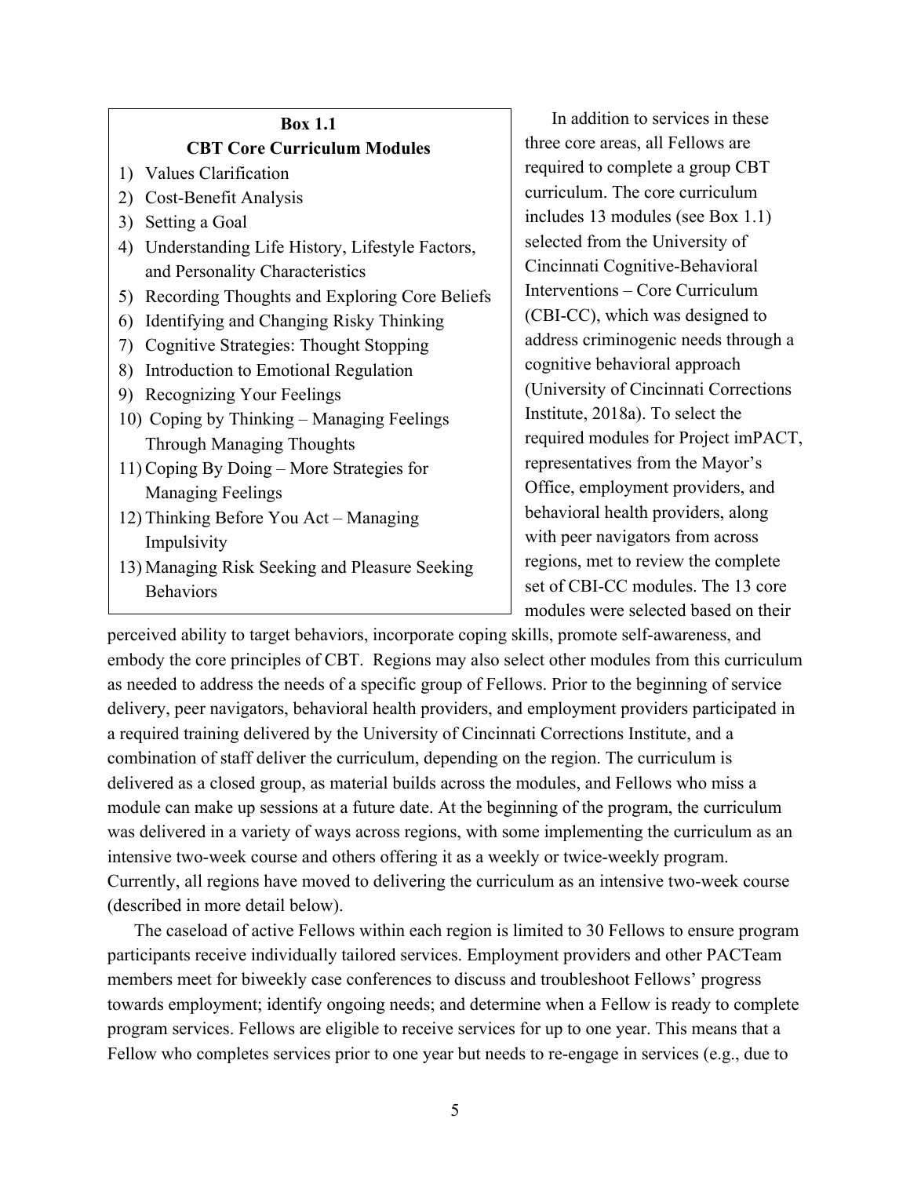**Box 1.1**
**CBT Core Curriculum Modules**

1) Values Clarification
2) Cost-Benefit Analysis
3) Setting a Goal
4) Understanding Life History, Lifestyle Factors, and Personality Characteristics
5) Recording Thoughts and Exploring Core Beliefs
6) Identifying and Changing Risky Thinking
7) Cognitive Strategies: Thought Stopping
8) Introduction to Emotional Regulation
9) Recognizing Your Feelings
10) Coping by Thinking – Managing Feelings Through Managing Thoughts
11) Coping By Doing – More Strategies for Managing Feelings
12) Thinking Before You Act – Managing Impulsivity
13) Managing Risk Seeking and Pleasure Seeking Behaviors

In addition to services in these three core areas, all Fellows are required to complete a group CBT curriculum. The core curriculum includes 13 modules (see Box 1.1) selected from the University of Cincinnati Cognitive-Behavioral Interventions – Core Curriculum (CBI-CC), which was designed to address criminogenic needs through a cognitive behavioral approach (University of Cincinnati Corrections Institute, 2018a). To select the required modules for Project imPACT, representatives from the Mayor's Office, employment providers, and behavioral health providers, along with peer navigators from across regions, met to review the complete set of CBI-CC modules. The 13 core modules were selected based on their perceived ability to target behaviors, incorporate coping skills, promote self-awareness, and embody the core principles of CBT. Regions may also select other modules from this curriculum as needed to address the needs of a specific group of Fellows. Prior to the beginning of service delivery, peer navigators, behavioral health providers, and employment providers participated in a required training delivered by the University of Cincinnati Corrections Institute, and a combination of staff deliver the curriculum, depending on the region. The curriculum is delivered as a closed group, as material builds across the modules, and Fellows who miss a module can make up sessions at a future date. At the beginning of the program, the curriculum was delivered in a variety of ways across regions, with some implementing the curriculum as an intensive two-week course and others offering it as a weekly or twice-weekly program. Currently, all regions have moved to delivering the curriculum as an intensive two-week course (described in more detail below).

The caseload of active Fellows within each region is limited to 30 Fellows to ensure program participants receive individually tailored services. Employment providers and other PACTeam members meet for biweekly case conferences to discuss and troubleshoot Fellows' progress towards employment; identify ongoing needs; and determine when a Fellow is ready to complete program services. Fellows are eligible to receive services for up to one year. This means that a Fellow who completes services prior to one year but needs to re-engage in services (e.g., due to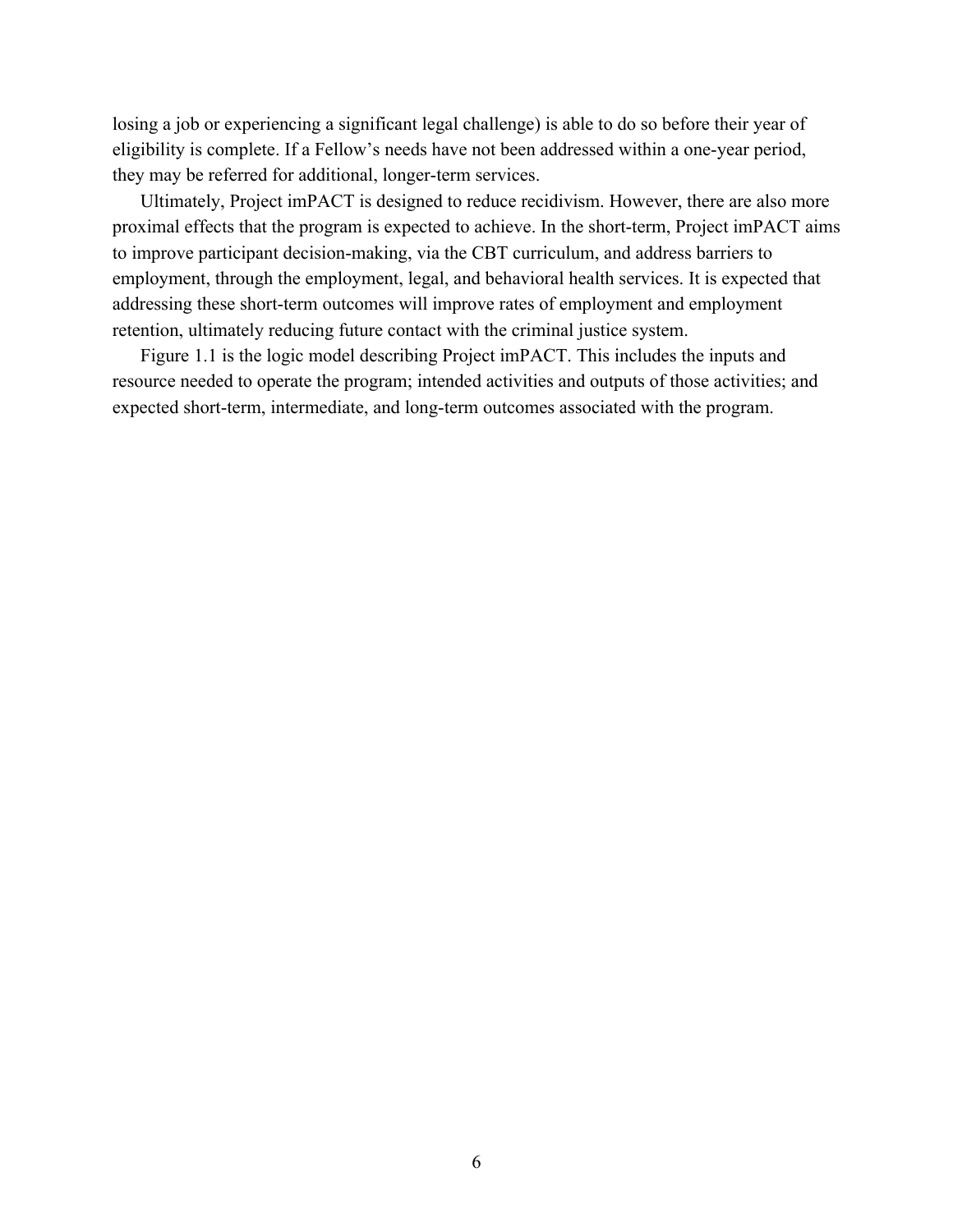losing a job or experiencing a significant legal challenge) is able to do so before their year of eligibility is complete. If a Fellow's needs have not been addressed within a one-year period, they may be referred for additional, longer-term services.

Ultimately, Project imPACT is designed to reduce recidivism. However, there are also more proximal effects that the program is expected to achieve. In the short-term, Project imPACT aims to improve participant decision-making, via the CBT curriculum, and address barriers to employment, through the employment, legal, and behavioral health services. It is expected that addressing these short-term outcomes will improve rates of employment and employment retention, ultimately reducing future contact with the criminal justice system.

Figure 1.1 is the logic model describing Project imPACT. This includes the inputs and resource needed to operate the program; intended activities and outputs of those activities; and expected short-term, intermediate, and long-term outcomes associated with the program.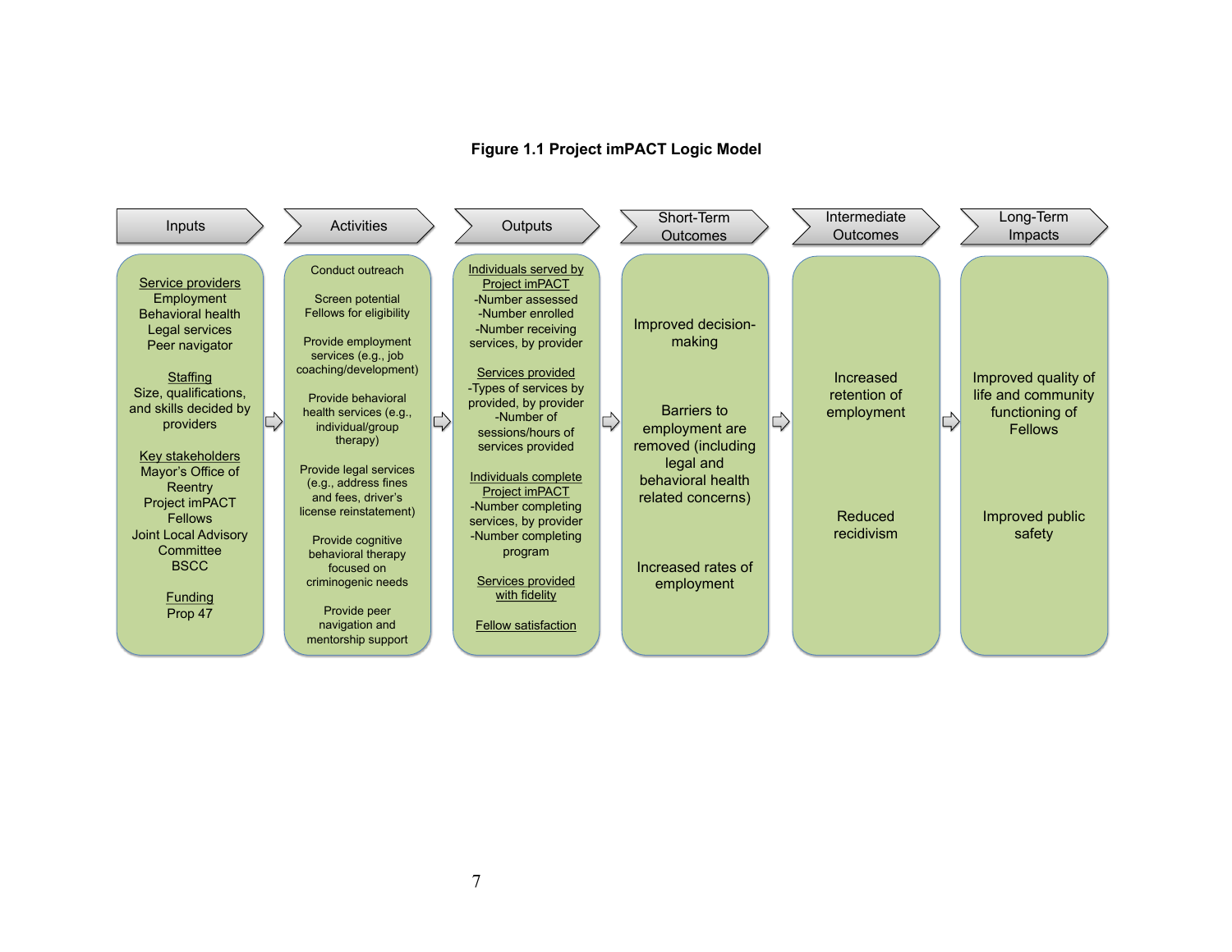**Figure 1.1 Project imPACT Logic Model**

Inputs

Service providers
Employment
Behavioral health
Legal services
Peer navigator

Staffing
Size, qualifications, and skills decided by providers

Key stakeholders
Mayor's Office of Reentry
Project imPACT Fellows
Joint Local Advisory Committee
BSCC

Funding
Prop 47

Activities

Conduct outreach

Screen potential Fellows for eligibility

Provide employment services (e.g., job coaching/development)

Provide behavioral health services (e.g., individual/group therapy)

Provide legal services (e.g., address fines and fees, driver's license reinstatement)

Provide cognitive behavioral therapy focused on criminogenic needs

Provide peer navigation and mentorship support

Outputs

Individuals served by Project imPACT
-Number assessed
-Number enrolled
-Number receiving services, by provider

Services provided
-Types of services by provided, by provider
-Number of sessions/hours of services provided

Individuals complete Project imPACT
-Number completing services, by provider
-Number completing program

Services provided with fidelity

Fellow satisfaction

Short-Term Outcomes

Improved decision-making

Barriers to employment are removed (including legal and behavioral health related concerns)

Increased rates of employment

Intermediate Outcomes

Increased retention of employment

Reduced recidivism

Long-Term Impacts

Improved quality of life and community functioning of Fellows

Improved public safety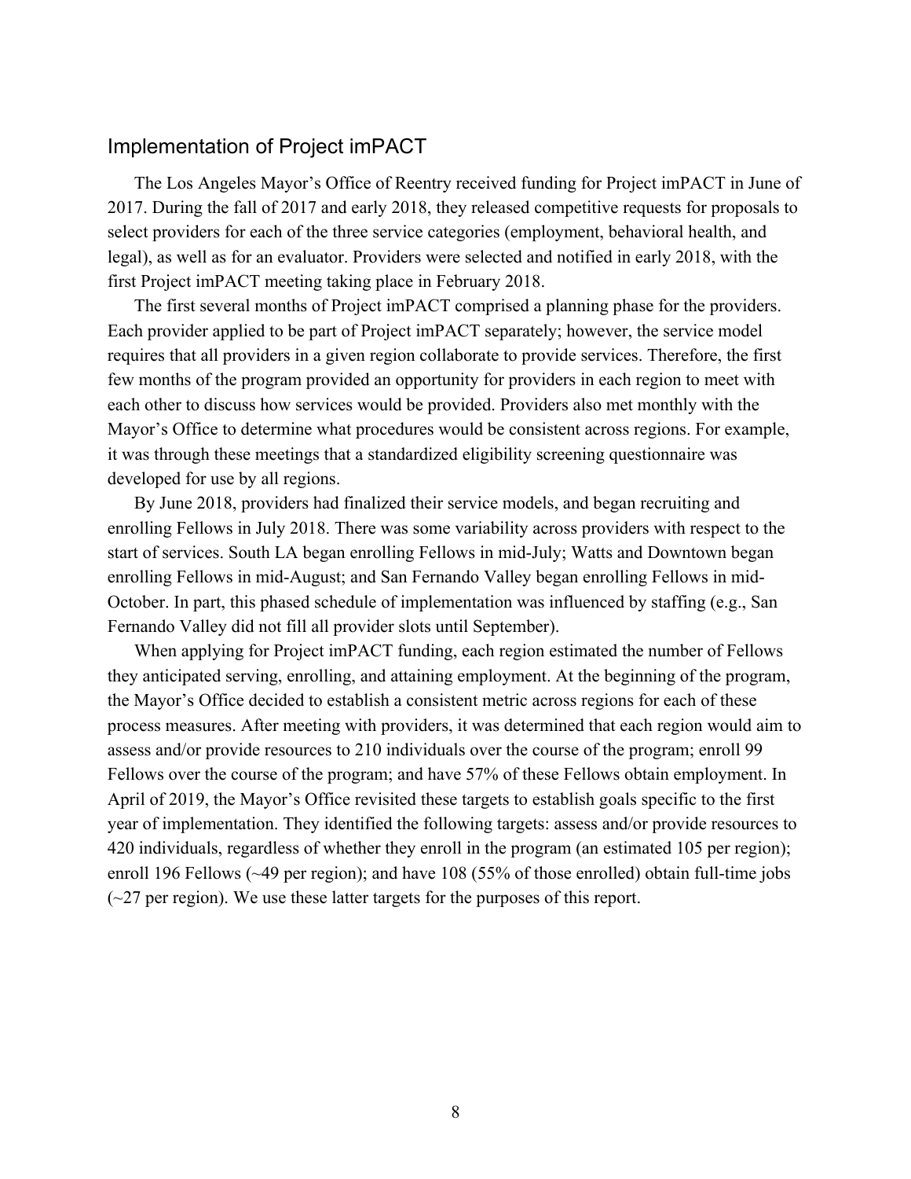## Implementation of Project imPACT

The Los Angeles Mayor's Office of Reentry received funding for Project imPACT in June of 2017. During the fall of 2017 and early 2018, they released competitive requests for proposals to select providers for each of the three service categories (employment, behavioral health, and legal), as well as for an evaluator. Providers were selected and notified in early 2018, with the first Project imPACT meeting taking place in February 2018.

The first several months of Project imPACT comprised a planning phase for the providers. Each provider applied to be part of Project imPACT separately; however, the service model requires that all providers in a given region collaborate to provide services. Therefore, the first few months of the program provided an opportunity for providers in each region to meet with each other to discuss how services would be provided. Providers also met monthly with the Mayor's Office to determine what procedures would be consistent across regions. For example, it was through these meetings that a standardized eligibility screening questionnaire was developed for use by all regions.

By June 2018, providers had finalized their service models, and began recruiting and enrolling Fellows in July 2018. There was some variability across providers with respect to the start of services. South LA began enrolling Fellows in mid-July; Watts and Downtown began enrolling Fellows in mid-August; and San Fernando Valley began enrolling Fellows in mid-October. In part, this phased schedule of implementation was influenced by staffing (e.g., San Fernando Valley did not fill all provider slots until September).

When applying for Project imPACT funding, each region estimated the number of Fellows they anticipated serving, enrolling, and attaining employment. At the beginning of the program, the Mayor's Office decided to establish a consistent metric across regions for each of these process measures. After meeting with providers, it was determined that each region would aim to assess and/or provide resources to 210 individuals over the course of the program; enroll 99 Fellows over the course of the program; and have 57% of these Fellows obtain employment. In April of 2019, the Mayor's Office revisited these targets to establish goals specific to the first year of implementation. They identified the following targets: assess and/or provide resources to 420 individuals, regardless of whether they enroll in the program (an estimated 105 per region); enroll 196 Fellows (~49 per region); and have 108 (55% of those enrolled) obtain full-time jobs (~27 per region). We use these latter targets for the purposes of this report.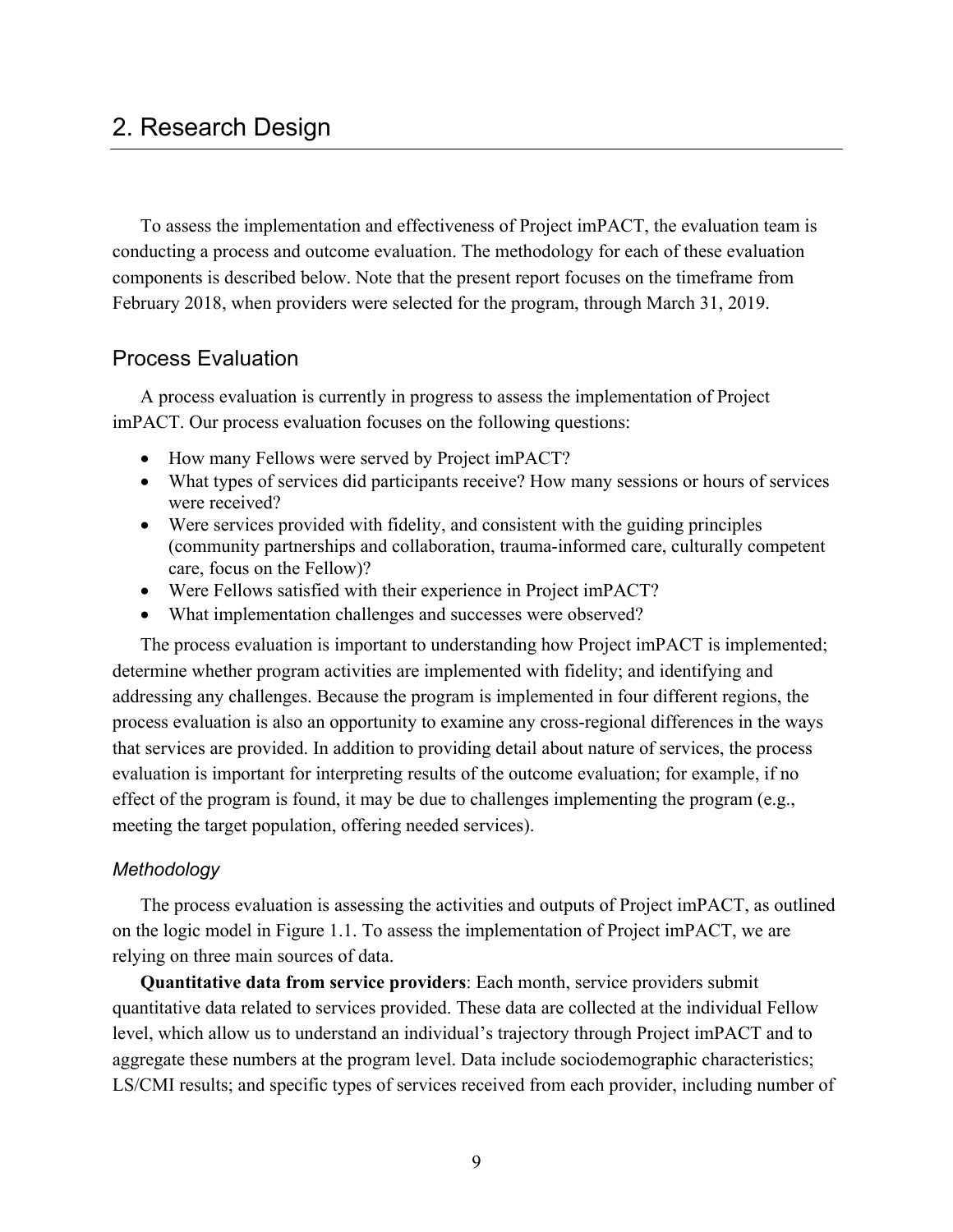# 2. Research Design

To assess the implementation and effectiveness of Project imPACT, the evaluation team is conducting a process and outcome evaluation. The methodology for each of these evaluation components is described below. Note that the present report focuses on the timeframe from February 2018, when providers were selected for the program, through March 31, 2019.

## Process Evaluation

A process evaluation is currently in progress to assess the implementation of Project imPACT. Our process evaluation focuses on the following questions:

- How many Fellows were served by Project imPACT?
- What types of services did participants receive? How many sessions or hours of services were received?
- Were services provided with fidelity, and consistent with the guiding principles (community partnerships and collaboration, trauma-informed care, culturally competent care, focus on the Fellow)?
- Were Fellows satisfied with their experience in Project imPACT?
- What implementation challenges and successes were observed?

The process evaluation is important to understanding how Project imPACT is implemented; determine whether program activities are implemented with fidelity; and identifying and addressing any challenges. Because the program is implemented in four different regions, the process evaluation is also an opportunity to examine any cross-regional differences in the ways that services are provided. In addition to providing detail about nature of services, the process evaluation is important for interpreting results of the outcome evaluation; for example, if no effect of the program is found, it may be due to challenges implementing the program (e.g., meeting the target population, offering needed services).

### *Methodology*

The process evaluation is assessing the activities and outputs of Project imPACT, as outlined on the logic model in Figure 1.1. To assess the implementation of Project imPACT, we are relying on three main sources of data.

**Quantitative data from service providers**: Each month, service providers submit quantitative data related to services provided. These data are collected at the individual Fellow level, which allow us to understand an individual's trajectory through Project imPACT and to aggregate these numbers at the program level. Data include sociodemographic characteristics; LS/CMI results; and specific types of services received from each provider, including number of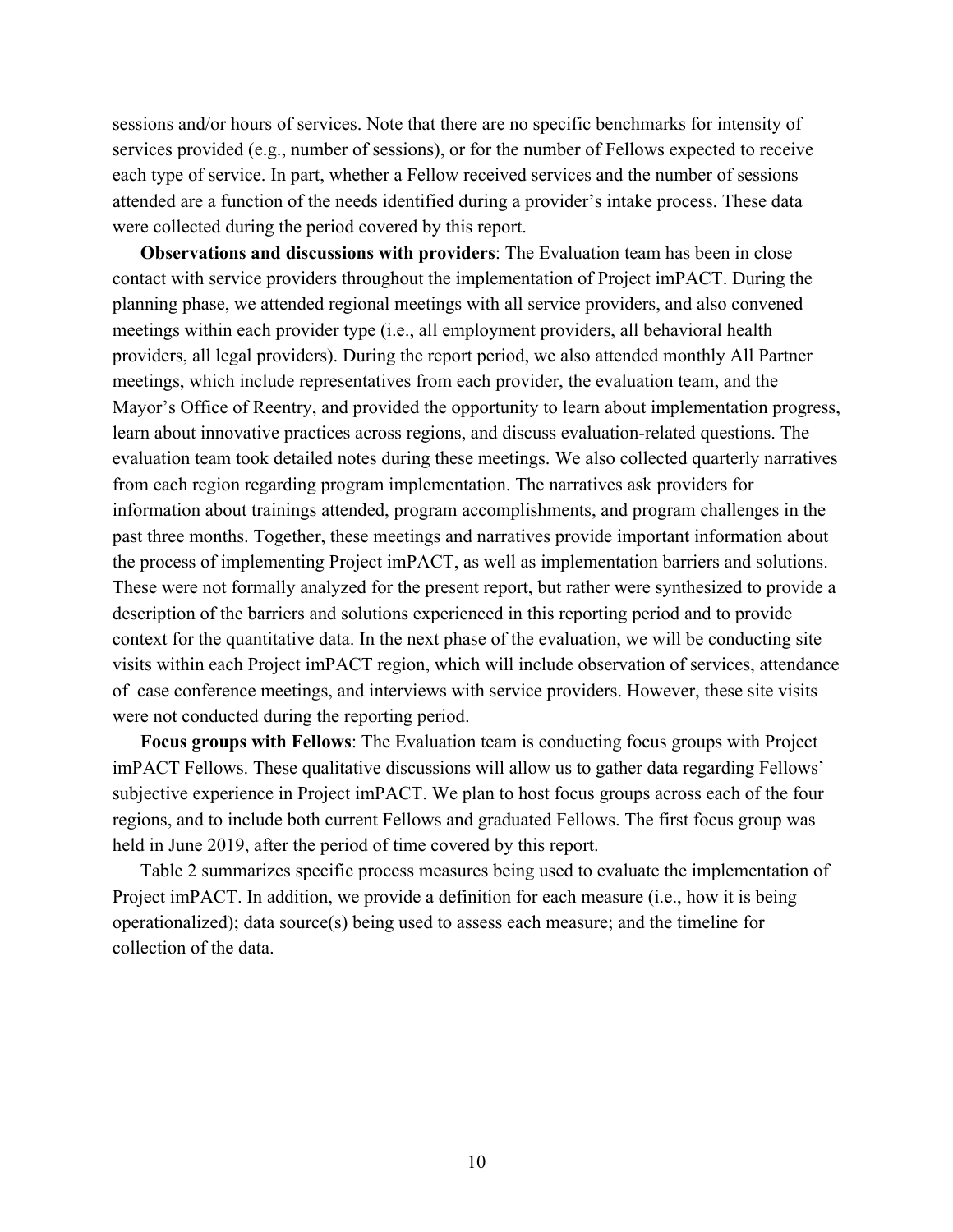sessions and/or hours of services. Note that there are no specific benchmarks for intensity of services provided (e.g., number of sessions), or for the number of Fellows expected to receive each type of service. In part, whether a Fellow received services and the number of sessions attended are a function of the needs identified during a provider's intake process. These data were collected during the period covered by this report.

**Observations and discussions with providers**: The Evaluation team has been in close contact with service providers throughout the implementation of Project imPACT. During the planning phase, we attended regional meetings with all service providers, and also convened meetings within each provider type (i.e., all employment providers, all behavioral health providers, all legal providers). During the report period, we also attended monthly All Partner meetings, which include representatives from each provider, the evaluation team, and the Mayor's Office of Reentry, and provided the opportunity to learn about implementation progress, learn about innovative practices across regions, and discuss evaluation-related questions. The evaluation team took detailed notes during these meetings. We also collected quarterly narratives from each region regarding program implementation. The narratives ask providers for information about trainings attended, program accomplishments, and program challenges in the past three months. Together, these meetings and narratives provide important information about the process of implementing Project imPACT, as well as implementation barriers and solutions. These were not formally analyzed for the present report, but rather were synthesized to provide a description of the barriers and solutions experienced in this reporting period and to provide context for the quantitative data. In the next phase of the evaluation, we will be conducting site visits within each Project imPACT region, which will include observation of services, attendance of case conference meetings, and interviews with service providers. However, these site visits were not conducted during the reporting period.

**Focus groups with Fellows**: The Evaluation team is conducting focus groups with Project imPACT Fellows. These qualitative discussions will allow us to gather data regarding Fellows' subjective experience in Project imPACT. We plan to host focus groups across each of the four regions, and to include both current Fellows and graduated Fellows. The first focus group was held in June 2019, after the period of time covered by this report.

Table 2 summarizes specific process measures being used to evaluate the implementation of Project imPACT. In addition, we provide a definition for each measure (i.e., how it is being operationalized); data source(s) being used to assess each measure; and the timeline for collection of the data.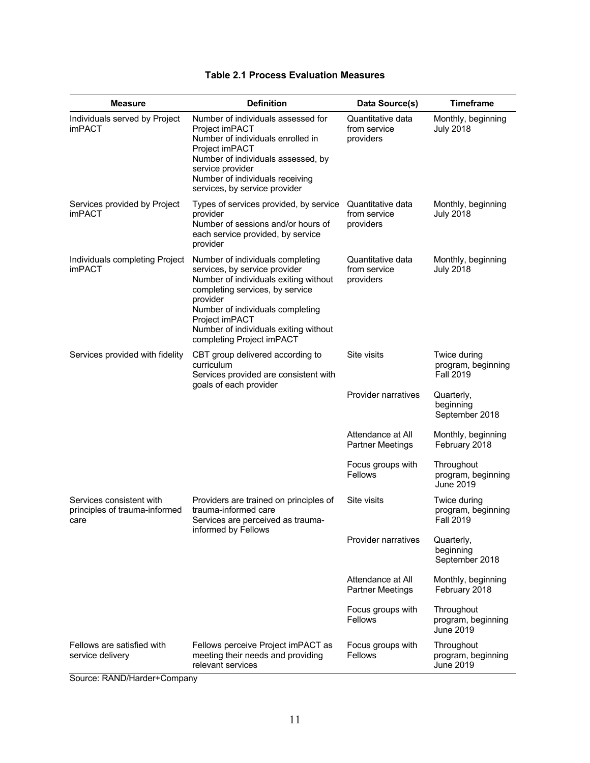**Table 2.1 Process Evaluation Measures**

| Measure | Definition | Data Source(s) | Timeframe |
| --- | --- | --- | --- |
| Individuals served by Project imPACT | Number of individuals assessed for Project imPACT<br>Number of individuals enrolled in Project imPACT<br>Number of individuals assessed, by service provider<br>Number of individuals receiving services, by service provider | Quantitative data from service providers | Monthly, beginning July 2018 |
| Services provided by Project imPACT | Types of services provided, by service provider<br>Number of sessions and/or hours of each service provided, by service provider | Quantitative data from service providers | Monthly, beginning July 2018 |
| Individuals completing Project imPACT | Number of individuals completing services, by service provider<br>Number of individuals exiting without completing services, by service provider<br>Number of individuals completing Project imPACT<br>Number of individuals exiting without completing Project imPACT | Quantitative data from service providers | Monthly, beginning July 2018 |
| Services provided with fidelity | CBT group delivered according to curriculum<br>Services provided are consistent with goals of each provider | Site visits | Twice during program, beginning Fall 2019 |
| | | Provider narratives | Quarterly, beginning September 2018 |
| | | Attendance at All Partner Meetings | Monthly, beginning February 2018 |
| | | Focus groups with Fellows | Throughout program, beginning June 2019 |
| Services consistent with principles of trauma-informed care | Providers are trained on principles of trauma-informed care<br>Services are perceived as trauma-informed by Fellows | Site visits | Twice during program, beginning Fall 2019 |
| | | Provider narratives | Quarterly, beginning September 2018 |
| | | Attendance at All Partner Meetings | Monthly, beginning February 2018 |
| | | Focus groups with Fellows | Throughout program, beginning June 2019 |
| Fellows are satisfied with service delivery | Fellows perceive Project imPACT as meeting their needs and providing relevant services | Focus groups with Fellows | Throughout program, beginning June 2019 |

Source: RAND/Harder+Company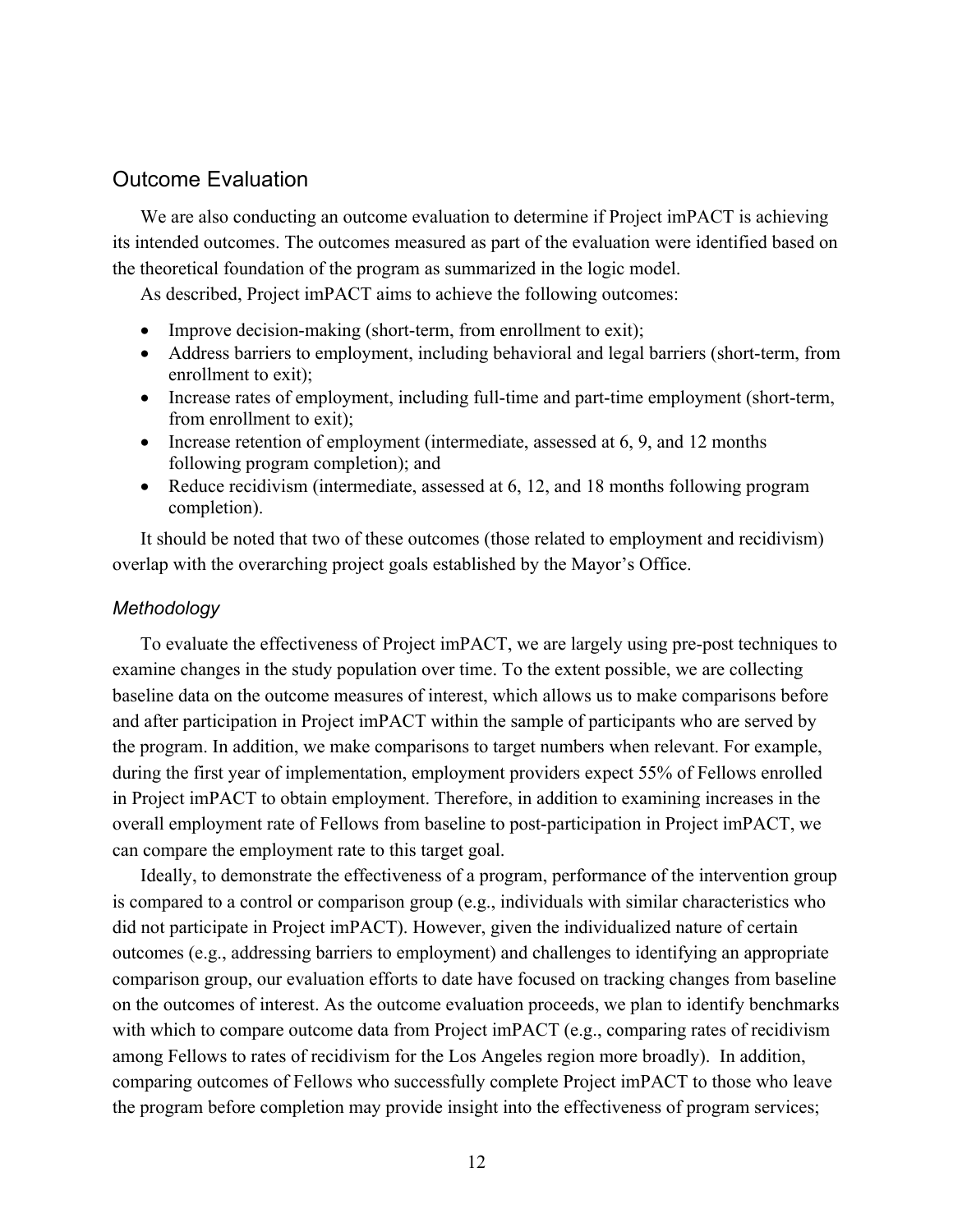## Outcome Evaluation

We are also conducting an outcome evaluation to determine if Project imPACT is achieving its intended outcomes. The outcomes measured as part of the evaluation were identified based on the theoretical foundation of the program as summarized in the logic model.

As described, Project imPACT aims to achieve the following outcomes:

- Improve decision-making (short-term, from enrollment to exit);
- Address barriers to employment, including behavioral and legal barriers (short-term, from enrollment to exit);
- Increase rates of employment, including full-time and part-time employment (short-term, from enrollment to exit);
- Increase retention of employment (intermediate, assessed at 6, 9, and 12 months following program completion); and
- Reduce recidivism (intermediate, assessed at 6, 12, and 18 months following program completion).

It should be noted that two of these outcomes (those related to employment and recidivism) overlap with the overarching project goals established by the Mayor's Office.

### *Methodology*

To evaluate the effectiveness of Project imPACT, we are largely using pre-post techniques to examine changes in the study population over time. To the extent possible, we are collecting baseline data on the outcome measures of interest, which allows us to make comparisons before and after participation in Project imPACT within the sample of participants who are served by the program. In addition, we make comparisons to target numbers when relevant. For example, during the first year of implementation, employment providers expect 55% of Fellows enrolled in Project imPACT to obtain employment. Therefore, in addition to examining increases in the overall employment rate of Fellows from baseline to post-participation in Project imPACT, we can compare the employment rate to this target goal.

Ideally, to demonstrate the effectiveness of a program, performance of the intervention group is compared to a control or comparison group (e.g., individuals with similar characteristics who did not participate in Project imPACT). However, given the individualized nature of certain outcomes (e.g., addressing barriers to employment) and challenges to identifying an appropriate comparison group, our evaluation efforts to date have focused on tracking changes from baseline on the outcomes of interest. As the outcome evaluation proceeds, we plan to identify benchmarks with which to compare outcome data from Project imPACT (e.g., comparing rates of recidivism among Fellows to rates of recidivism for the Los Angeles region more broadly). In addition, comparing outcomes of Fellows who successfully complete Project imPACT to those who leave the program before completion may provide insight into the effectiveness of program services;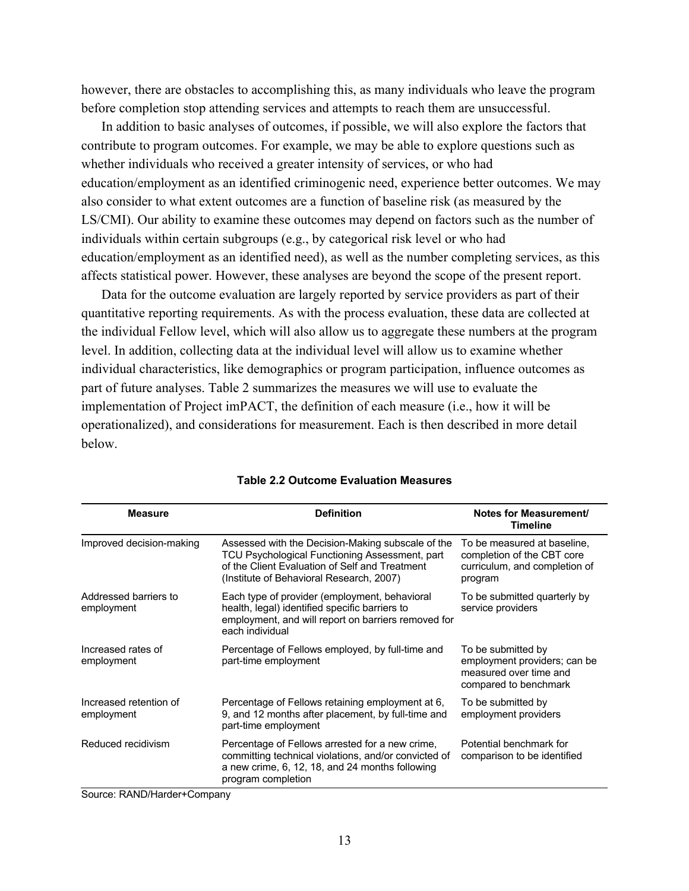however, there are obstacles to accomplishing this, as many individuals who leave the program before completion stop attending services and attempts to reach them are unsuccessful.

In addition to basic analyses of outcomes, if possible, we will also explore the factors that contribute to program outcomes. For example, we may be able to explore questions such as whether individuals who received a greater intensity of services, or who had education/employment as an identified criminogenic need, experience better outcomes. We may also consider to what extent outcomes are a function of baseline risk (as measured by the LS/CMI). Our ability to examine these outcomes may depend on factors such as the number of individuals within certain subgroups (e.g., by categorical risk level or who had education/employment as an identified need), as well as the number completing services, as this affects statistical power. However, these analyses are beyond the scope of the present report.

Data for the outcome evaluation are largely reported by service providers as part of their quantitative reporting requirements. As with the process evaluation, these data are collected at the individual Fellow level, which will also allow us to aggregate these numbers at the program level. In addition, collecting data at the individual level will allow us to examine whether individual characteristics, like demographics or program participation, influence outcomes as part of future analyses. Table 2 summarizes the measures we will use to evaluate the implementation of Project imPACT, the definition of each measure (i.e., how it will be operationalized), and considerations for measurement. Each is then described in more detail below.

**Table 2.2 Outcome Evaluation Measures**

| Measure | Definition | Notes for Measurement/ Timeline |
|---|---|---|
| Improved decision-making | Assessed with the Decision-Making subscale of the TCU Psychological Functioning Assessment, part of the Client Evaluation of Self and Treatment (Institute of Behavioral Research, 2007) | To be measured at baseline, completion of the CBT core curriculum, and completion of program |
| Addressed barriers to employment | Each type of provider (employment, behavioral health, legal) identified specific barriers to employment, and will report on barriers removed for each individual | To be submitted quarterly by service providers |
| Increased rates of employment | Percentage of Fellows employed, by full-time and part-time employment | To be submitted by employment providers; can be measured over time and compared to benchmark |
| Increased retention of employment | Percentage of Fellows retaining employment at 6, 9, and 12 months after placement, by full-time and part-time employment | To be submitted by employment providers |
| Reduced recidivism | Percentage of Fellows arrested for a new crime, committing technical violations, and/or convicted of a new crime, 6, 12, 18, and 24 months following program completion | Potential benchmark for comparison to be identified |

Source: RAND/Harder+Company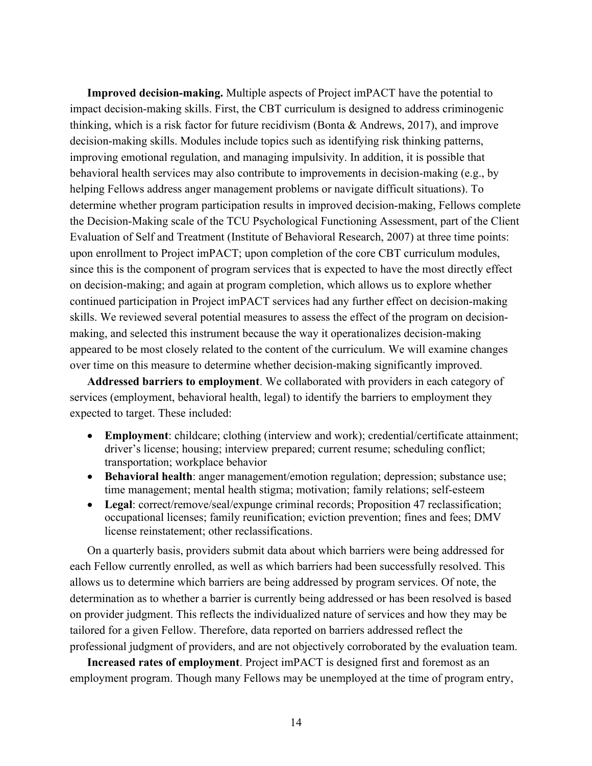**Improved decision-making.** Multiple aspects of Project imPACT have the potential to impact decision-making skills. First, the CBT curriculum is designed to address criminogenic thinking, which is a risk factor for future recidivism (Bonta & Andrews, 2017), and improve decision-making skills. Modules include topics such as identifying risk thinking patterns, improving emotional regulation, and managing impulsivity. In addition, it is possible that behavioral health services may also contribute to improvements in decision-making (e.g., by helping Fellows address anger management problems or navigate difficult situations). To determine whether program participation results in improved decision-making, Fellows complete the Decision-Making scale of the TCU Psychological Functioning Assessment, part of the Client Evaluation of Self and Treatment (Institute of Behavioral Research, 2007) at three time points: upon enrollment to Project imPACT; upon completion of the core CBT curriculum modules, since this is the component of program services that is expected to have the most directly effect on decision-making; and again at program completion, which allows us to explore whether continued participation in Project imPACT services had any further effect on decision-making skills. We reviewed several potential measures to assess the effect of the program on decision-making, and selected this instrument because the way it operationalizes decision-making appeared to be most closely related to the content of the curriculum. We will examine changes over time on this measure to determine whether decision-making significantly improved.

**Addressed barriers to employment**. We collaborated with providers in each category of services (employment, behavioral health, legal) to identify the barriers to employment they expected to target. These included:

- **Employment**: childcare; clothing (interview and work); credential/certificate attainment; driver's license; housing; interview prepared; current resume; scheduling conflict; transportation; workplace behavior
- **Behavioral health**: anger management/emotion regulation; depression; substance use; time management; mental health stigma; motivation; family relations; self-esteem
- **Legal**: correct/remove/seal/expunge criminal records; Proposition 47 reclassification; occupational licenses; family reunification; eviction prevention; fines and fees; DMV license reinstatement; other reclassifications.

On a quarterly basis, providers submit data about which barriers were being addressed for each Fellow currently enrolled, as well as which barriers had been successfully resolved. This allows us to determine which barriers are being addressed by program services. Of note, the determination as to whether a barrier is currently being addressed or has been resolved is based on provider judgment. This reflects the individualized nature of services and how they may be tailored for a given Fellow. Therefore, data reported on barriers addressed reflect the professional judgment of providers, and are not objectively corroborated by the evaluation team.

**Increased rates of employment**. Project imPACT is designed first and foremost as an employment program. Though many Fellows may be unemployed at the time of program entry,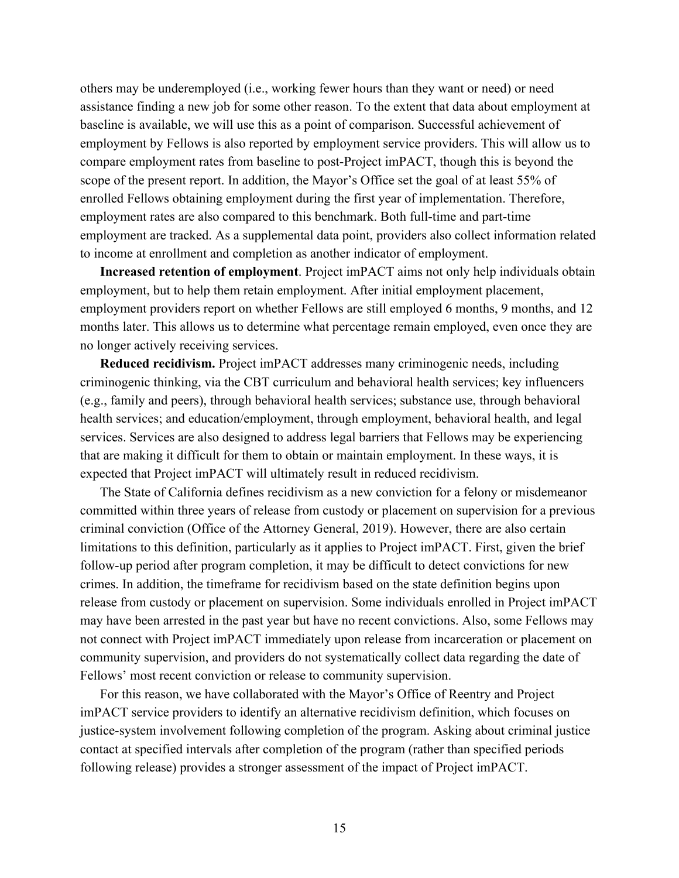others may be underemployed (i.e., working fewer hours than they want or need) or need assistance finding a new job for some other reason. To the extent that data about employment at baseline is available, we will use this as a point of comparison. Successful achievement of employment by Fellows is also reported by employment service providers. This will allow us to compare employment rates from baseline to post-Project imPACT, though this is beyond the scope of the present report. In addition, the Mayor's Office set the goal of at least 55% of enrolled Fellows obtaining employment during the first year of implementation. Therefore, employment rates are also compared to this benchmark. Both full-time and part-time employment are tracked. As a supplemental data point, providers also collect information related to income at enrollment and completion as another indicator of employment.

**Increased retention of employment**. Project imPACT aims not only help individuals obtain employment, but to help them retain employment. After initial employment placement, employment providers report on whether Fellows are still employed 6 months, 9 months, and 12 months later. This allows us to determine what percentage remain employed, even once they are no longer actively receiving services.

**Reduced recidivism.** Project imPACT addresses many criminogenic needs, including criminogenic thinking, via the CBT curriculum and behavioral health services; key influencers (e.g., family and peers), through behavioral health services; substance use, through behavioral health services; and education/employment, through employment, behavioral health, and legal services. Services are also designed to address legal barriers that Fellows may be experiencing that are making it difficult for them to obtain or maintain employment. In these ways, it is expected that Project imPACT will ultimately result in reduced recidivism.

The State of California defines recidivism as a new conviction for a felony or misdemeanor committed within three years of release from custody or placement on supervision for a previous criminal conviction (Office of the Attorney General, 2019). However, there are also certain limitations to this definition, particularly as it applies to Project imPACT. First, given the brief follow-up period after program completion, it may be difficult to detect convictions for new crimes. In addition, the timeframe for recidivism based on the state definition begins upon release from custody or placement on supervision. Some individuals enrolled in Project imPACT may have been arrested in the past year but have no recent convictions. Also, some Fellows may not connect with Project imPACT immediately upon release from incarceration or placement on community supervision, and providers do not systematically collect data regarding the date of Fellows' most recent conviction or release to community supervision.

For this reason, we have collaborated with the Mayor's Office of Reentry and Project imPACT service providers to identify an alternative recidivism definition, which focuses on justice-system involvement following completion of the program. Asking about criminal justice contact at specified intervals after completion of the program (rather than specified periods following release) provides a stronger assessment of the impact of Project imPACT.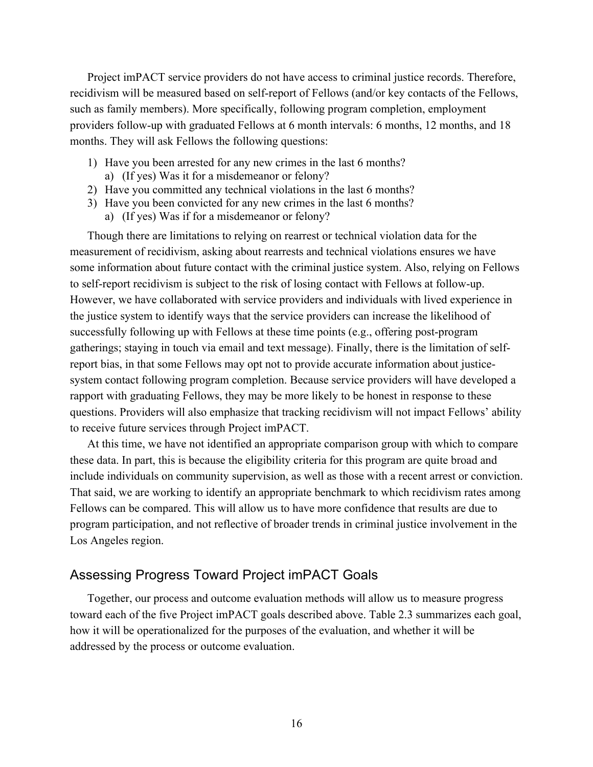Project imPACT service providers do not have access to criminal justice records. Therefore, recidivism will be measured based on self-report of Fellows (and/or key contacts of the Fellows, such as family members). More specifically, following program completion, employment providers follow-up with graduated Fellows at 6 month intervals: 6 months, 12 months, and 18 months. They will ask Fellows the following questions:

1) Have you been arrested for any new crimes in the last 6 months?
   a) (If yes) Was it for a misdemeanor or felony?
2) Have you committed any technical violations in the last 6 months?
3) Have you been convicted for any new crimes in the last 6 months?
   a) (If yes) Was if for a misdemeanor or felony?

Though there are limitations to relying on rearrest or technical violation data for the measurement of recidivism, asking about rearrests and technical violations ensures we have some information about future contact with the criminal justice system. Also, relying on Fellows to self-report recidivism is subject to the risk of losing contact with Fellows at follow-up. However, we have collaborated with service providers and individuals with lived experience in the justice system to identify ways that the service providers can increase the likelihood of successfully following up with Fellows at these time points (e.g., offering post-program gatherings; staying in touch via email and text message). Finally, there is the limitation of self-report bias, in that some Fellows may opt not to provide accurate information about justice-system contact following program completion. Because service providers will have developed a rapport with graduating Fellows, they may be more likely to be honest in response to these questions. Providers will also emphasize that tracking recidivism will not impact Fellows' ability to receive future services through Project imPACT.

At this time, we have not identified an appropriate comparison group with which to compare these data. In part, this is because the eligibility criteria for this program are quite broad and include individuals on community supervision, as well as those with a recent arrest or conviction. That said, we are working to identify an appropriate benchmark to which recidivism rates among Fellows can be compared. This will allow us to have more confidence that results are due to program participation, and not reflective of broader trends in criminal justice involvement in the Los Angeles region.

## Assessing Progress Toward Project imPACT Goals

Together, our process and outcome evaluation methods will allow us to measure progress toward each of the five Project imPACT goals described above. Table 2.3 summarizes each goal, how it will be operationalized for the purposes of the evaluation, and whether it will be addressed by the process or outcome evaluation.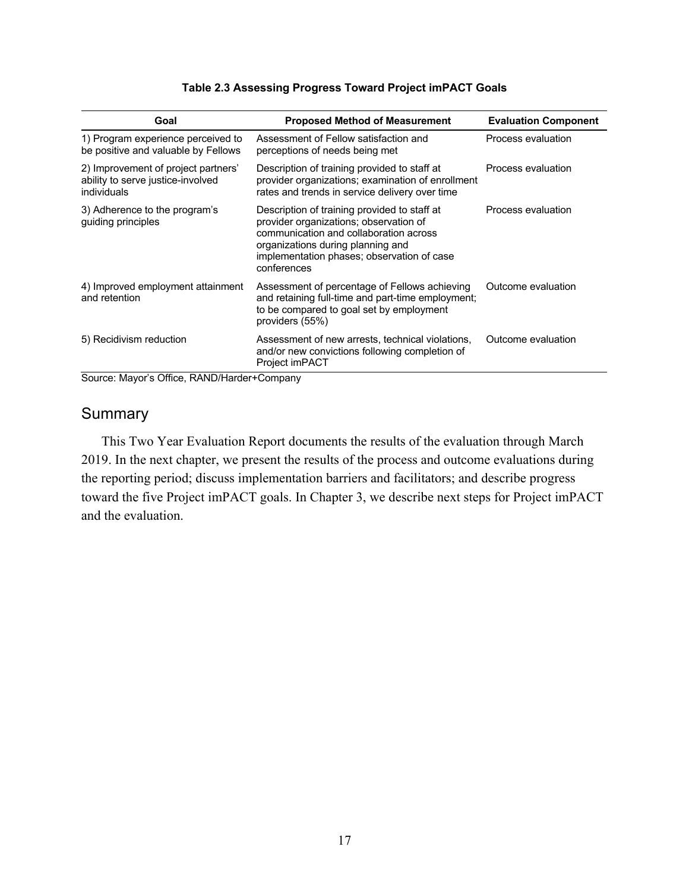**Table 2.3 Assessing Progress Toward Project imPACT Goals**

| Goal | Proposed Method of Measurement | Evaluation Component |
| --- | --- | --- |
| 1) Program experience perceived to be positive and valuable by Fellows | Assessment of Fellow satisfaction and perceptions of needs being met | Process evaluation |
| 2) Improvement of project partners' ability to serve justice-involved individuals | Description of training provided to staff at provider organizations; examination of enrollment rates and trends in service delivery over time | Process evaluation |
| 3) Adherence to the program's guiding principles | Description of training provided to staff at provider organizations; observation of communication and collaboration across organizations during planning and implementation phases; observation of case conferences | Process evaluation |
| 4) Improved employment attainment and retention | Assessment of percentage of Fellows achieving and retaining full-time and part-time employment; to be compared to goal set by employment providers (55%) | Outcome evaluation |
| 5) Recidivism reduction | Assessment of new arrests, technical violations, and/or new convictions following completion of Project imPACT | Outcome evaluation |

Source: Mayor's Office, RAND/Harder+Company

## Summary

This Two Year Evaluation Report documents the results of the evaluation through March 2019. In the next chapter, we present the results of the process and outcome evaluations during the reporting period; discuss implementation barriers and facilitators; and describe progress toward the five Project imPACT goals. In Chapter 3, we describe next steps for Project imPACT and the evaluation.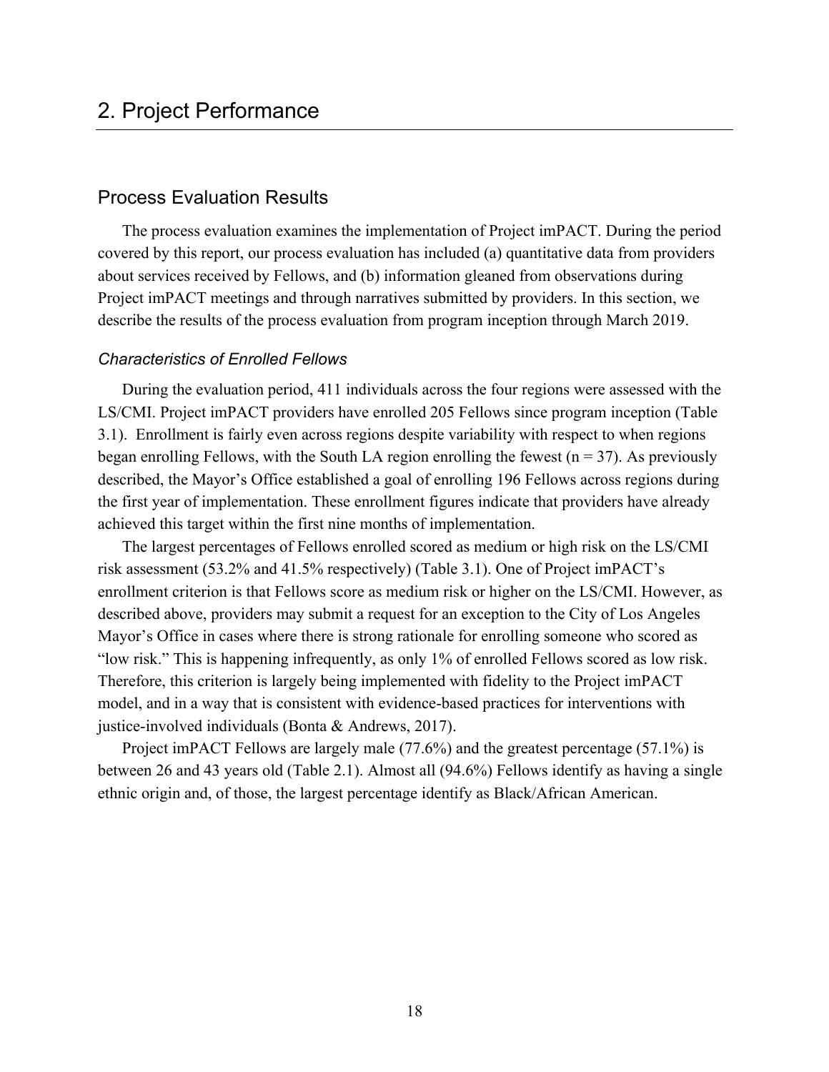# 2. Project Performance

## Process Evaluation Results

The process evaluation examines the implementation of Project imPACT. During the period covered by this report, our process evaluation has included (a) quantitative data from providers about services received by Fellows, and (b) information gleaned from observations during Project imPACT meetings and through narratives submitted by providers. In this section, we describe the results of the process evaluation from program inception through March 2019.

### *Characteristics of Enrolled Fellows*

During the evaluation period, 411 individuals across the four regions were assessed with the LS/CMI. Project imPACT providers have enrolled 205 Fellows since program inception (Table 3.1). Enrollment is fairly even across regions despite variability with respect to when regions began enrolling Fellows, with the South LA region enrolling the fewest (n = 37). As previously described, the Mayor's Office established a goal of enrolling 196 Fellows across regions during the first year of implementation. These enrollment figures indicate that providers have already achieved this target within the first nine months of implementation.

The largest percentages of Fellows enrolled scored as medium or high risk on the LS/CMI risk assessment (53.2% and 41.5% respectively) (Table 3.1). One of Project imPACT's enrollment criterion is that Fellows score as medium risk or higher on the LS/CMI. However, as described above, providers may submit a request for an exception to the City of Los Angeles Mayor's Office in cases where there is strong rationale for enrolling someone who scored as "low risk." This is happening infrequently, as only 1% of enrolled Fellows scored as low risk. Therefore, this criterion is largely being implemented with fidelity to the Project imPACT model, and in a way that is consistent with evidence-based practices for interventions with justice-involved individuals (Bonta & Andrews, 2017).

Project imPACT Fellows are largely male (77.6%) and the greatest percentage (57.1%) is between 26 and 43 years old (Table 2.1). Almost all (94.6%) Fellows identify as having a single ethnic origin and, of those, the largest percentage identify as Black/African American.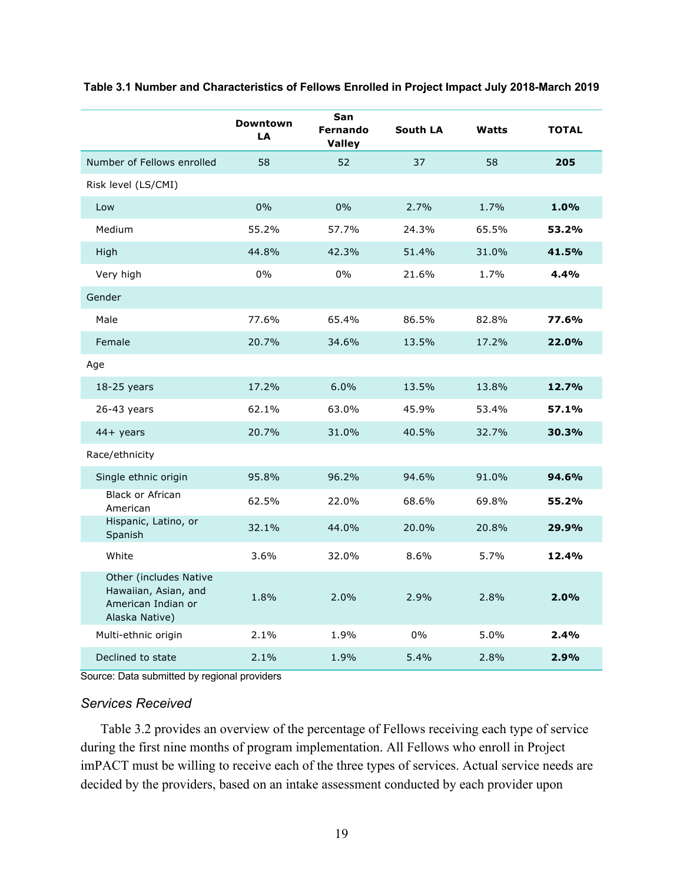**Table 3.1 Number and Characteristics of Fellows Enrolled in Project Impact July 2018-March 2019**

| | Downtown LA | San Fernando Valley | South LA | Watts | TOTAL |
|---|---|---|---|---|---|
| Number of Fellows enrolled | 58 | 52 | 37 | 58 | **205** |
| Risk level (LS/CMI) | | | | | |
| Low | 0% | 0% | 2.7% | 1.7% | **1.0%** |
| Medium | 55.2% | 57.7% | 24.3% | 65.5% | **53.2%** |
| High | 44.8% | 42.3% | 51.4% | 31.0% | **41.5%** |
| Very high | 0% | 0% | 21.6% | 1.7% | **4.4%** |
| Gender | | | | | |
| Male | 77.6% | 65.4% | 86.5% | 82.8% | **77.6%** |
| Female | 20.7% | 34.6% | 13.5% | 17.2% | **22.0%** |
| Age | | | | | |
| 18-25 years | 17.2% | 6.0% | 13.5% | 13.8% | **12.7%** |
| 26-43 years | 62.1% | 63.0% | 45.9% | 53.4% | **57.1%** |
| 44+ years | 20.7% | 31.0% | 40.5% | 32.7% | **30.3%** |
| Race/ethnicity | | | | | |
| Single ethnic origin | 95.8% | 96.2% | 94.6% | 91.0% | **94.6%** |
| Black or African American | 62.5% | 22.0% | 68.6% | 69.8% | **55.2%** |
| Hispanic, Latino, or Spanish | 32.1% | 44.0% | 20.0% | 20.8% | **29.9%** |
| White | 3.6% | 32.0% | 8.6% | 5.7% | **12.4%** |
| Other (includes Native Hawaiian, Asian, and American Indian or Alaska Native) | 1.8% | 2.0% | 2.9% | 2.8% | **2.0%** |
| Multi-ethnic origin | 2.1% | 1.9% | 0% | 5.0% | **2.4%** |
| Declined to state | 2.1% | 1.9% | 5.4% | 2.8% | **2.9%** |

Source: Data submitted by regional providers

### *Services Received*

Table 3.2 provides an overview of the percentage of Fellows receiving each type of service during the first nine months of program implementation. All Fellows who enroll in Project imPACT must be willing to receive each of the three types of services. Actual service needs are decided by the providers, based on an intake assessment conducted by each provider upon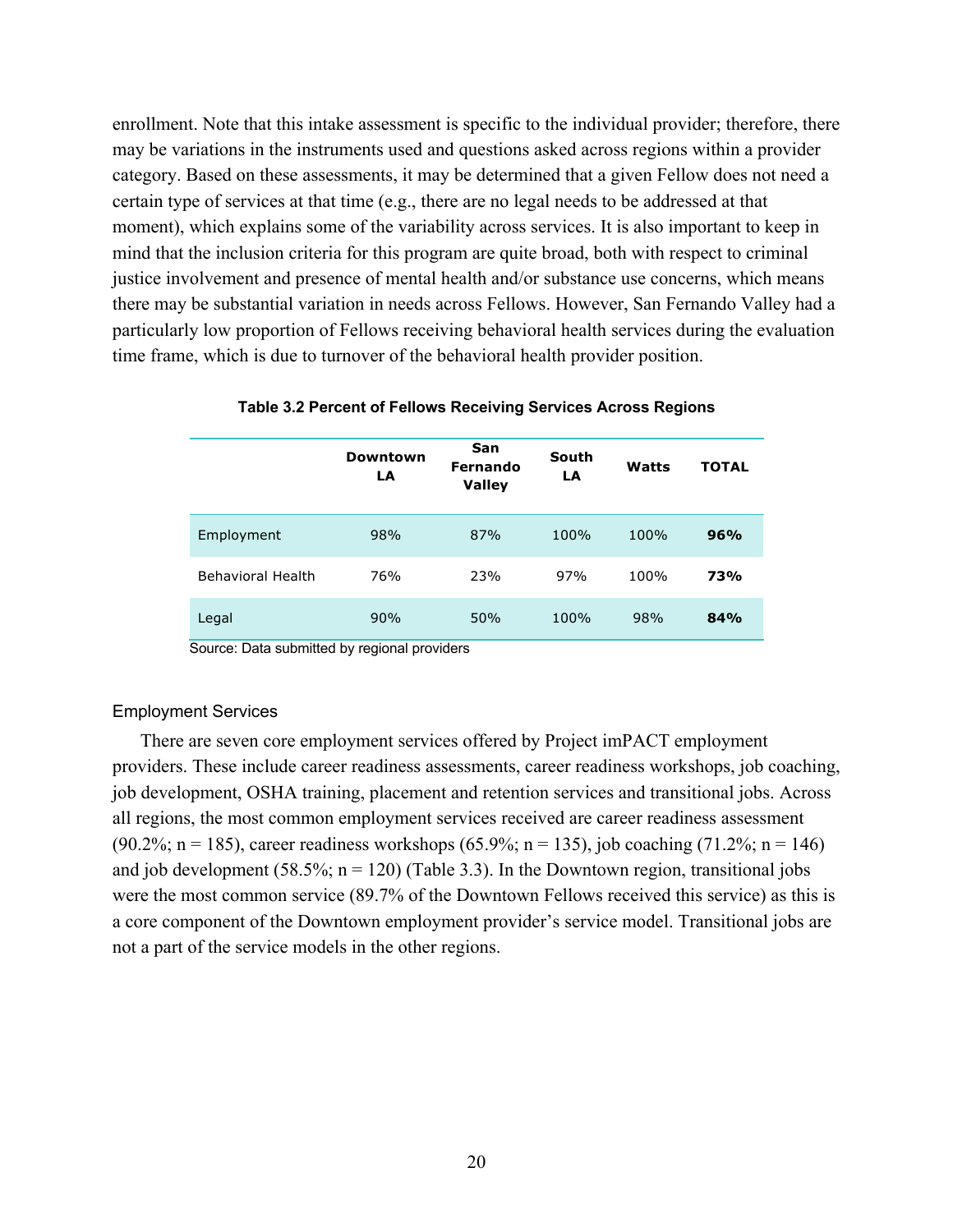enrollment. Note that this intake assessment is specific to the individual provider; therefore, there may be variations in the instruments used and questions asked across regions within a provider category. Based on these assessments, it may be determined that a given Fellow does not need a certain type of services at that time (e.g., there are no legal needs to be addressed at that moment), which explains some of the variability across services. It is also important to keep in mind that the inclusion criteria for this program are quite broad, both with respect to criminal justice involvement and presence of mental health and/or substance use concerns, which means there may be substantial variation in needs across Fellows. However, San Fernando Valley had a particularly low proportion of Fellows receiving behavioral health services during the evaluation time frame, which is due to turnover of the behavioral health provider position.

**Table 3.2 Percent of Fellows Receiving Services Across Regions**

| | Downtown LA | San Fernando Valley | South LA | Watts | TOTAL |
|---|---|---|---|---|---|
| Employment | 98% | 87% | 100% | 100% | **96%** |
| Behavioral Health | 76% | 23% | 97% | 100% | **73%** |
| Legal | 90% | 50% | 100% | 98% | **84%** |

Source: Data submitted by regional providers

### Employment Services

There are seven core employment services offered by Project imPACT employment providers. These include career readiness assessments, career readiness workshops, job coaching, job development, OSHA training, placement and retention services and transitional jobs. Across all regions, the most common employment services received are career readiness assessment (90.2%; n = 185), career readiness workshops (65.9%; n = 135), job coaching (71.2%; n = 146) and job development (58.5%; n = 120) (Table 3.3). In the Downtown region, transitional jobs were the most common service (89.7% of the Downtown Fellows received this service) as this is a core component of the Downtown employment provider's service model. Transitional jobs are not a part of the service models in the other regions.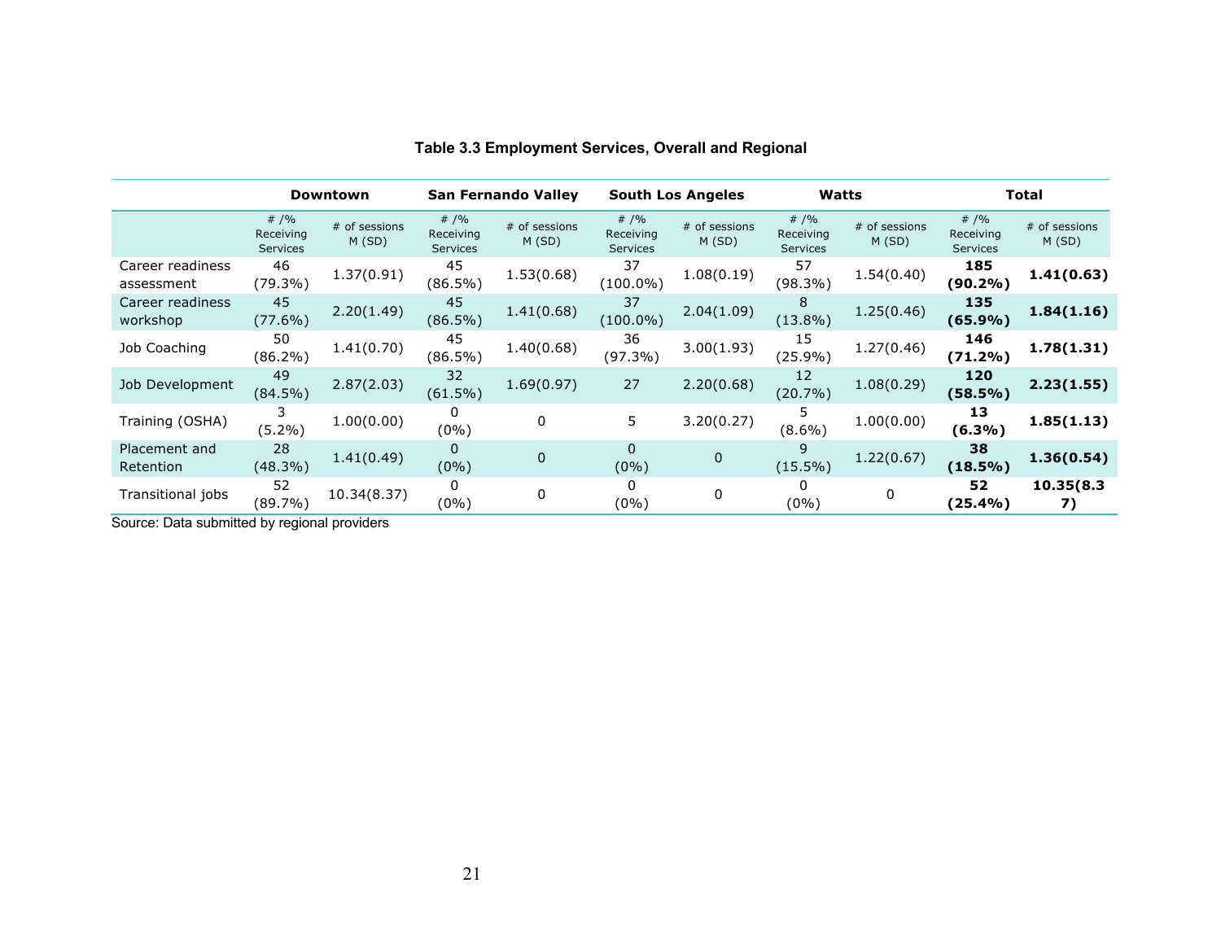**Table 3.3 Employment Services, Overall and Regional**

| | Downtown | | San Fernando Valley | | South Los Angeles | | Watts | | Total | |
|---|---|---|---|---|---|---|---|---|---|---|
| | # /% Receiving Services | # of sessions M (SD) | # /% Receiving Services | # of sessions M (SD) | # /% Receiving Services | # of sessions M (SD) | # /% Receiving Services | # of sessions M (SD) | # /% Receiving Services | # of sessions M (SD) |
| Career readiness assessment | 46 (79.3%) | 1.37(0.91) | 45 (86.5%) | 1.53(0.68) | 37 (100.0%) | 1.08(0.19) | 57 (98.3%) | 1.54(0.40) | **185 (90.2%)** | **1.41(0.63)** |
| Career readiness workshop | 45 (77.6%) | 2.20(1.49) | 45 (86.5%) | 1.41(0.68) | 37 (100.0%) | 2.04(1.09) | 8 (13.8%) | 1.25(0.46) | **135 (65.9%)** | **1.84(1.16)** |
| Job Coaching | 50 (86.2%) | 1.41(0.70) | 45 (86.5%) | 1.40(0.68) | 36 (97.3%) | 3.00(1.93) | 15 (25.9%) | 1.27(0.46) | **146 (71.2%)** | **1.78(1.31)** |
| Job Development | 49 (84.5%) | 2.87(2.03) | 32 (61.5%) | 1.69(0.97) | 27 | 2.20(0.68) | 12 (20.7%) | 1.08(0.29) | **120 (58.5%)** | **2.23(1.55)** |
| Training (OSHA) | 3 (5.2%) | 1.00(0.00) | 0 (0%) | 0 | 5 | 3.20(0.27) | 5 (8.6%) | 1.00(0.00) | **13 (6.3%)** | **1.85(1.13)** |
| Placement and Retention | 28 (48.3%) | 1.41(0.49) | 0 (0%) | 0 | 0 (0%) | 0 | 9 (15.5%) | 1.22(0.67) | **38 (18.5%)** | **1.36(0.54)** |
| Transitional jobs | 52 (89.7%) | 10.34(8.37) | 0 (0%) | 0 | 0 (0%) | 0 | 0 (0%) | 0 | **52 (25.4%)** | **10.35(8.37)** |

Source: Data submitted by regional providers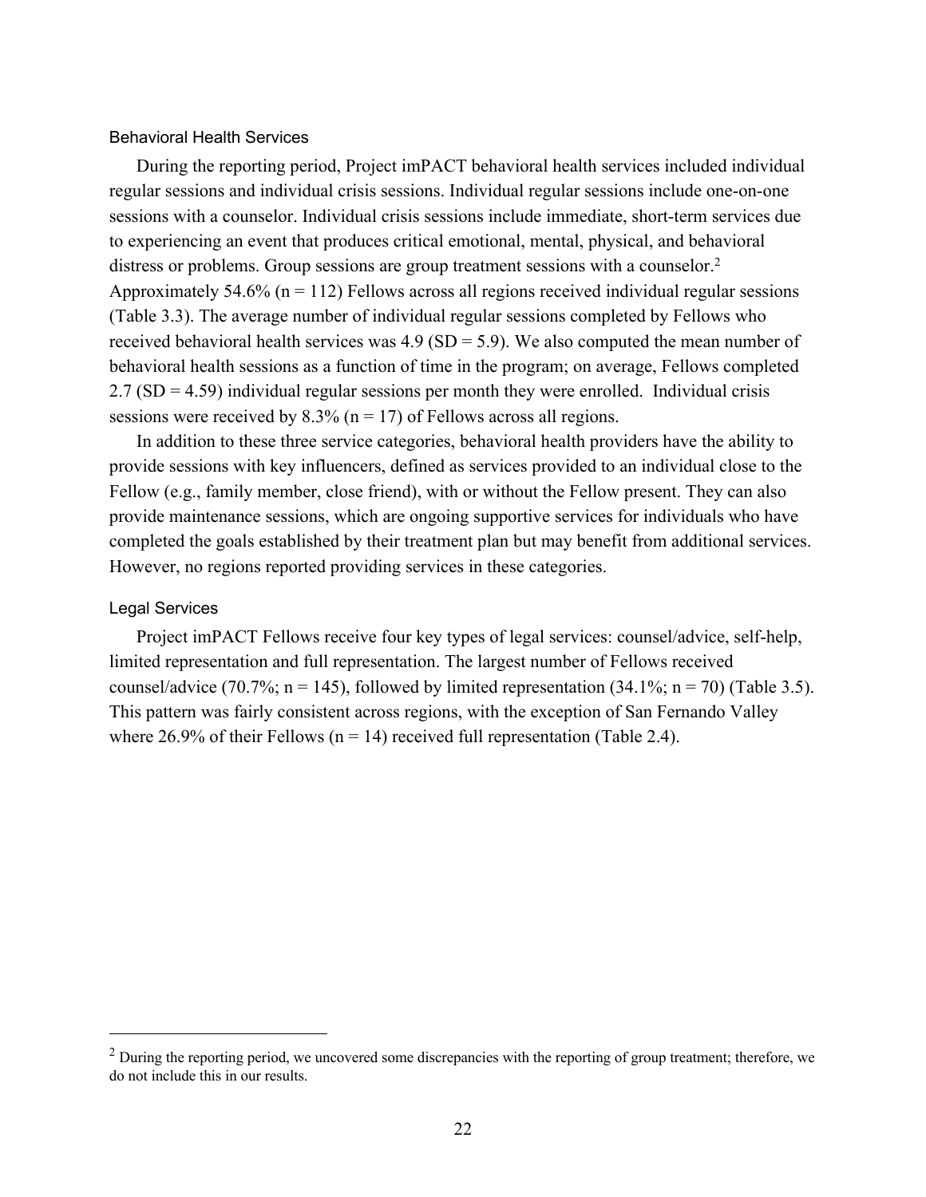### Behavioral Health Services

During the reporting period, Project imPACT behavioral health services included individual regular sessions and individual crisis sessions. Individual regular sessions include one-on-one sessions with a counselor. Individual crisis sessions include immediate, short-term services due to experiencing an event that produces critical emotional, mental, physical, and behavioral distress or problems. Group sessions are group treatment sessions with a counselor.[2] Approximately 54.6% (n = 112) Fellows across all regions received individual regular sessions (Table 3.3). The average number of individual regular sessions completed by Fellows who received behavioral health services was 4.9 (SD = 5.9). We also computed the mean number of behavioral health sessions as a function of time in the program; on average, Fellows completed 2.7 (SD = 4.59) individual regular sessions per month they were enrolled. Individual crisis sessions were received by 8.3% (n = 17) of Fellows across all regions.

In addition to these three service categories, behavioral health providers have the ability to provide sessions with key influencers, defined as services provided to an individual close to the Fellow (e.g., family member, close friend), with or without the Fellow present. They can also provide maintenance sessions, which are ongoing supportive services for individuals who have completed the goals established by their treatment plan but may benefit from additional services. However, no regions reported providing services in these categories.

### Legal Services

Project imPACT Fellows receive four key types of legal services: counsel/advice, self-help, limited representation and full representation. The largest number of Fellows received counsel/advice (70.7%; n = 145), followed by limited representation (34.1%; n = 70) (Table 3.5). This pattern was fairly consistent across regions, with the exception of San Fernando Valley where 26.9% of their Fellows (n = 14) received full representation (Table 2.4).

---

[2] During the reporting period, we uncovered some discrepancies with the reporting of group treatment; therefore, we do not include this in our results.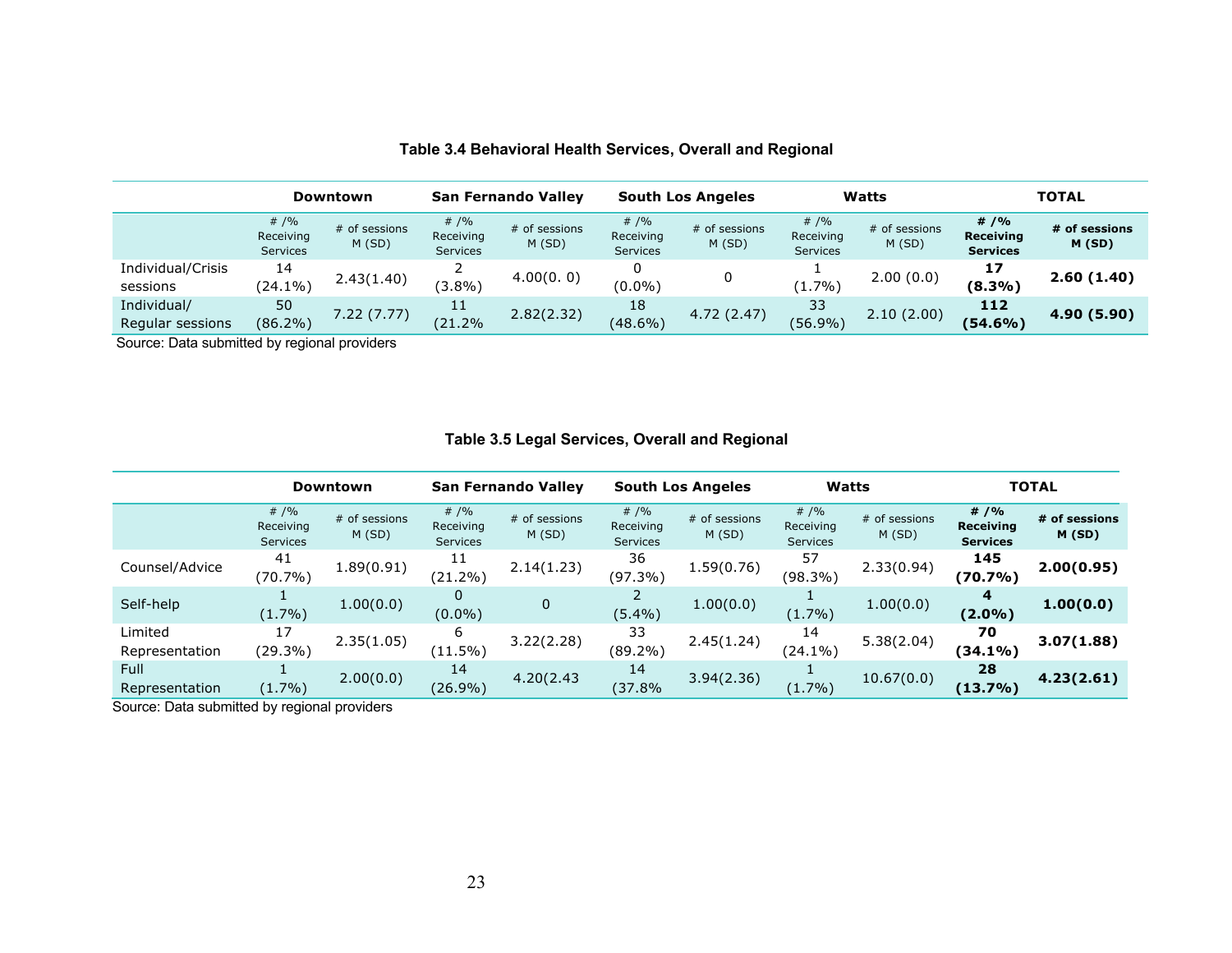**Table 3.4 Behavioral Health Services, Overall and Regional**

| | Downtown | | San Fernando Valley | | South Los Angeles | | Watts | | TOTAL | |
|---|---|---|---|---|---|---|---|---|---|---|
| | # /% Receiving Services | # of sessions M (SD) | # /% Receiving Services | # of sessions M (SD) | # /% Receiving Services | # of sessions M (SD) | # /% Receiving Services | # of sessions M (SD) | **# /% Receiving Services** | **# of sessions M (SD)** |
| Individual/Crisis sessions | 14 (24.1%) | 2.43(1.40) | 2 (3.8%) | 4.00(0. 0) | 0 (0.0%) | 0 | 1 (1.7%) | 2.00 (0.0) | **17 (8.3%)** | **2.60 (1.40)** |
| Individual/ Regular sessions | 50 (86.2%) | 7.22 (7.77) | 11 (21.2% | 2.82(2.32) | 18 (48.6%) | 4.72 (2.47) | 33 (56.9%) | 2.10 (2.00) | **112 (54.6%)** | **4.90 (5.90)** |

Source: Data submitted by regional providers

**Table 3.5 Legal Services, Overall and Regional**

| | Downtown | | San Fernando Valley | | South Los Angeles | | Watts | | TOTAL | |
|---|---|---|---|---|---|---|---|---|---|---|
| | # /% Receiving Services | # of sessions M (SD) | # /% Receiving Services | # of sessions M (SD) | # /% Receiving Services | # of sessions M (SD) | # /% Receiving Services | # of sessions M (SD) | **# /% Receiving Services** | **# of sessions M (SD)** |
| Counsel/Advice | 41 (70.7%) | 1.89(0.91) | 11 (21.2%) | 2.14(1.23) | 36 (97.3%) | 1.59(0.76) | 57 (98.3%) | 2.33(0.94) | **145 (70.7%)** | **2.00(0.95)** |
| Self-help | 1 (1.7%) | 1.00(0.0) | 0 (0.0%) | 0 | 2 (5.4%) | 1.00(0.0) | 1 (1.7%) | 1.00(0.0) | **4 (2.0%)** | **1.00(0.0)** |
| Limited Representation | 17 (29.3%) | 2.35(1.05) | 6 (11.5%) | 3.22(2.28) | 33 (89.2%) | 2.45(1.24) | 14 (24.1%) | 5.38(2.04) | **70 (34.1%)** | **3.07(1.88)** |
| Full Representation | 1 (1.7%) | 2.00(0.0) | 14 (26.9%) | 4.20(2.43 | 14 (37.8% | 3.94(2.36) | 1 (1.7%) | 10.67(0.0) | **28 (13.7%)** | **4.23(2.61)** |

Source: Data submitted by regional providers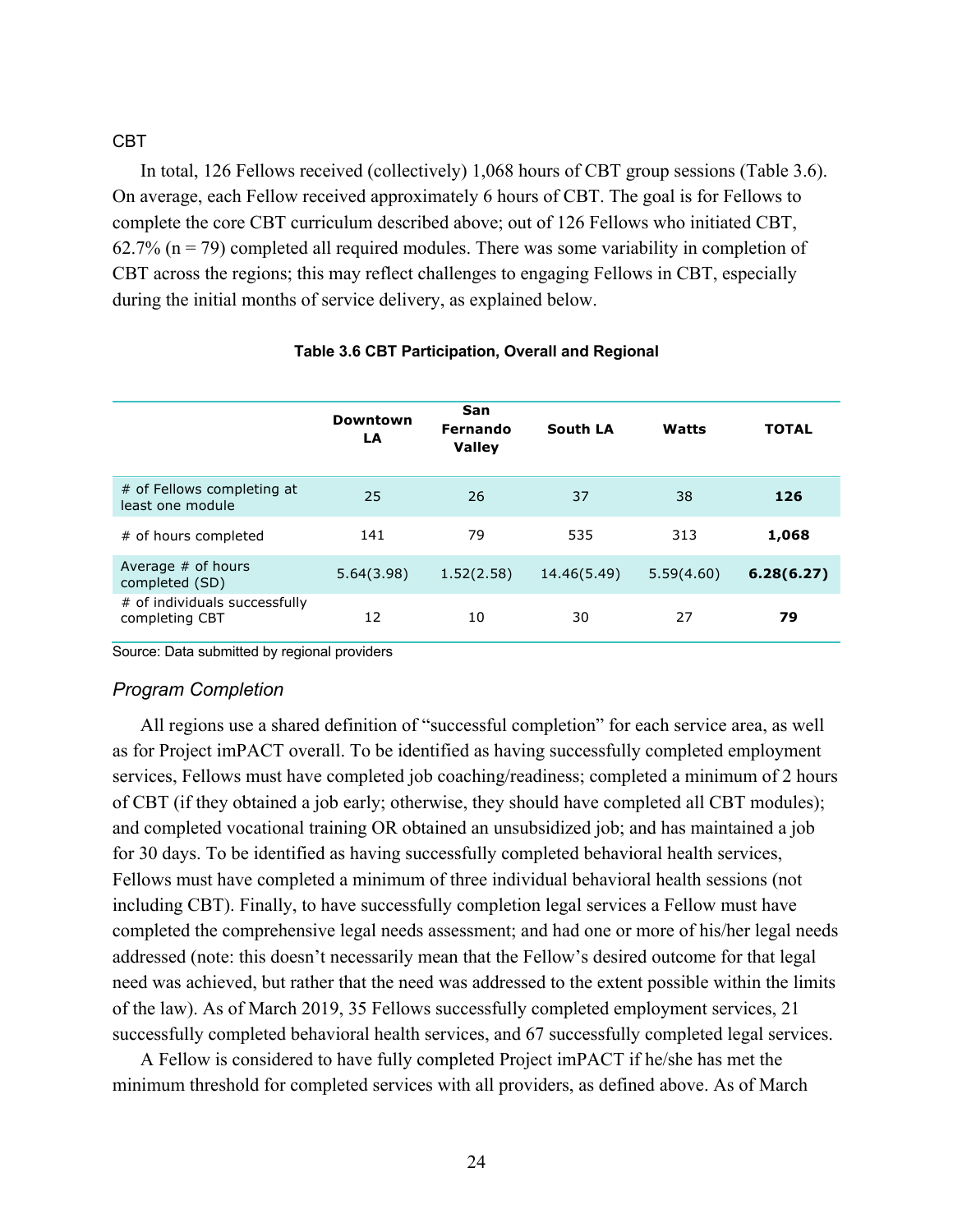CBT

In total, 126 Fellows received (collectively) 1,068 hours of CBT group sessions (Table 3.6). On average, each Fellow received approximately 6 hours of CBT. The goal is for Fellows to complete the core CBT curriculum described above; out of 126 Fellows who initiated CBT, 62.7% (n = 79) completed all required modules. There was some variability in completion of CBT across the regions; this may reflect challenges to engaging Fellows in CBT, especially during the initial months of service delivery, as explained below.

**Table 3.6 CBT Participation, Overall and Regional**

| | Downtown LA | San Fernando Valley | South LA | Watts | TOTAL |
|---|---|---|---|---|---|
| # of Fellows completing at least one module | 25 | 26 | 37 | 38 | **126** |
| # of hours completed | 141 | 79 | 535 | 313 | **1,068** |
| Average # of hours completed (SD) | 5.64(3.98) | 1.52(2.58) | 14.46(5.49) | 5.59(4.60) | **6.28(6.27)** |
| # of individuals successfully completing CBT | 12 | 10 | 30 | 27 | **79** |

Source: Data submitted by regional providers

### *Program Completion*

All regions use a shared definition of "successful completion" for each service area, as well as for Project imPACT overall. To be identified as having successfully completed employment services, Fellows must have completed job coaching/readiness; completed a minimum of 2 hours of CBT (if they obtained a job early; otherwise, they should have completed all CBT modules); and completed vocational training OR obtained an unsubsidized job; and has maintained a job for 30 days. To be identified as having successfully completed behavioral health services, Fellows must have completed a minimum of three individual behavioral health sessions (not including CBT). Finally, to have successfully completion legal services a Fellow must have completed the comprehensive legal needs assessment; and had one or more of his/her legal needs addressed (note: this doesn't necessarily mean that the Fellow's desired outcome for that legal need was achieved, but rather that the need was addressed to the extent possible within the limits of the law). As of March 2019, 35 Fellows successfully completed employment services, 21 successfully completed behavioral health services, and 67 successfully completed legal services.

A Fellow is considered to have fully completed Project imPACT if he/she has met the minimum threshold for completed services with all providers, as defined above. As of March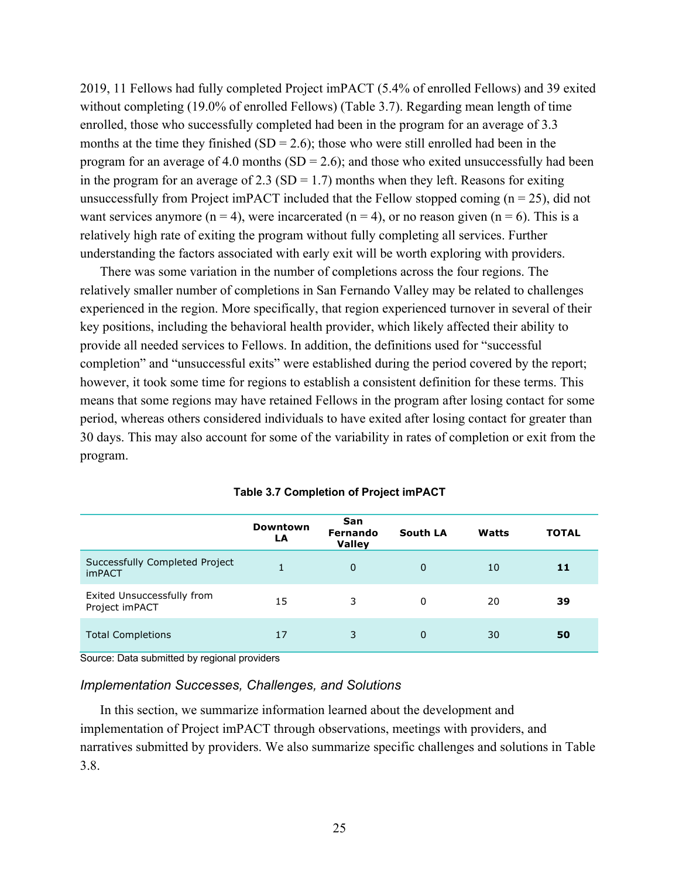2019, 11 Fellows had fully completed Project imPACT (5.4% of enrolled Fellows) and 39 exited without completing (19.0% of enrolled Fellows) (Table 3.7). Regarding mean length of time enrolled, those who successfully completed had been in the program for an average of 3.3 months at the time they finished (SD = 2.6); those who were still enrolled had been in the program for an average of 4.0 months (SD = 2.6); and those who exited unsuccessfully had been in the program for an average of 2.3 (SD = 1.7) months when they left. Reasons for exiting unsuccessfully from Project imPACT included that the Fellow stopped coming (n = 25), did not want services anymore (n = 4), were incarcerated (n = 4), or no reason given (n = 6). This is a relatively high rate of exiting the program without fully completing all services. Further understanding the factors associated with early exit will be worth exploring with providers.

There was some variation in the number of completions across the four regions. The relatively smaller number of completions in San Fernando Valley may be related to challenges experienced in the region. More specifically, that region experienced turnover in several of their key positions, including the behavioral health provider, which likely affected their ability to provide all needed services to Fellows. In addition, the definitions used for "successful completion" and "unsuccessful exits" were established during the period covered by the report; however, it took some time for regions to establish a consistent definition for these terms. This means that some regions may have retained Fellows in the program after losing contact for some period, whereas others considered individuals to have exited after losing contact for greater than 30 days. This may also account for some of the variability in rates of completion or exit from the program.

**Table 3.7 Completion of Project imPACT**

| | Downtown LA | San Fernando Valley | South LA | Watts | TOTAL |
|---|---|---|---|---|---|
| Successfully Completed Project imPACT | 1 | 0 | 0 | 10 | **11** |
| Exited Unsuccessfully from Project imPACT | 15 | 3 | 0 | 20 | **39** |
| Total Completions | 17 | 3 | 0 | 30 | **50** |

Source: Data submitted by regional providers

### *Implementation Successes, Challenges, and Solutions*

In this section, we summarize information learned about the development and implementation of Project imPACT through observations, meetings with providers, and narratives submitted by providers. We also summarize specific challenges and solutions in Table 3.8.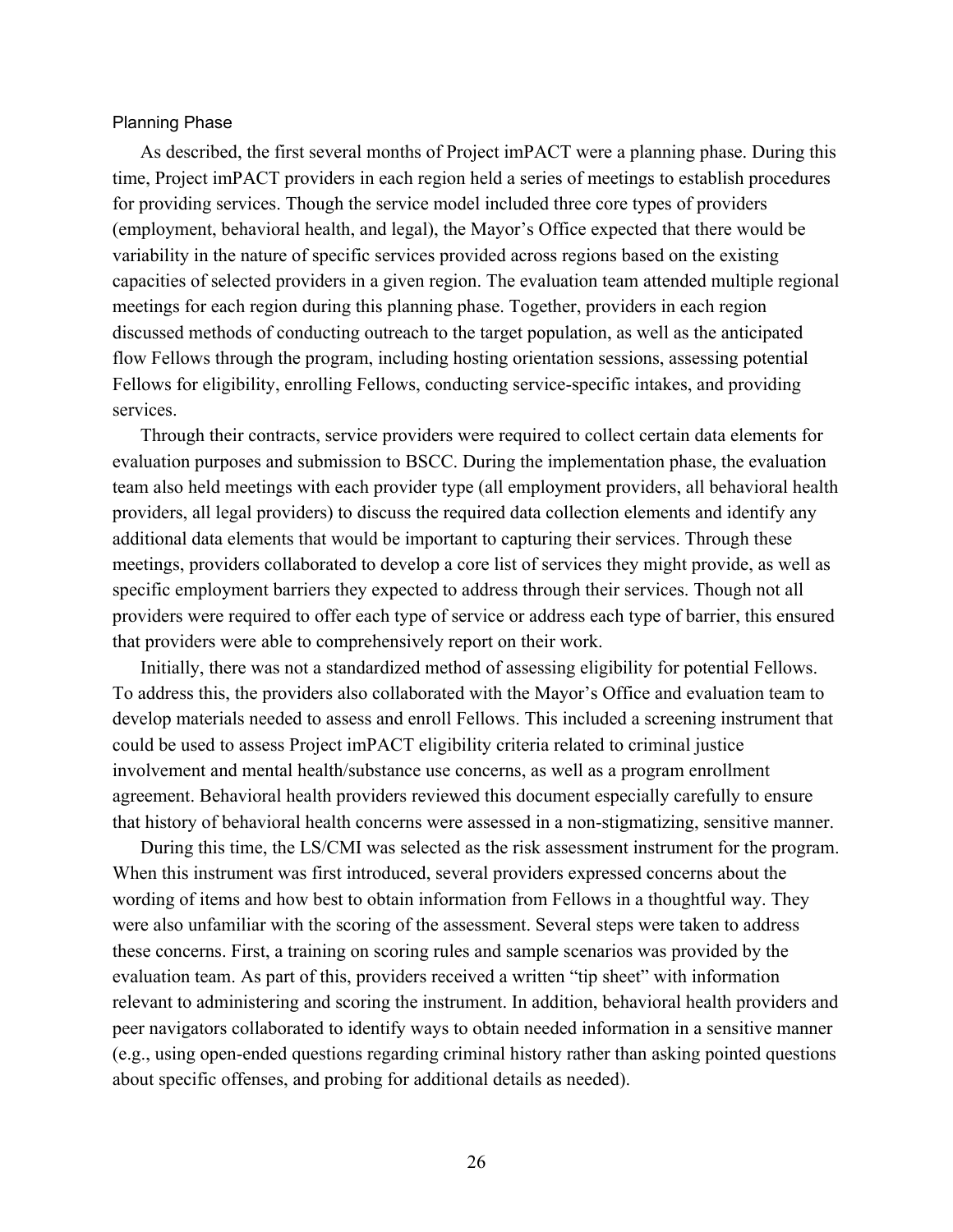### Planning Phase

As described, the first several months of Project imPACT were a planning phase. During this time, Project imPACT providers in each region held a series of meetings to establish procedures for providing services. Though the service model included three core types of providers (employment, behavioral health, and legal), the Mayor's Office expected that there would be variability in the nature of specific services provided across regions based on the existing capacities of selected providers in a given region. The evaluation team attended multiple regional meetings for each region during this planning phase. Together, providers in each region discussed methods of conducting outreach to the target population, as well as the anticipated flow Fellows through the program, including hosting orientation sessions, assessing potential Fellows for eligibility, enrolling Fellows, conducting service-specific intakes, and providing services.

Through their contracts, service providers were required to collect certain data elements for evaluation purposes and submission to BSCC. During the implementation phase, the evaluation team also held meetings with each provider type (all employment providers, all behavioral health providers, all legal providers) to discuss the required data collection elements and identify any additional data elements that would be important to capturing their services. Through these meetings, providers collaborated to develop a core list of services they might provide, as well as specific employment barriers they expected to address through their services. Though not all providers were required to offer each type of service or address each type of barrier, this ensured that providers were able to comprehensively report on their work.

Initially, there was not a standardized method of assessing eligibility for potential Fellows. To address this, the providers also collaborated with the Mayor's Office and evaluation team to develop materials needed to assess and enroll Fellows. This included a screening instrument that could be used to assess Project imPACT eligibility criteria related to criminal justice involvement and mental health/substance use concerns, as well as a program enrollment agreement. Behavioral health providers reviewed this document especially carefully to ensure that history of behavioral health concerns were assessed in a non-stigmatizing, sensitive manner.

During this time, the LS/CMI was selected as the risk assessment instrument for the program. When this instrument was first introduced, several providers expressed concerns about the wording of items and how best to obtain information from Fellows in a thoughtful way. They were also unfamiliar with the scoring of the assessment. Several steps were taken to address these concerns. First, a training on scoring rules and sample scenarios was provided by the evaluation team. As part of this, providers received a written "tip sheet" with information relevant to administering and scoring the instrument. In addition, behavioral health providers and peer navigators collaborated to identify ways to obtain needed information in a sensitive manner (e.g., using open-ended questions regarding criminal history rather than asking pointed questions about specific offenses, and probing for additional details as needed).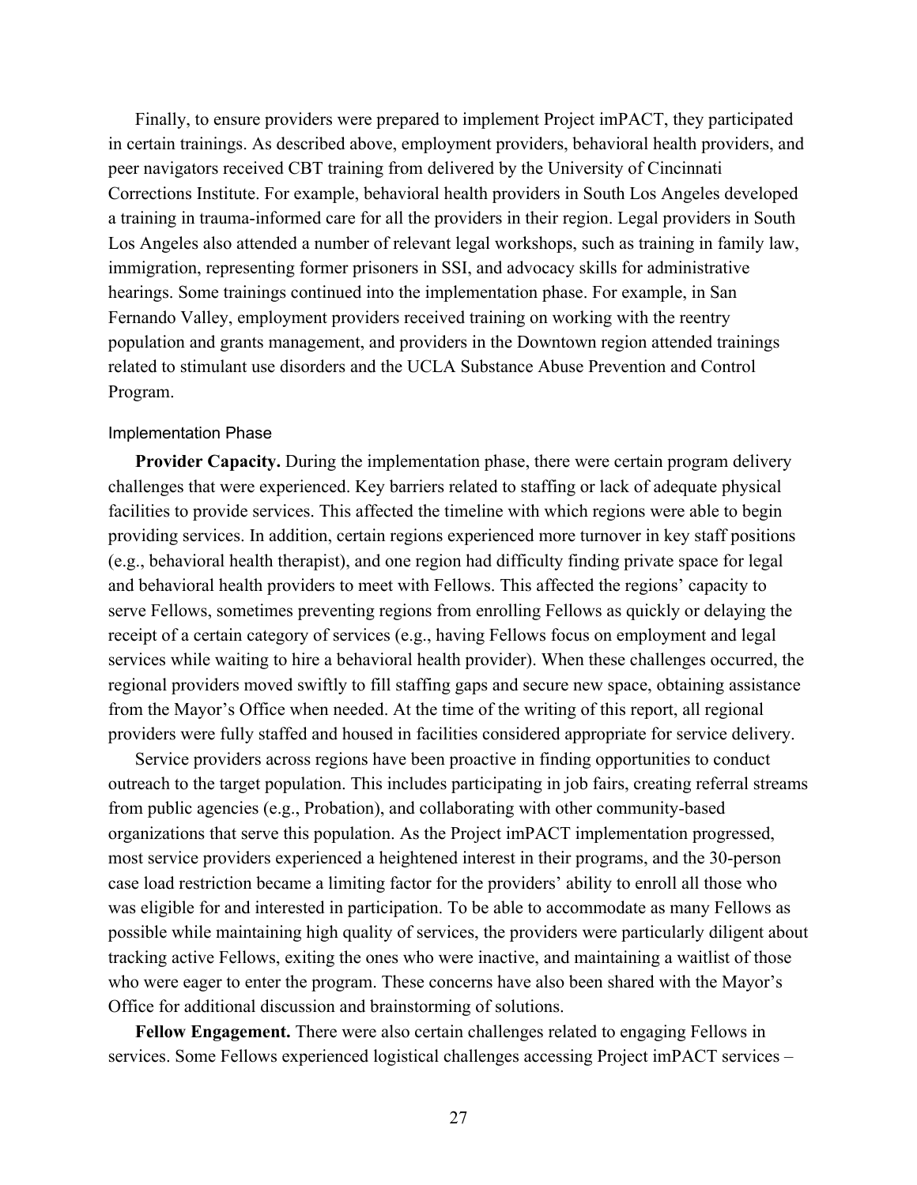Finally, to ensure providers were prepared to implement Project imPACT, they participated in certain trainings. As described above, employment providers, behavioral health providers, and peer navigators received CBT training from delivered by the University of Cincinnati Corrections Institute. For example, behavioral health providers in South Los Angeles developed a training in trauma-informed care for all the providers in their region. Legal providers in South Los Angeles also attended a number of relevant legal workshops, such as training in family law, immigration, representing former prisoners in SSI, and advocacy skills for administrative hearings. Some trainings continued into the implementation phase. For example, in San Fernando Valley, employment providers received training on working with the reentry population and grants management, and providers in the Downtown region attended trainings related to stimulant use disorders and the UCLA Substance Abuse Prevention and Control Program.

#### Implementation Phase

**Provider Capacity.** During the implementation phase, there were certain program delivery challenges that were experienced. Key barriers related to staffing or lack of adequate physical facilities to provide services. This affected the timeline with which regions were able to begin providing services. In addition, certain regions experienced more turnover in key staff positions (e.g., behavioral health therapist), and one region had difficulty finding private space for legal and behavioral health providers to meet with Fellows. This affected the regions' capacity to serve Fellows, sometimes preventing regions from enrolling Fellows as quickly or delaying the receipt of a certain category of services (e.g., having Fellows focus on employment and legal services while waiting to hire a behavioral health provider). When these challenges occurred, the regional providers moved swiftly to fill staffing gaps and secure new space, obtaining assistance from the Mayor's Office when needed. At the time of the writing of this report, all regional providers were fully staffed and housed in facilities considered appropriate for service delivery.

Service providers across regions have been proactive in finding opportunities to conduct outreach to the target population. This includes participating in job fairs, creating referral streams from public agencies (e.g., Probation), and collaborating with other community-based organizations that serve this population. As the Project imPACT implementation progressed, most service providers experienced a heightened interest in their programs, and the 30-person case load restriction became a limiting factor for the providers' ability to enroll all those who was eligible for and interested in participation. To be able to accommodate as many Fellows as possible while maintaining high quality of services, the providers were particularly diligent about tracking active Fellows, exiting the ones who were inactive, and maintaining a waitlist of those who were eager to enter the program. These concerns have also been shared with the Mayor's Office for additional discussion and brainstorming of solutions.

**Fellow Engagement.** There were also certain challenges related to engaging Fellows in services. Some Fellows experienced logistical challenges accessing Project imPACT services –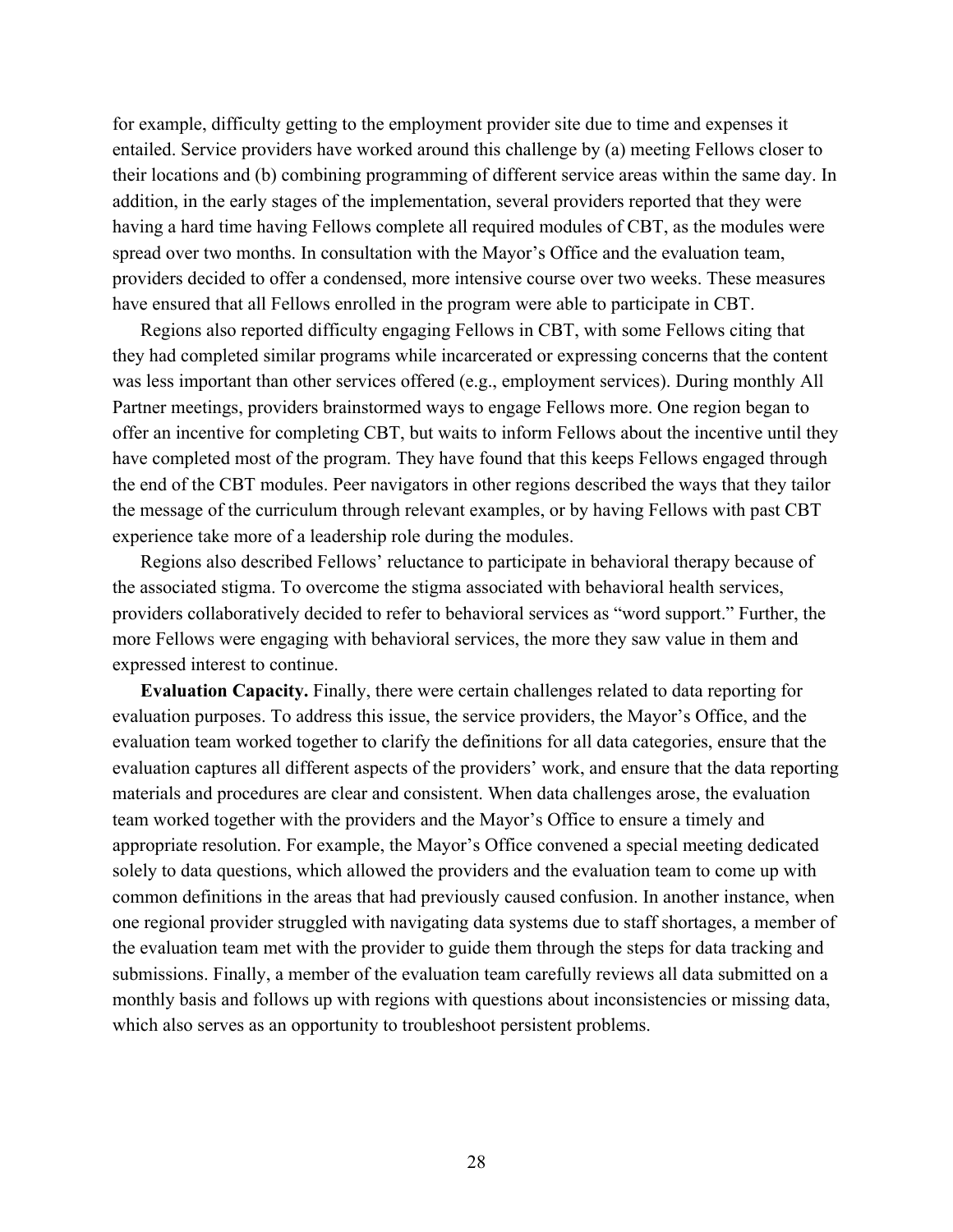for example, difficulty getting to the employment provider site due to time and expenses it entailed. Service providers have worked around this challenge by (a) meeting Fellows closer to their locations and (b) combining programming of different service areas within the same day. In addition, in the early stages of the implementation, several providers reported that they were having a hard time having Fellows complete all required modules of CBT, as the modules were spread over two months. In consultation with the Mayor's Office and the evaluation team, providers decided to offer a condensed, more intensive course over two weeks. These measures have ensured that all Fellows enrolled in the program were able to participate in CBT.

Regions also reported difficulty engaging Fellows in CBT, with some Fellows citing that they had completed similar programs while incarcerated or expressing concerns that the content was less important than other services offered (e.g., employment services). During monthly All Partner meetings, providers brainstormed ways to engage Fellows more. One region began to offer an incentive for completing CBT, but waits to inform Fellows about the incentive until they have completed most of the program. They have found that this keeps Fellows engaged through the end of the CBT modules. Peer navigators in other regions described the ways that they tailor the message of the curriculum through relevant examples, or by having Fellows with past CBT experience take more of a leadership role during the modules.

Regions also described Fellows' reluctance to participate in behavioral therapy because of the associated stigma. To overcome the stigma associated with behavioral health services, providers collaboratively decided to refer to behavioral services as "word support." Further, the more Fellows were engaging with behavioral services, the more they saw value in them and expressed interest to continue.

**Evaluation Capacity.** Finally, there were certain challenges related to data reporting for evaluation purposes. To address this issue, the service providers, the Mayor's Office, and the evaluation team worked together to clarify the definitions for all data categories, ensure that the evaluation captures all different aspects of the providers' work, and ensure that the data reporting materials and procedures are clear and consistent. When data challenges arose, the evaluation team worked together with the providers and the Mayor's Office to ensure a timely and appropriate resolution. For example, the Mayor's Office convened a special meeting dedicated solely to data questions, which allowed the providers and the evaluation team to come up with common definitions in the areas that had previously caused confusion. In another instance, when one regional provider struggled with navigating data systems due to staff shortages, a member of the evaluation team met with the provider to guide them through the steps for data tracking and submissions. Finally, a member of the evaluation team carefully reviews all data submitted on a monthly basis and follows up with regions with questions about inconsistencies or missing data, which also serves as an opportunity to troubleshoot persistent problems.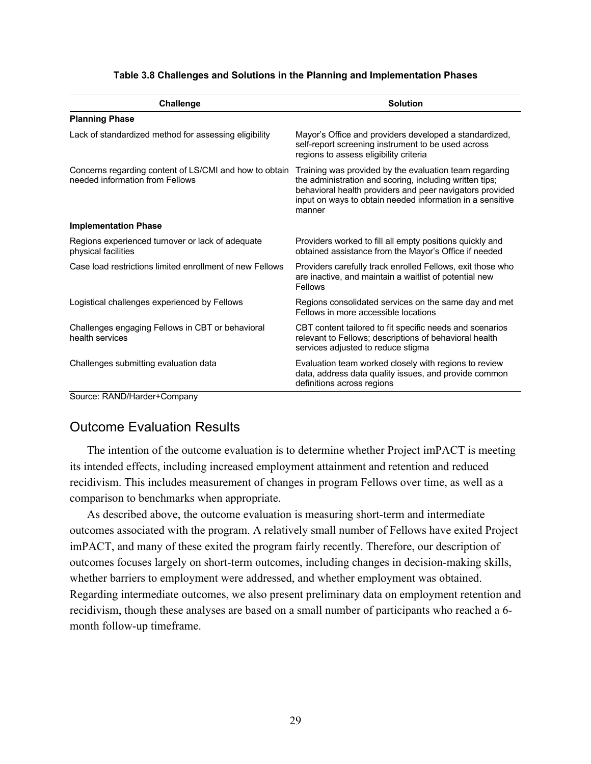**Table 3.8 Challenges and Solutions in the Planning and Implementation Phases**

| Challenge | Solution |
|---|---|
| **Planning Phase** | |
| Lack of standardized method for assessing eligibility | Mayor's Office and providers developed a standardized, self-report screening instrument to be used across regions to assess eligibility criteria |
| Concerns regarding content of LS/CMI and how to obtain needed information from Fellows | Training was provided by the evaluation team regarding the administration and scoring, including written tips; behavioral health providers and peer navigators provided input on ways to obtain needed information in a sensitive manner |
| **Implementation Phase** | |
| Regions experienced turnover or lack of adequate physical facilities | Providers worked to fill all empty positions quickly and obtained assistance from the Mayor's Office if needed |
| Case load restrictions limited enrollment of new Fellows | Providers carefully track enrolled Fellows, exit those who are inactive, and maintain a waitlist of potential new Fellows |
| Logistical challenges experienced by Fellows | Regions consolidated services on the same day and met Fellows in more accessible locations |
| Challenges engaging Fellows in CBT or behavioral health services | CBT content tailored to fit specific needs and scenarios relevant to Fellows; descriptions of behavioral health services adjusted to reduce stigma |
| Challenges submitting evaluation data | Evaluation team worked closely with regions to review data, address data quality issues, and provide common definitions across regions |

Source: RAND/Harder+Company

## Outcome Evaluation Results

The intention of the outcome evaluation is to determine whether Project imPACT is meeting its intended effects, including increased employment attainment and retention and reduced recidivism. This includes measurement of changes in program Fellows over time, as well as a comparison to benchmarks when appropriate.

As described above, the outcome evaluation is measuring short-term and intermediate outcomes associated with the program. A relatively small number of Fellows have exited Project imPACT, and many of these exited the program fairly recently. Therefore, our description of outcomes focuses largely on short-term outcomes, including changes in decision-making skills, whether barriers to employment were addressed, and whether employment was obtained. Regarding intermediate outcomes, we also present preliminary data on employment retention and recidivism, though these analyses are based on a small number of participants who reached a 6-month follow-up timeframe.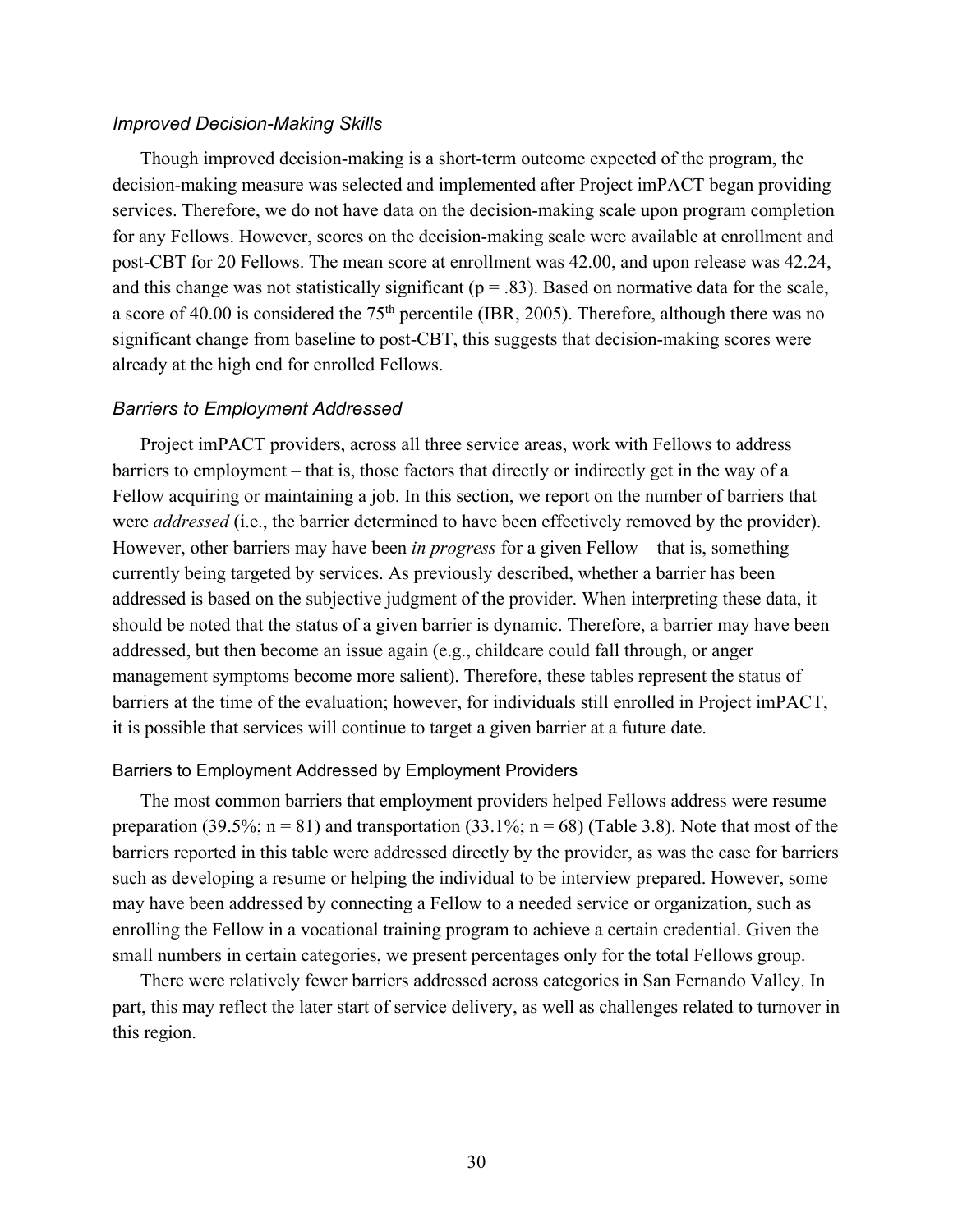### *Improved Decision-Making Skills*

Though improved decision-making is a short-term outcome expected of the program, the decision-making measure was selected and implemented after Project imPACT began providing services. Therefore, we do not have data on the decision-making scale upon program completion for any Fellows. However, scores on the decision-making scale were available at enrollment and post-CBT for 20 Fellows. The mean score at enrollment was 42.00, and upon release was 42.24, and this change was not statistically significant ($p = .83$). Based on normative data for the scale, a score of 40.00 is considered the 75th percentile (IBR, 2005). Therefore, although there was no significant change from baseline to post-CBT, this suggests that decision-making scores were already at the high end for enrolled Fellows.

### *Barriers to Employment Addressed*

Project imPACT providers, across all three service areas, work with Fellows to address barriers to employment – that is, those factors that directly or indirectly get in the way of a Fellow acquiring or maintaining a job. In this section, we report on the number of barriers that were *addressed* (i.e., the barrier determined to have been effectively removed by the provider). However, other barriers may have been *in progress* for a given Fellow – that is, something currently being targeted by services. As previously described, whether a barrier has been addressed is based on the subjective judgment of the provider. When interpreting these data, it should be noted that the status of a given barrier is dynamic. Therefore, a barrier may have been addressed, but then become an issue again (e.g., childcare could fall through, or anger management symptoms become more salient). Therefore, these tables represent the status of barriers at the time of the evaluation; however, for individuals still enrolled in Project imPACT, it is possible that services will continue to target a given barrier at a future date.

#### Barriers to Employment Addressed by Employment Providers

The most common barriers that employment providers helped Fellows address were resume preparation (39.5%; $n = 81$) and transportation (33.1%; $n = 68$) (Table 3.8). Note that most of the barriers reported in this table were addressed directly by the provider, as was the case for barriers such as developing a resume or helping the individual to be interview prepared. However, some may have been addressed by connecting a Fellow to a needed service or organization, such as enrolling the Fellow in a vocational training program to achieve a certain credential. Given the small numbers in certain categories, we present percentages only for the total Fellows group.

There were relatively fewer barriers addressed across categories in San Fernando Valley. In part, this may reflect the later start of service delivery, as well as challenges related to turnover in this region.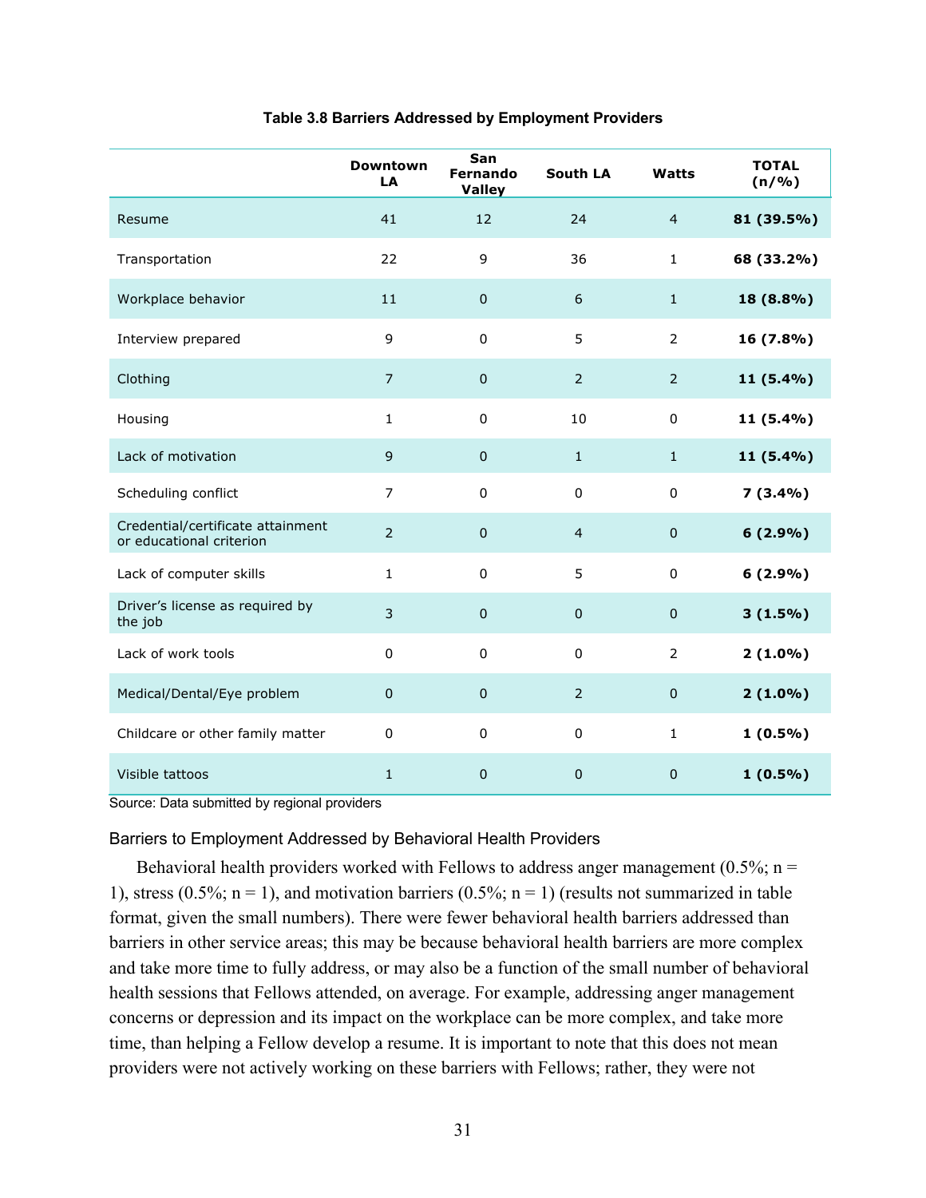**Table 3.8 Barriers Addressed by Employment Providers**

| | Downtown LA | San Fernando Valley | South LA | Watts | TOTAL (n/%) |
|---|---|---|---|---|---|
| Resume | 41 | 12 | 24 | 4 | **81 (39.5%)** |
| Transportation | 22 | 9 | 36 | 1 | **68 (33.2%)** |
| Workplace behavior | 11 | 0 | 6 | 1 | **18 (8.8%)** |
| Interview prepared | 9 | 0 | 5 | 2 | **16 (7.8%)** |
| Clothing | 7 | 0 | 2 | 2 | **11 (5.4%)** |
| Housing | 1 | 0 | 10 | 0 | **11 (5.4%)** |
| Lack of motivation | 9 | 0 | 1 | 1 | **11 (5.4%)** |
| Scheduling conflict | 7 | 0 | 0 | 0 | **7 (3.4%)** |
| Credential/certificate attainment or educational criterion | 2 | 0 | 4 | 0 | **6 (2.9%)** |
| Lack of computer skills | 1 | 0 | 5 | 0 | **6 (2.9%)** |
| Driver's license as required by the job | 3 | 0 | 0 | 0 | **3 (1.5%)** |
| Lack of work tools | 0 | 0 | 0 | 2 | **2 (1.0%)** |
| Medical/Dental/Eye problem | 0 | 0 | 2 | 0 | **2 (1.0%)** |
| Childcare or other family matter | 0 | 0 | 0 | 1 | **1 (0.5%)** |
| Visible tattoos | 1 | 0 | 0 | 0 | **1 (0.5%)** |

Source: Data submitted by regional providers

### Barriers to Employment Addressed by Behavioral Health Providers

Behavioral health providers worked with Fellows to address anger management (0.5%; n = 1), stress (0.5%; n = 1), and motivation barriers (0.5%; n = 1) (results not summarized in table format, given the small numbers). There were fewer behavioral health barriers addressed than barriers in other service areas; this may be because behavioral health barriers are more complex and take more time to fully address, or may also be a function of the small number of behavioral health sessions that Fellows attended, on average. For example, addressing anger management concerns or depression and its impact on the workplace can be more complex, and take more time, than helping a Fellow develop a resume. It is important to note that this does not mean providers were not actively working on these barriers with Fellows; rather, they were not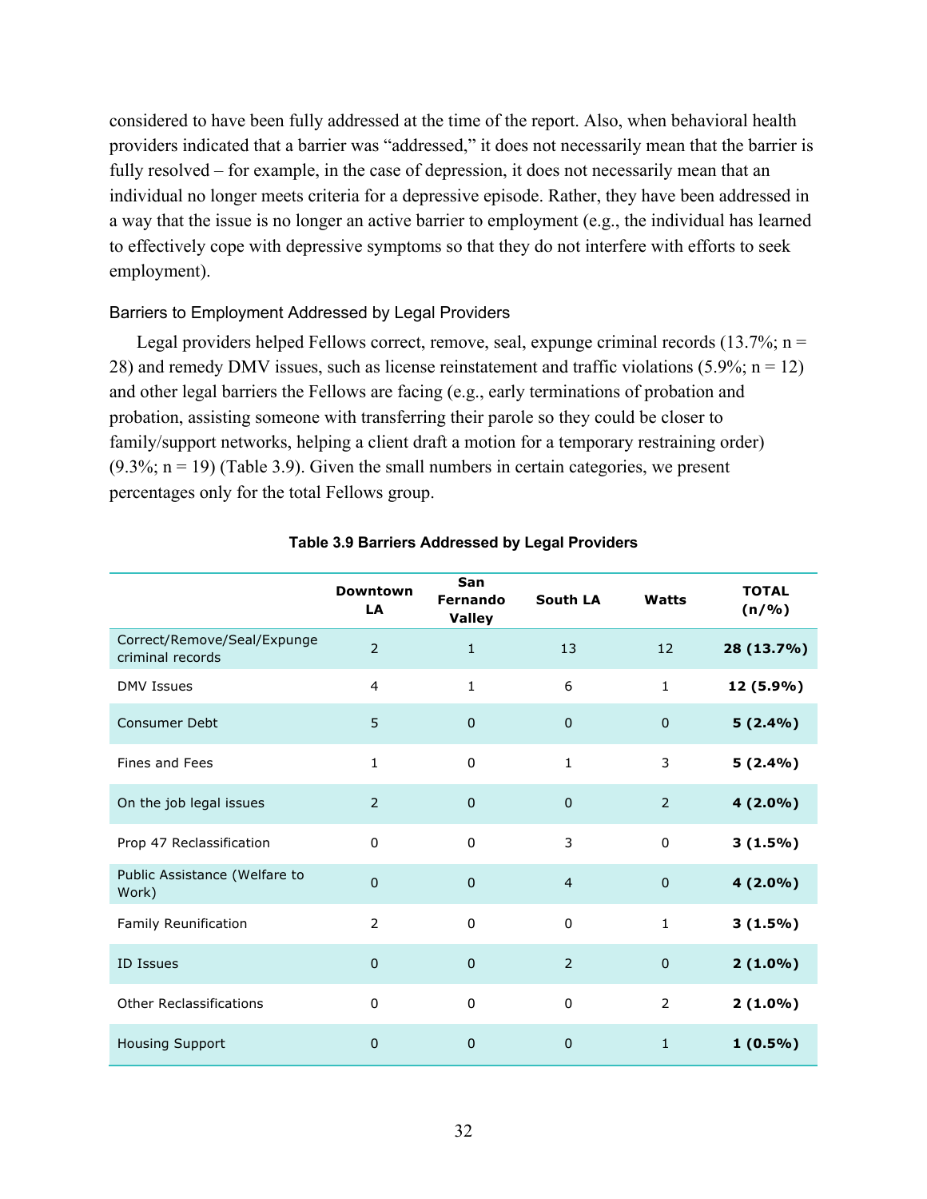considered to have been fully addressed at the time of the report. Also, when behavioral health providers indicated that a barrier was "addressed," it does not necessarily mean that the barrier is fully resolved – for example, in the case of depression, it does not necessarily mean that an individual no longer meets criteria for a depressive episode. Rather, they have been addressed in a way that the issue is no longer an active barrier to employment (e.g., the individual has learned to effectively cope with depressive symptoms so that they do not interfere with efforts to seek employment).

### Barriers to Employment Addressed by Legal Providers

Legal providers helped Fellows correct, remove, seal, expunge criminal records (13.7%; n = 28) and remedy DMV issues, such as license reinstatement and traffic violations (5.9%; n = 12) and other legal barriers the Fellows are facing (e.g., early terminations of probation and probation, assisting someone with transferring their parole so they could be closer to family/support networks, helping a client draft a motion for a temporary restraining order) (9.3%; n = 19) (Table 3.9). Given the small numbers in certain categories, we present percentages only for the total Fellows group.

**Table 3.9 Barriers Addressed by Legal Providers**

| | Downtown LA | San Fernando Valley | South LA | Watts | TOTAL (n/%) |
|---|---|---|---|---|---|
| Correct/Remove/Seal/Expunge criminal records | 2 | 1 | 13 | 12 | **28 (13.7%)** |
| DMV Issues | 4 | 1 | 6 | 1 | **12 (5.9%)** |
| Consumer Debt | 5 | 0 | 0 | 0 | **5 (2.4%)** |
| Fines and Fees | 1 | 0 | 1 | 3 | **5 (2.4%)** |
| On the job legal issues | 2 | 0 | 0 | 2 | **4 (2.0%)** |
| Prop 47 Reclassification | 0 | 0 | 3 | 0 | **3 (1.5%)** |
| Public Assistance (Welfare to Work) | 0 | 0 | 4 | 0 | **4 (2.0%)** |
| Family Reunification | 2 | 0 | 0 | 1 | **3 (1.5%)** |
| ID Issues | 0 | 0 | 2 | 0 | **2 (1.0%)** |
| Other Reclassifications | 0 | 0 | 0 | 2 | **2 (1.0%)** |
| Housing Support | 0 | 0 | 0 | 1 | **1 (0.5%)** |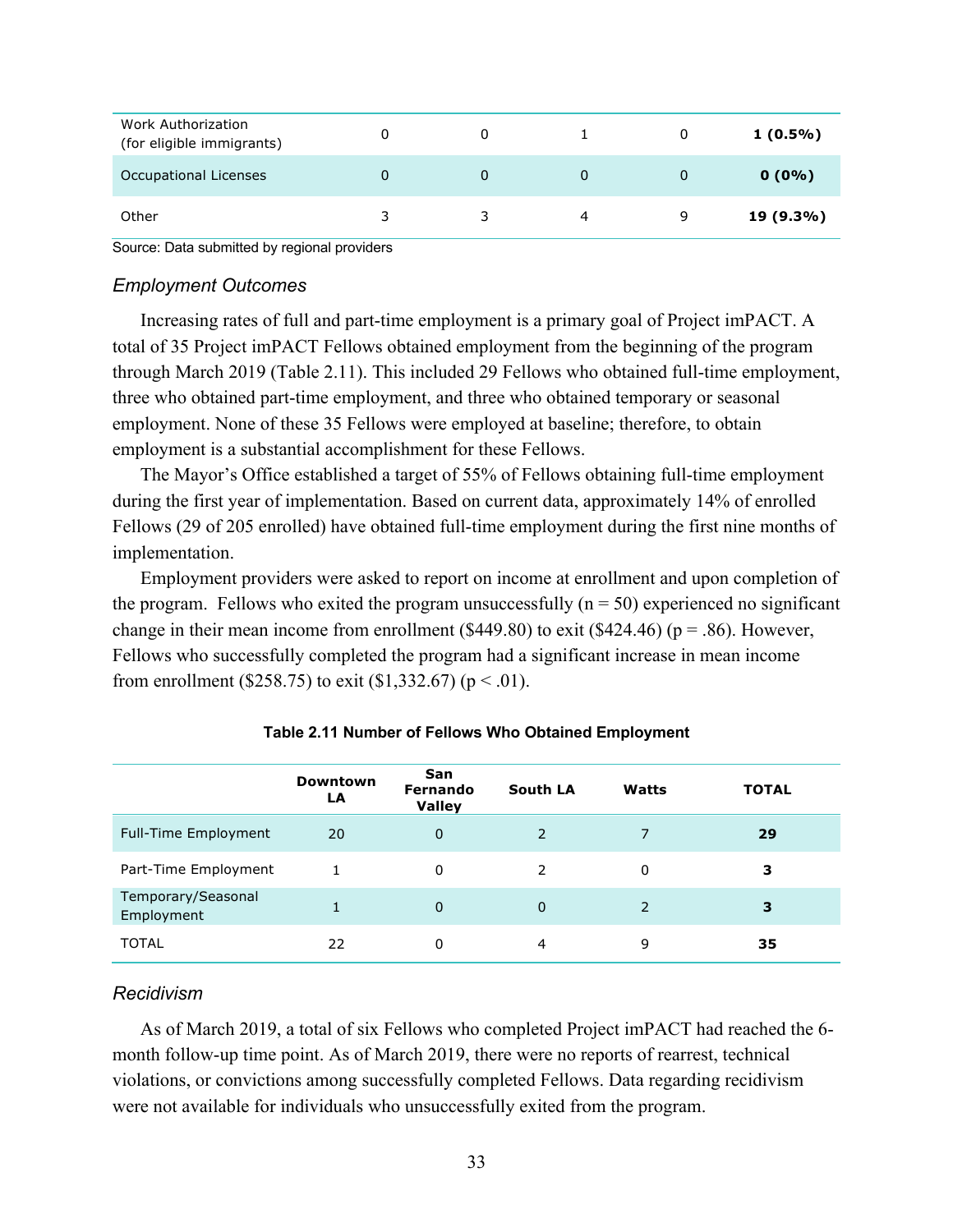| | | | | | |
|---|---|---|---|---|---|
| Work Authorization (for eligible immigrants) | 0 | 0 | 1 | 0 | **1 (0.5%)** |
| Occupational Licenses | 0 | 0 | 0 | 0 | **0 (0%)** |
| Other | 3 | 3 | 4 | 9 | **19 (9.3%)** |

Source: Data submitted by regional providers

### *Employment Outcomes*

Increasing rates of full and part-time employment is a primary goal of Project imPACT. A total of 35 Project imPACT Fellows obtained employment from the beginning of the program through March 2019 (Table 2.11). This included 29 Fellows who obtained full-time employment, three who obtained part-time employment, and three who obtained temporary or seasonal employment. None of these 35 Fellows were employed at baseline; therefore, to obtain employment is a substantial accomplishment for these Fellows.

The Mayor's Office established a target of 55% of Fellows obtaining full-time employment during the first year of implementation. Based on current data, approximately 14% of enrolled Fellows (29 of 205 enrolled) have obtained full-time employment during the first nine months of implementation.

Employment providers were asked to report on income at enrollment and upon completion of the program. Fellows who exited the program unsuccessfully ($n = 50$) experienced no significant change in their mean income from enrollment ($449.80) to exit ($424.46) ($p = .86$). However, Fellows who successfully completed the program had a significant increase in mean income from enrollment ($258.75) to exit ($1,332.67) ($p < .01$).

**Table 2.11 Number of Fellows Who Obtained Employment**

| | Downtown LA | San Fernando Valley | South LA | Watts | TOTAL |
|---|---|---|---|---|---|
| Full-Time Employment | 20 | 0 | 2 | 7 | **29** |
| Part-Time Employment | 1 | 0 | 2 | 0 | **3** |
| Temporary/Seasonal Employment | 1 | 0 | 0 | 2 | **3** |
| TOTAL | 22 | 0 | 4 | 9 | **35** |

### *Recidivism*

As of March 2019, a total of six Fellows who completed Project imPACT had reached the 6-month follow-up time point. As of March 2019, there were no reports of rearrest, technical violations, or convictions among successfully completed Fellows. Data regarding recidivism were not available for individuals who unsuccessfully exited from the program.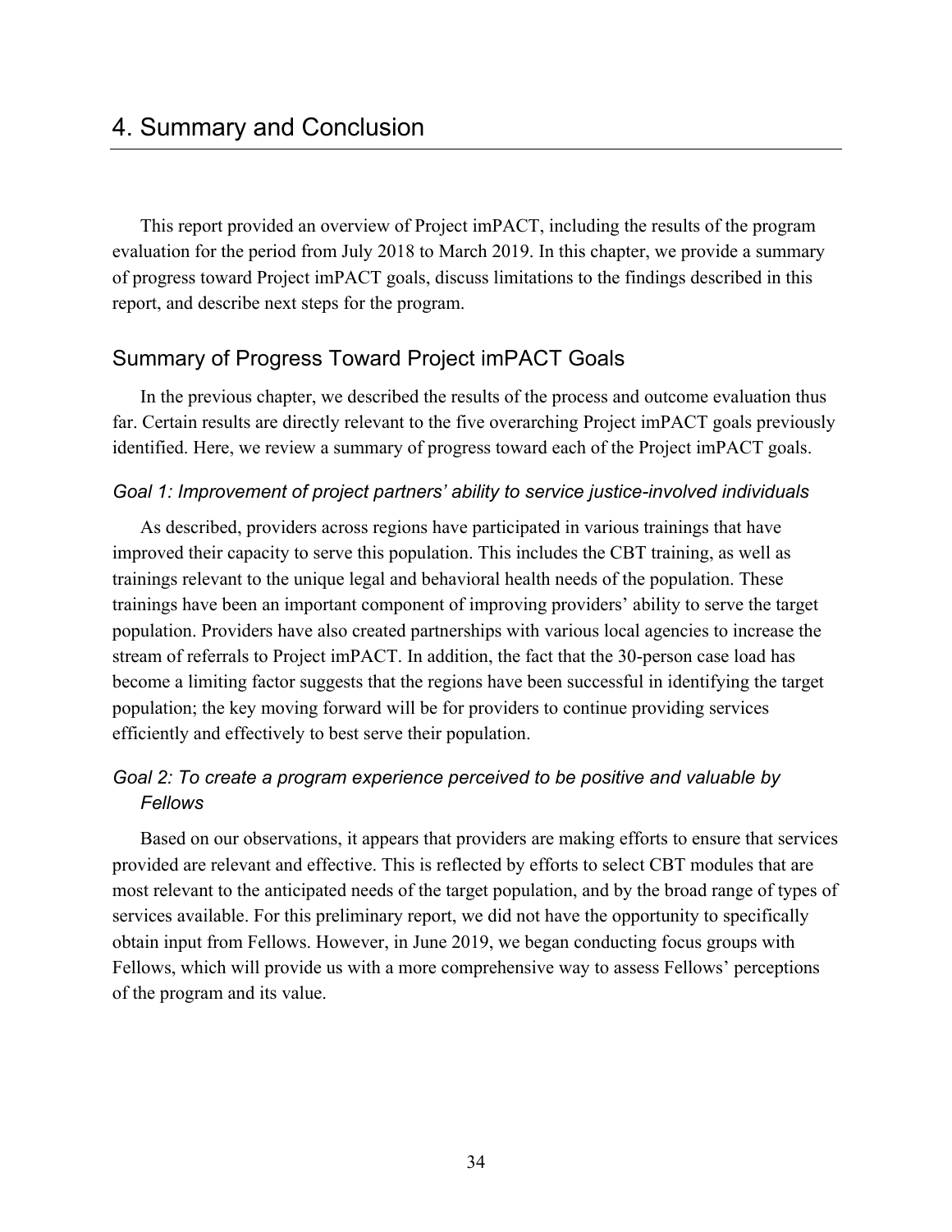# 4. Summary and Conclusion

This report provided an overview of Project imPACT, including the results of the program evaluation for the period from July 2018 to March 2019. In this chapter, we provide a summary of progress toward Project imPACT goals, discuss limitations to the findings described in this report, and describe next steps for the program.

## Summary of Progress Toward Project imPACT Goals

In the previous chapter, we described the results of the process and outcome evaluation thus far. Certain results are directly relevant to the five overarching Project imPACT goals previously identified. Here, we review a summary of progress toward each of the Project imPACT goals.

### *Goal 1: Improvement of project partners' ability to service justice-involved individuals*

As described, providers across regions have participated in various trainings that have improved their capacity to serve this population. This includes the CBT training, as well as trainings relevant to the unique legal and behavioral health needs of the population. These trainings have been an important component of improving providers' ability to serve the target population. Providers have also created partnerships with various local agencies to increase the stream of referrals to Project imPACT. In addition, the fact that the 30-person case load has become a limiting factor suggests that the regions have been successful in identifying the target population; the key moving forward will be for providers to continue providing services efficiently and effectively to best serve their population.

### *Goal 2: To create a program experience perceived to be positive and valuable by Fellows*

Based on our observations, it appears that providers are making efforts to ensure that services provided are relevant and effective. This is reflected by efforts to select CBT modules that are most relevant to the anticipated needs of the target population, and by the broad range of types of services available. For this preliminary report, we did not have the opportunity to specifically obtain input from Fellows. However, in June 2019, we began conducting focus groups with Fellows, which will provide us with a more comprehensive way to assess Fellows' perceptions of the program and its value.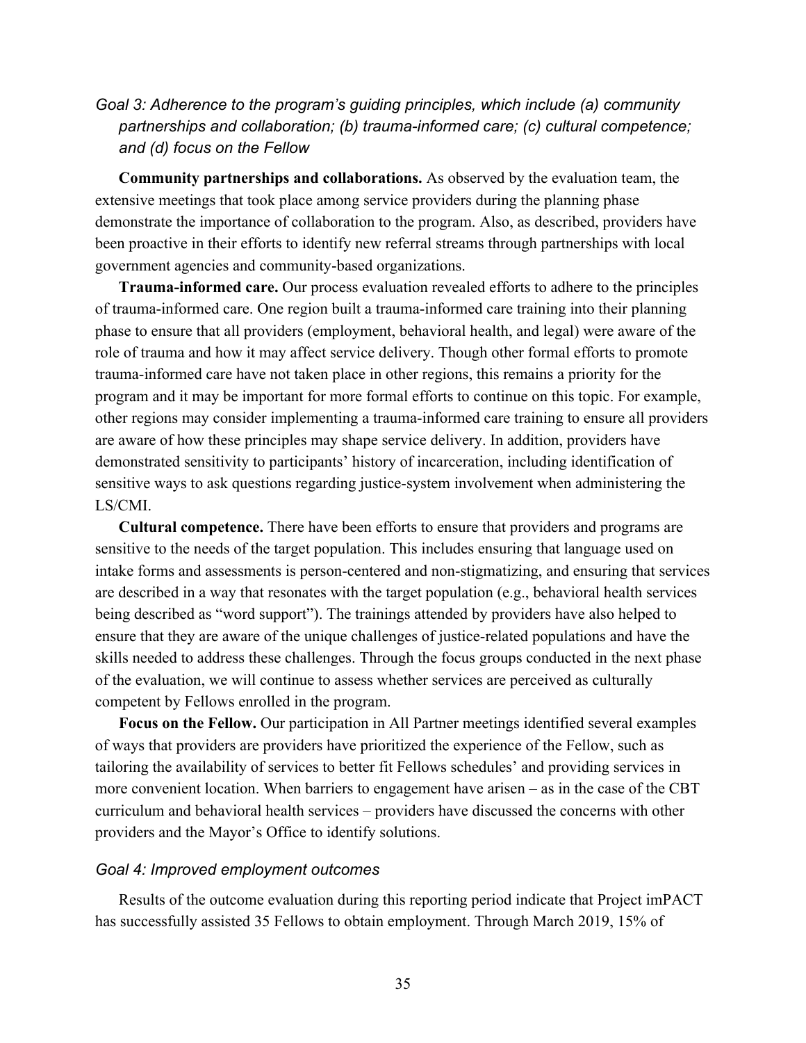### *Goal 3: Adherence to the program's guiding principles, which include (a) community partnerships and collaboration; (b) trauma-informed care; (c) cultural competence; and (d) focus on the Fellow*

**Community partnerships and collaborations.** As observed by the evaluation team, the extensive meetings that took place among service providers during the planning phase demonstrate the importance of collaboration to the program. Also, as described, providers have been proactive in their efforts to identify new referral streams through partnerships with local government agencies and community-based organizations.

**Trauma-informed care.** Our process evaluation revealed efforts to adhere to the principles of trauma-informed care. One region built a trauma-informed care training into their planning phase to ensure that all providers (employment, behavioral health, and legal) were aware of the role of trauma and how it may affect service delivery. Though other formal efforts to promote trauma-informed care have not taken place in other regions, this remains a priority for the program and it may be important for more formal efforts to continue on this topic. For example, other regions may consider implementing a trauma-informed care training to ensure all providers are aware of how these principles may shape service delivery. In addition, providers have demonstrated sensitivity to participants' history of incarceration, including identification of sensitive ways to ask questions regarding justice-system involvement when administering the LS/CMI.

**Cultural competence.** There have been efforts to ensure that providers and programs are sensitive to the needs of the target population. This includes ensuring that language used on intake forms and assessments is person-centered and non-stigmatizing, and ensuring that services are described in a way that resonates with the target population (e.g., behavioral health services being described as "word support"). The trainings attended by providers have also helped to ensure that they are aware of the unique challenges of justice-related populations and have the skills needed to address these challenges. Through the focus groups conducted in the next phase of the evaluation, we will continue to assess whether services are perceived as culturally competent by Fellows enrolled in the program.

**Focus on the Fellow.** Our participation in All Partner meetings identified several examples of ways that providers are providers have prioritized the experience of the Fellow, such as tailoring the availability of services to better fit Fellows schedules' and providing services in more convenient location. When barriers to engagement have arisen – as in the case of the CBT curriculum and behavioral health services – providers have discussed the concerns with other providers and the Mayor's Office to identify solutions.

### *Goal 4: Improved employment outcomes*

Results of the outcome evaluation during this reporting period indicate that Project imPACT has successfully assisted 35 Fellows to obtain employment. Through March 2019, 15% of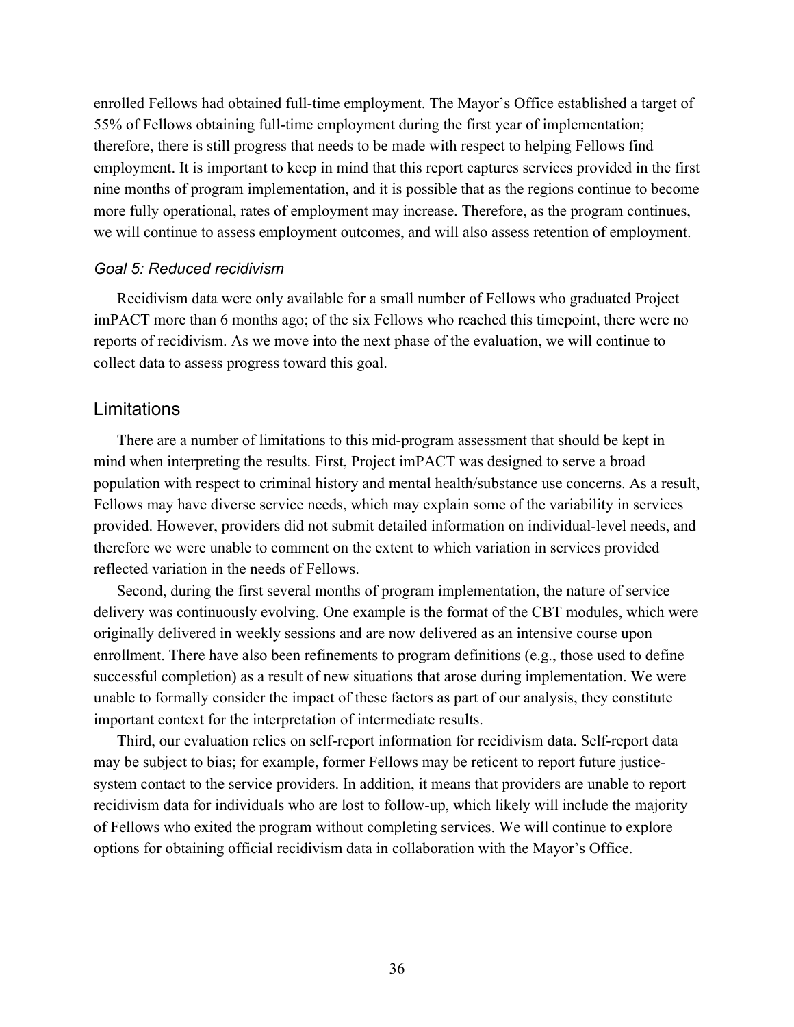enrolled Fellows had obtained full-time employment. The Mayor's Office established a target of 55% of Fellows obtaining full-time employment during the first year of implementation; therefore, there is still progress that needs to be made with respect to helping Fellows find employment. It is important to keep in mind that this report captures services provided in the first nine months of program implementation, and it is possible that as the regions continue to become more fully operational, rates of employment may increase. Therefore, as the program continues, we will continue to assess employment outcomes, and will also assess retention of employment.

### *Goal 5: Reduced recidivism*

Recidivism data were only available for a small number of Fellows who graduated Project imPACT more than 6 months ago; of the six Fellows who reached this timepoint, there were no reports of recidivism. As we move into the next phase of the evaluation, we will continue to collect data to assess progress toward this goal.

## Limitations

There are a number of limitations to this mid-program assessment that should be kept in mind when interpreting the results. First, Project imPACT was designed to serve a broad population with respect to criminal history and mental health/substance use concerns. As a result, Fellows may have diverse service needs, which may explain some of the variability in services provided. However, providers did not submit detailed information on individual-level needs, and therefore we were unable to comment on the extent to which variation in services provided reflected variation in the needs of Fellows.

Second, during the first several months of program implementation, the nature of service delivery was continuously evolving. One example is the format of the CBT modules, which were originally delivered in weekly sessions and are now delivered as an intensive course upon enrollment. There have also been refinements to program definitions (e.g., those used to define successful completion) as a result of new situations that arose during implementation. We were unable to formally consider the impact of these factors as part of our analysis, they constitute important context for the interpretation of intermediate results.

Third, our evaluation relies on self-report information for recidivism data. Self-report data may be subject to bias; for example, former Fellows may be reticent to report future justice-system contact to the service providers. In addition, it means that providers are unable to report recidivism data for individuals who are lost to follow-up, which likely will include the majority of Fellows who exited the program without completing services. We will continue to explore options for obtaining official recidivism data in collaboration with the Mayor's Office.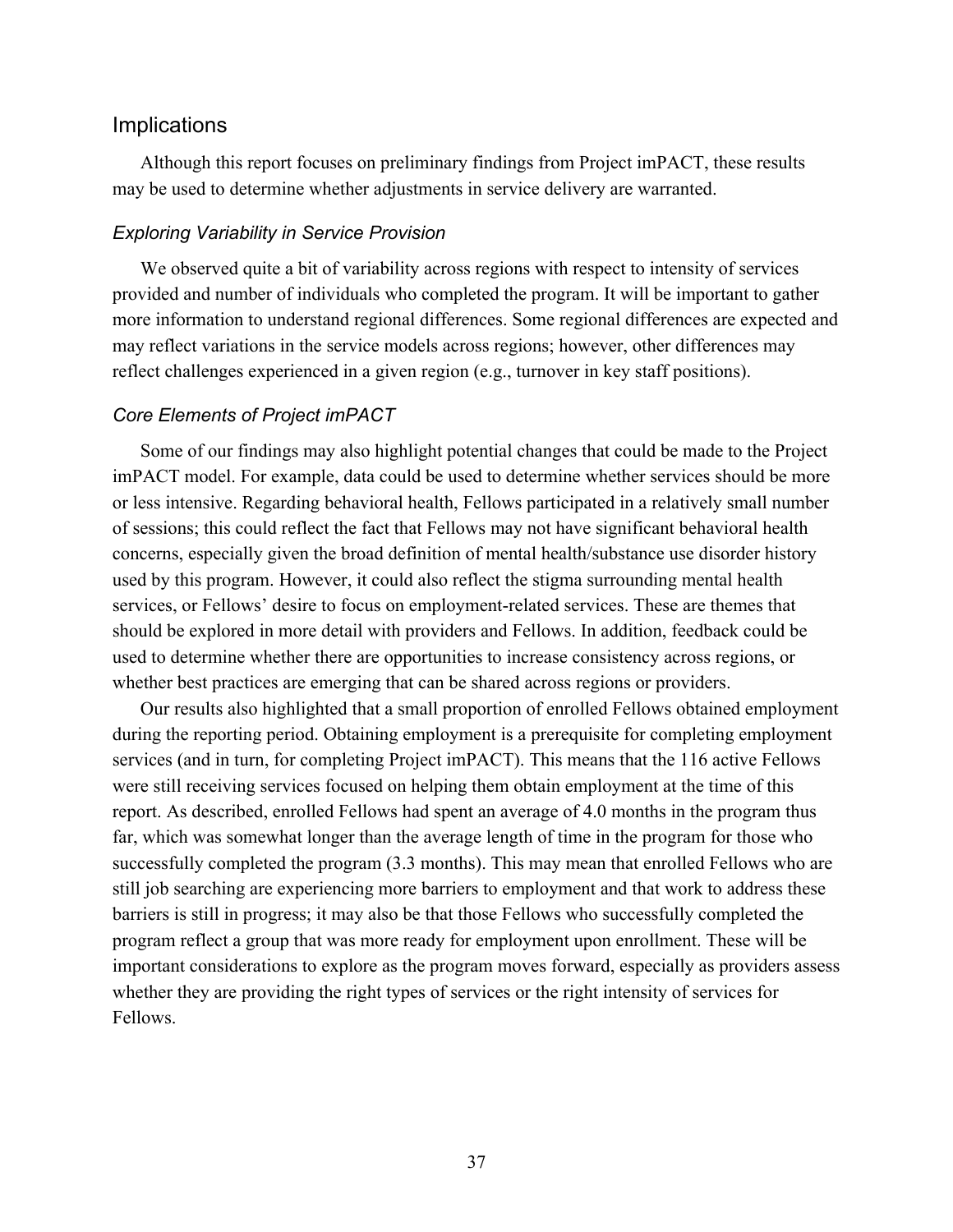## Implications

Although this report focuses on preliminary findings from Project imPACT, these results may be used to determine whether adjustments in service delivery are warranted.

### *Exploring Variability in Service Provision*

We observed quite a bit of variability across regions with respect to intensity of services provided and number of individuals who completed the program. It will be important to gather more information to understand regional differences. Some regional differences are expected and may reflect variations in the service models across regions; however, other differences may reflect challenges experienced in a given region (e.g., turnover in key staff positions).

### *Core Elements of Project imPACT*

Some of our findings may also highlight potential changes that could be made to the Project imPACT model. For example, data could be used to determine whether services should be more or less intensive. Regarding behavioral health, Fellows participated in a relatively small number of sessions; this could reflect the fact that Fellows may not have significant behavioral health concerns, especially given the broad definition of mental health/substance use disorder history used by this program. However, it could also reflect the stigma surrounding mental health services, or Fellows' desire to focus on employment-related services. These are themes that should be explored in more detail with providers and Fellows. In addition, feedback could be used to determine whether there are opportunities to increase consistency across regions, or whether best practices are emerging that can be shared across regions or providers.

Our results also highlighted that a small proportion of enrolled Fellows obtained employment during the reporting period. Obtaining employment is a prerequisite for completing employment services (and in turn, for completing Project imPACT). This means that the 116 active Fellows were still receiving services focused on helping them obtain employment at the time of this report. As described, enrolled Fellows had spent an average of 4.0 months in the program thus far, which was somewhat longer than the average length of time in the program for those who successfully completed the program (3.3 months). This may mean that enrolled Fellows who are still job searching are experiencing more barriers to employment and that work to address these barriers is still in progress; it may also be that those Fellows who successfully completed the program reflect a group that was more ready for employment upon enrollment. These will be important considerations to explore as the program moves forward, especially as providers assess whether they are providing the right types of services or the right intensity of services for Fellows.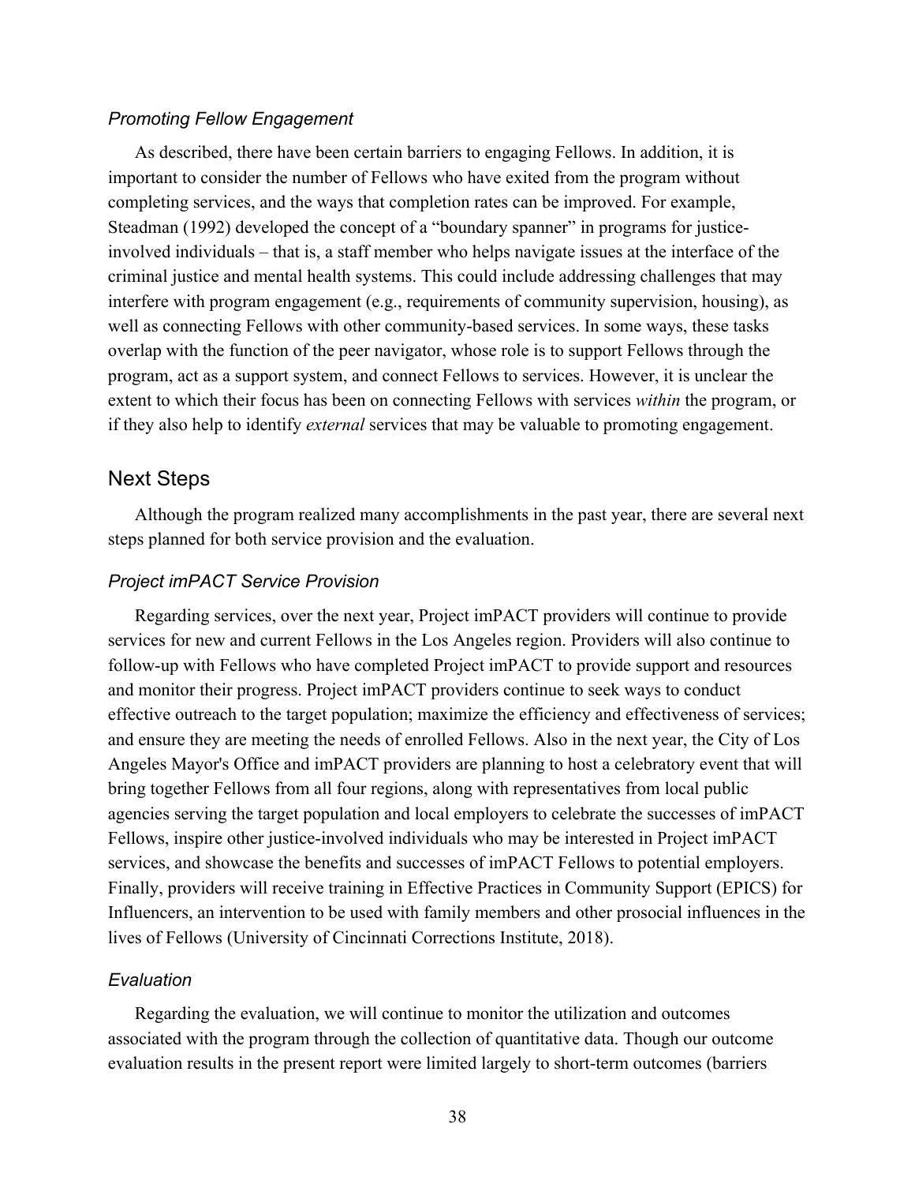### *Promoting Fellow Engagement*

As described, there have been certain barriers to engaging Fellows. In addition, it is important to consider the number of Fellows who have exited from the program without completing services, and the ways that completion rates can be improved. For example, Steadman (1992) developed the concept of a "boundary spanner" in programs for justice-involved individuals – that is, a staff member who helps navigate issues at the interface of the criminal justice and mental health systems. This could include addressing challenges that may interfere with program engagement (e.g., requirements of community supervision, housing), as well as connecting Fellows with other community-based services. In some ways, these tasks overlap with the function of the peer navigator, whose role is to support Fellows through the program, act as a support system, and connect Fellows to services. However, it is unclear the extent to which their focus has been on connecting Fellows with services *within* the program, or if they also help to identify *external* services that may be valuable to promoting engagement.

## Next Steps

Although the program realized many accomplishments in the past year, there are several next steps planned for both service provision and the evaluation.

### *Project imPACT Service Provision*

Regarding services, over the next year, Project imPACT providers will continue to provide services for new and current Fellows in the Los Angeles region. Providers will also continue to follow-up with Fellows who have completed Project imPACT to provide support and resources and monitor their progress. Project imPACT providers continue to seek ways to conduct effective outreach to the target population; maximize the efficiency and effectiveness of services; and ensure they are meeting the needs of enrolled Fellows. Also in the next year, the City of Los Angeles Mayor's Office and imPACT providers are planning to host a celebratory event that will bring together Fellows from all four regions, along with representatives from local public agencies serving the target population and local employers to celebrate the successes of imPACT Fellows, inspire other justice-involved individuals who may be interested in Project imPACT services, and showcase the benefits and successes of imPACT Fellows to potential employers. Finally, providers will receive training in Effective Practices in Community Support (EPICS) for Influencers, an intervention to be used with family members and other prosocial influences in the lives of Fellows (University of Cincinnati Corrections Institute, 2018).

### *Evaluation*

Regarding the evaluation, we will continue to monitor the utilization and outcomes associated with the program through the collection of quantitative data. Though our outcome evaluation results in the present report were limited largely to short-term outcomes (barriers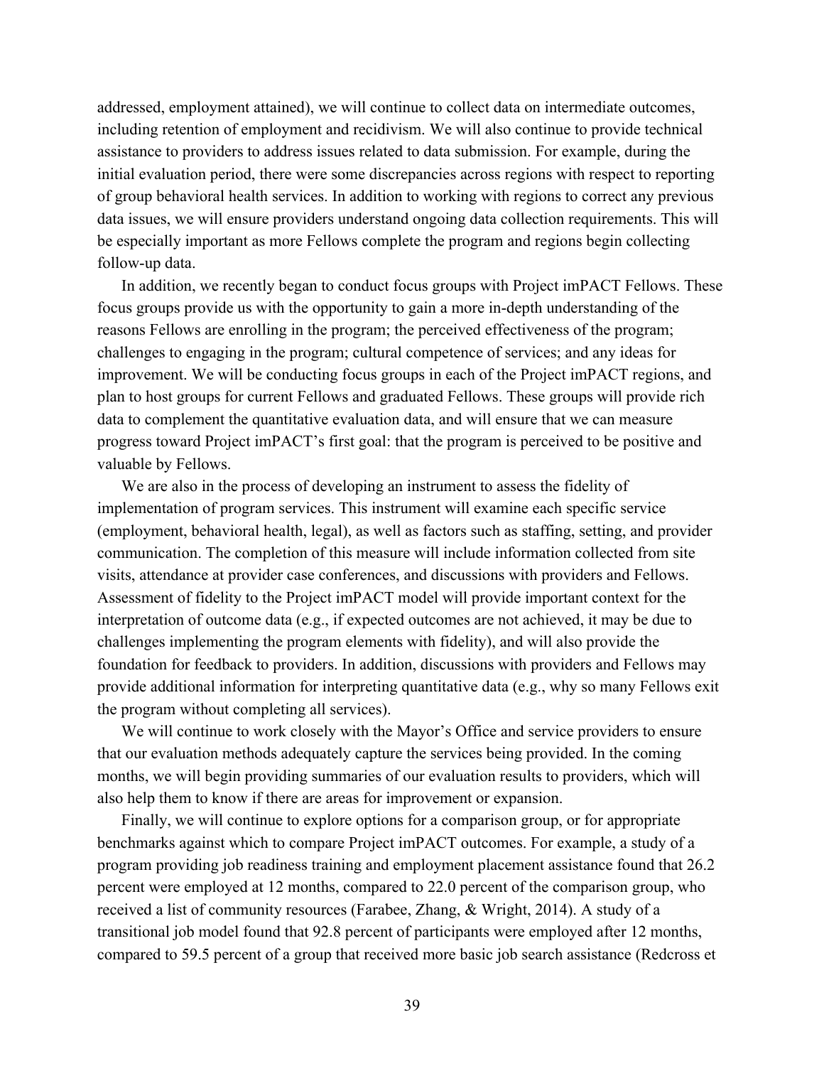addressed, employment attained), we will continue to collect data on intermediate outcomes, including retention of employment and recidivism. We will also continue to provide technical assistance to providers to address issues related to data submission. For example, during the initial evaluation period, there were some discrepancies across regions with respect to reporting of group behavioral health services. In addition to working with regions to correct any previous data issues, we will ensure providers understand ongoing data collection requirements. This will be especially important as more Fellows complete the program and regions begin collecting follow-up data.

In addition, we recently began to conduct focus groups with Project imPACT Fellows. These focus groups provide us with the opportunity to gain a more in-depth understanding of the reasons Fellows are enrolling in the program; the perceived effectiveness of the program; challenges to engaging in the program; cultural competence of services; and any ideas for improvement. We will be conducting focus groups in each of the Project imPACT regions, and plan to host groups for current Fellows and graduated Fellows. These groups will provide rich data to complement the quantitative evaluation data, and will ensure that we can measure progress toward Project imPACT's first goal: that the program is perceived to be positive and valuable by Fellows.

We are also in the process of developing an instrument to assess the fidelity of implementation of program services. This instrument will examine each specific service (employment, behavioral health, legal), as well as factors such as staffing, setting, and provider communication. The completion of this measure will include information collected from site visits, attendance at provider case conferences, and discussions with providers and Fellows. Assessment of fidelity to the Project imPACT model will provide important context for the interpretation of outcome data (e.g., if expected outcomes are not achieved, it may be due to challenges implementing the program elements with fidelity), and will also provide the foundation for feedback to providers. In addition, discussions with providers and Fellows may provide additional information for interpreting quantitative data (e.g., why so many Fellows exit the program without completing all services).

We will continue to work closely with the Mayor's Office and service providers to ensure that our evaluation methods adequately capture the services being provided. In the coming months, we will begin providing summaries of our evaluation results to providers, which will also help them to know if there are areas for improvement or expansion.

Finally, we will continue to explore options for a comparison group, or for appropriate benchmarks against which to compare Project imPACT outcomes. For example, a study of a program providing job readiness training and employment placement assistance found that 26.2 percent were employed at 12 months, compared to 22.0 percent of the comparison group, who received a list of community resources (Farabee, Zhang, & Wright, 2014). A study of a transitional job model found that 92.8 percent of participants were employed after 12 months, compared to 59.5 percent of a group that received more basic job search assistance (Redcross et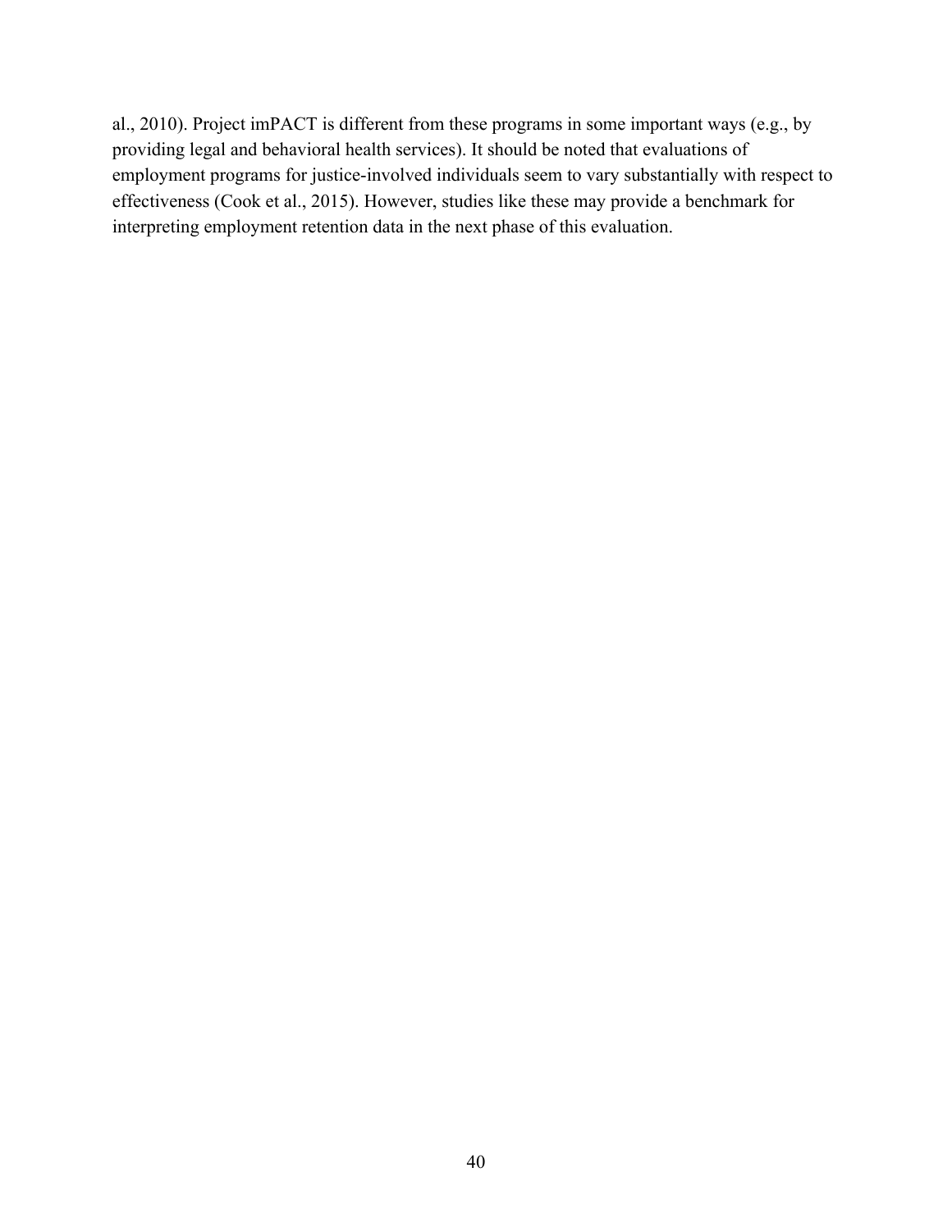al., 2010). Project imPACT is different from these programs in some important ways (e.g., by providing legal and behavioral health services). It should be noted that evaluations of employment programs for justice-involved individuals seem to vary substantially with respect to effectiveness (Cook et al., 2015). However, studies like these may provide a benchmark for interpreting employment retention data in the next phase of this evaluation.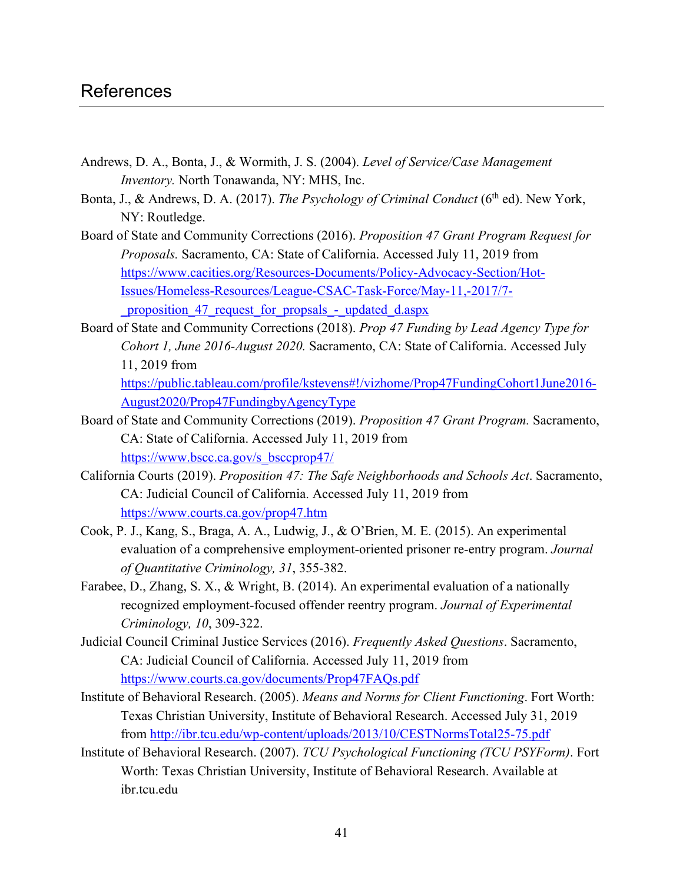# References

Andrews, D. A., Bonta, J., & Wormith, J. S. (2004). *Level of Service/Case Management Inventory.* North Tonawanda, NY: MHS, Inc.

Bonta, J., & Andrews, D. A. (2017). *The Psychology of Criminal Conduct* (6th ed). New York, NY: Routledge.

Board of State and Community Corrections (2016). *Proposition 47 Grant Program Request for Proposals.* Sacramento, CA: State of California. Accessed July 11, 2019 from https://www.cacities.org/Resources-Documents/Policy-Advocacy-Section/Hot-Issues/Homeless-Resources/League-CSAC-Task-Force/May-11,-2017/7-_proposition_47_request_for_propsals_-_updated_d.aspx

Board of State and Community Corrections (2018). *Prop 47 Funding by Lead Agency Type for Cohort 1, June 2016-August 2020.* Sacramento, CA: State of California. Accessed July 11, 2019 from https://public.tableau.com/profile/kstevens#!/vizhome/Prop47FundingCohort1June2016-August2020/Prop47FundingbyAgencyType

Board of State and Community Corrections (2019). *Proposition 47 Grant Program.* Sacramento, CA: State of California. Accessed July 11, 2019 from https://www.bscc.ca.gov/s_bsccprop47/

California Courts (2019). *Proposition 47: The Safe Neighborhoods and Schools Act*. Sacramento, CA: Judicial Council of California. Accessed July 11, 2019 from https://www.courts.ca.gov/prop47.htm

Cook, P. J., Kang, S., Braga, A. A., Ludwig, J., & O'Brien, M. E. (2015). An experimental evaluation of a comprehensive employment-oriented prisoner re-entry program. *Journal of Quantitative Criminology, 31*, 355-382.

Farabee, D., Zhang, S. X., & Wright, B. (2014). An experimental evaluation of a nationally recognized employment-focused offender reentry program. *Journal of Experimental Criminology, 10*, 309-322.

Judicial Council Criminal Justice Services (2016). *Frequently Asked Questions*. Sacramento, CA: Judicial Council of California. Accessed July 11, 2019 from https://www.courts.ca.gov/documents/Prop47FAQs.pdf

Institute of Behavioral Research. (2005). *Means and Norms for Client Functioning*. Fort Worth: Texas Christian University, Institute of Behavioral Research. Accessed July 31, 2019 from http://ibr.tcu.edu/wp-content/uploads/2013/10/CESTNormsTotal25-75.pdf

Institute of Behavioral Research. (2007). *TCU Psychological Functioning (TCU PSYForm)*. Fort Worth: Texas Christian University, Institute of Behavioral Research. Available at ibr.tcu.edu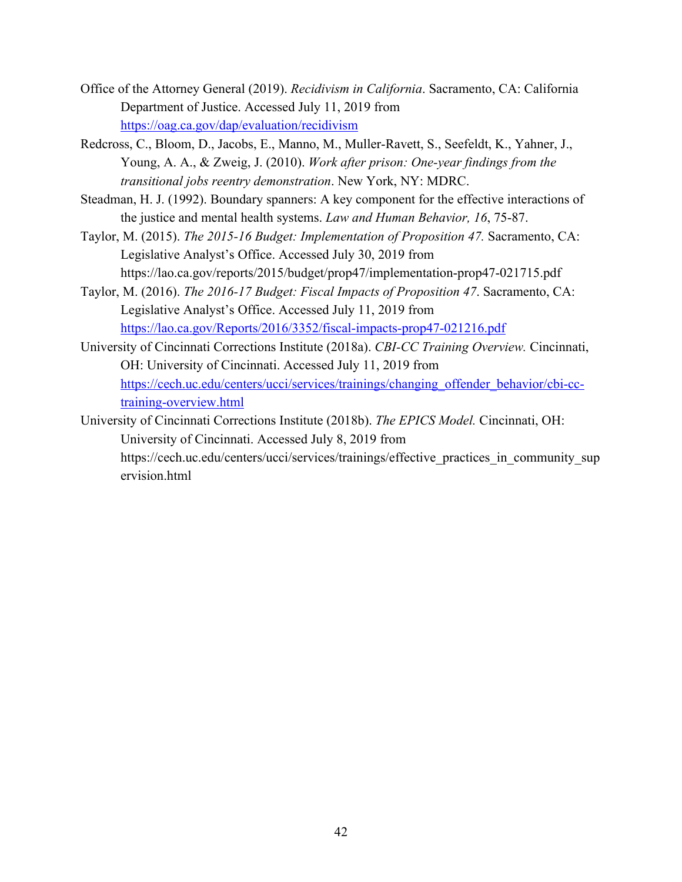Office of the Attorney General (2019). *Recidivism in California*. Sacramento, CA: California Department of Justice. Accessed July 11, 2019 from https://oag.ca.gov/dap/evaluation/recidivism

Redcross, C., Bloom, D., Jacobs, E., Manno, M., Muller-Ravett, S., Seefeldt, K., Yahner, J., Young, A. A., & Zweig, J. (2010). *Work after prison: One-year findings from the transitional jobs reentry demonstration*. New York, NY: MDRC.

Steadman, H. J. (1992). Boundary spanners: A key component for the effective interactions of the justice and mental health systems. *Law and Human Behavior, 16*, 75-87.

Taylor, M. (2015). *The 2015-16 Budget: Implementation of Proposition 47.* Sacramento, CA: Legislative Analyst's Office. Accessed July 30, 2019 from https://lao.ca.gov/reports/2015/budget/prop47/implementation-prop47-021715.pdf

Taylor, M. (2016). *The 2016-17 Budget: Fiscal Impacts of Proposition 47*. Sacramento, CA: Legislative Analyst's Office. Accessed July 11, 2019 from https://lao.ca.gov/Reports/2016/3352/fiscal-impacts-prop47-021216.pdf

University of Cincinnati Corrections Institute (2018a). *CBI-CC Training Overview.* Cincinnati, OH: University of Cincinnati. Accessed July 11, 2019 from https://cech.uc.edu/centers/ucci/services/trainings/changing_offender_behavior/cbi-cc-training-overview.html

University of Cincinnati Corrections Institute (2018b). *The EPICS Model.* Cincinnati, OH: University of Cincinnati. Accessed July 8, 2019 from https://cech.uc.edu/centers/ucci/services/trainings/effective_practices_in_community_supervision.html